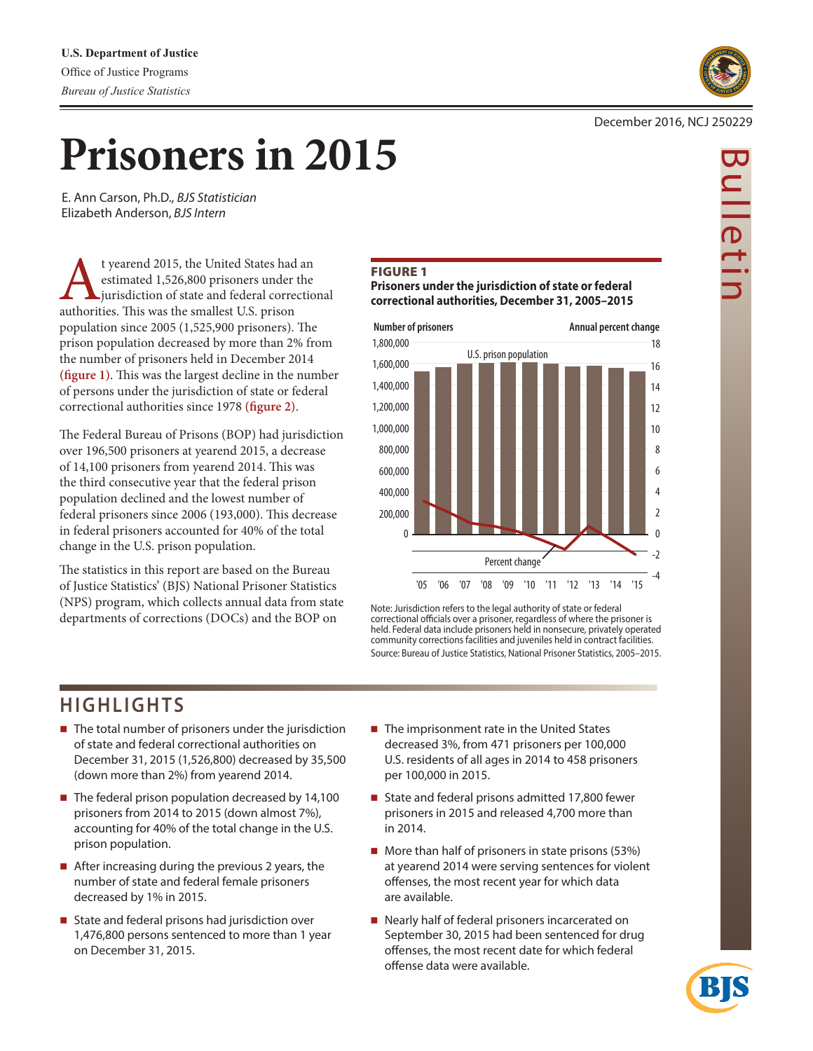U.S. Department of Justice
Office of Justice Programs
*Bureau of Justice Statistics*

December 2016, NCJ 250229

Bulletin

# Prisoners in 2015

E. Ann Carson, Ph.D., *BJS Statistician*
Elizabeth Anderson, *BJS Intern*

At yearend 2015, the United States had an estimated 1,526,800 prisoners under the jurisdiction of state and federal correctional authorities. This was the smallest U.S. prison population since 2005 (1,525,900 prisoners). The prison population decreased by more than 2% from the number of prisoners held in December 2014 **(figure 1)**. This was the largest decline in the number of persons under the jurisdiction of state or federal correctional authorities since 1978 **(figure 2)**.

The Federal Bureau of Prisons (BOP) had jurisdiction over 196,500 prisoners at yearend 2015, a decrease of 14,100 prisoners from yearend 2014. This was the third consecutive year that the federal prison population declined and the lowest number of federal prisoners since 2006 (193,000). This decrease in federal prisoners accounted for 40% of the total change in the U.S. prison population.

The statistics in this report are based on the Bureau of Justice Statistics' (BJS) National Prisoner Statistics (NPS) program, which collects annual data from state departments of corrections (DOCs) and the BOP on

**FIGURE 1**
**Prisoners under the jurisdiction of state or federal correctional authorities, December 31, 2005–2015**

Note: Jurisdiction refers to the legal authority of state or federal correctional officials over a prisoner, regardless of where the prisoner is held. Federal data include prisoners held in nonsecure, privately operated community corrections facilities and juveniles held in contract facilities.
Source: Bureau of Justice Statistics, National Prisoner Statistics, 2005–2015.

## HIGHLIGHTS

- The total number of prisoners under the jurisdiction of state and federal correctional authorities on December 31, 2015 (1,526,800) decreased by 35,500 (down more than 2%) from yearend 2014.
- The federal prison population decreased by 14,100 prisoners from 2014 to 2015 (down almost 7%), accounting for 40% of the total change in the U.S. prison population.
- After increasing during the previous 2 years, the number of state and federal female prisoners decreased by 1% in 2015.
- State and federal prisons had jurisdiction over 1,476,800 persons sentenced to more than 1 year on December 31, 2015.
- The imprisonment rate in the United States decreased 3%, from 471 prisoners per 100,000 U.S. residents of all ages in 2014 to 458 prisoners per 100,000 in 2015.
- State and federal prisons admitted 17,800 fewer prisoners in 2015 and released 4,700 more than in 2014.
- More than half of prisoners in state prisons (53%) at yearend 2014 were serving sentences for violent offenses, the most recent year for which data are available.
- Nearly half of federal prisoners incarcerated on September 30, 2015 had been sentenced for drug offenses, the most recent date for which federal offense data were available.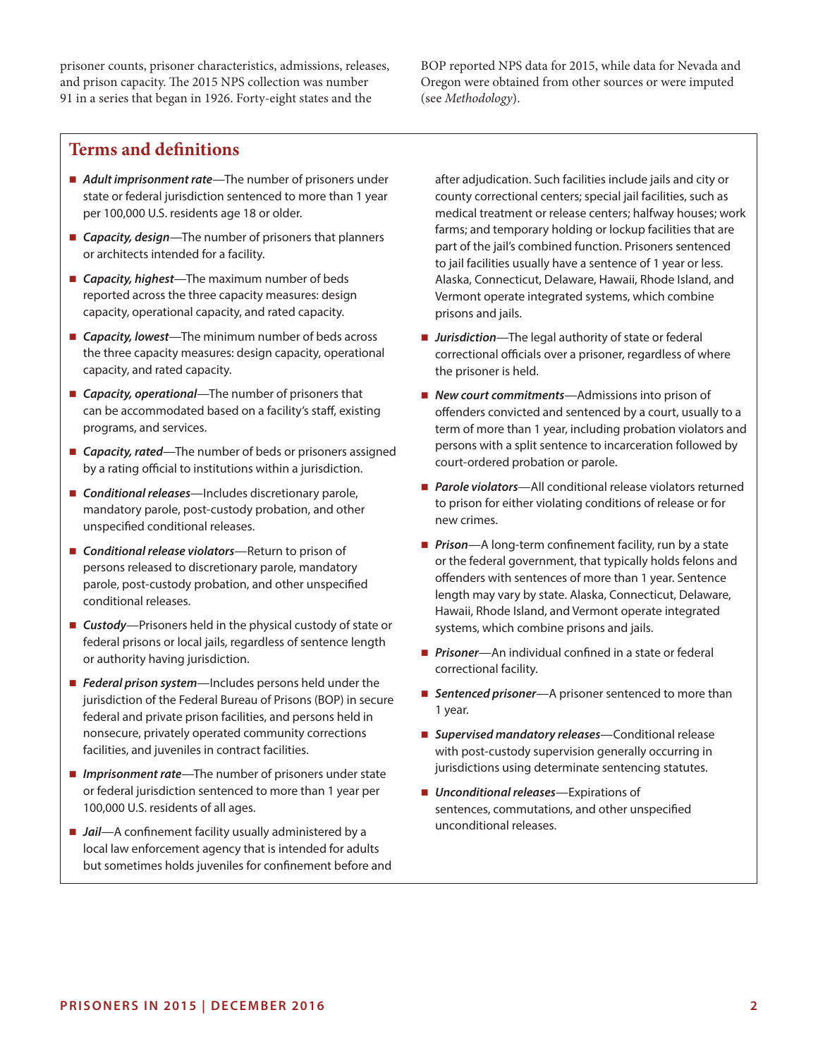prisoner counts, prisoner characteristics, admissions, releases, and prison capacity. The 2015 NPS collection was number 91 in a series that began in 1926. Forty-eight states and the BOP reported NPS data for 2015, while data for Nevada and Oregon were obtained from other sources or were imputed (see *Methodology*).

## Terms and definitions

- ***Adult imprisonment rate***—The number of prisoners under state or federal jurisdiction sentenced to more than 1 year per 100,000 U.S. residents age 18 or older.
- ***Capacity, design***—The number of prisoners that planners or architects intended for a facility.
- ***Capacity, highest***—The maximum number of beds reported across the three capacity measures: design capacity, operational capacity, and rated capacity.
- ***Capacity, lowest***—The minimum number of beds across the three capacity measures: design capacity, operational capacity, and rated capacity.
- ***Capacity, operational***—The number of prisoners that can be accommodated based on a facility's staff, existing programs, and services.
- ***Capacity, rated***—The number of beds or prisoners assigned by a rating official to institutions within a jurisdiction.
- ***Conditional releases***—Includes discretionary parole, mandatory parole, post-custody probation, and other unspecified conditional releases.
- ***Conditional release violators***—Return to prison of persons released to discretionary parole, mandatory parole, post-custody probation, and other unspecified conditional releases.
- ***Custody***—Prisoners held in the physical custody of state or federal prisons or local jails, regardless of sentence length or authority having jurisdiction.
- ***Federal prison system***—Includes persons held under the jurisdiction of the Federal Bureau of Prisons (BOP) in secure federal and private prison facilities, and persons held in nonsecure, privately operated community corrections facilities, and juveniles in contract facilities.
- ***Imprisonment rate***—The number of prisoners under state or federal jurisdiction sentenced to more than 1 year per 100,000 U.S. residents of all ages.
- ***Jail***—A confinement facility usually administered by a local law enforcement agency that is intended for adults but sometimes holds juveniles for confinement before and after adjudication. Such facilities include jails and city or county correctional centers; special jail facilities, such as medical treatment or release centers; halfway houses; work farms; and temporary holding or lockup facilities that are part of the jail's combined function. Prisoners sentenced to jail facilities usually have a sentence of 1 year or less. Alaska, Connecticut, Delaware, Hawaii, Rhode Island, and Vermont operate integrated systems, which combine prisons and jails.
- ***Jurisdiction***—The legal authority of state or federal correctional officials over a prisoner, regardless of where the prisoner is held.
- ***New court commitments***—Admissions into prison of offenders convicted and sentenced by a court, usually to a term of more than 1 year, including probation violators and persons with a split sentence to incarceration followed by court-ordered probation or parole.
- ***Parole violators***—All conditional release violators returned to prison for either violating conditions of release or for new crimes.
- ***Prison***—A long-term confinement facility, run by a state or the federal government, that typically holds felons and offenders with sentences of more than 1 year. Sentence length may vary by state. Alaska, Connecticut, Delaware, Hawaii, Rhode Island, and Vermont operate integrated systems, which combine prisons and jails.
- ***Prisoner***—An individual confined in a state or federal correctional facility.
- ***Sentenced prisoner***—A prisoner sentenced to more than 1 year.
- ***Supervised mandatory releases***—Conditional release with post-custody supervision generally occurring in jurisdictions using determinate sentencing statutes.
- ***Unconditional releases***—Expirations of sentences, commutations, and other unspecified unconditional releases.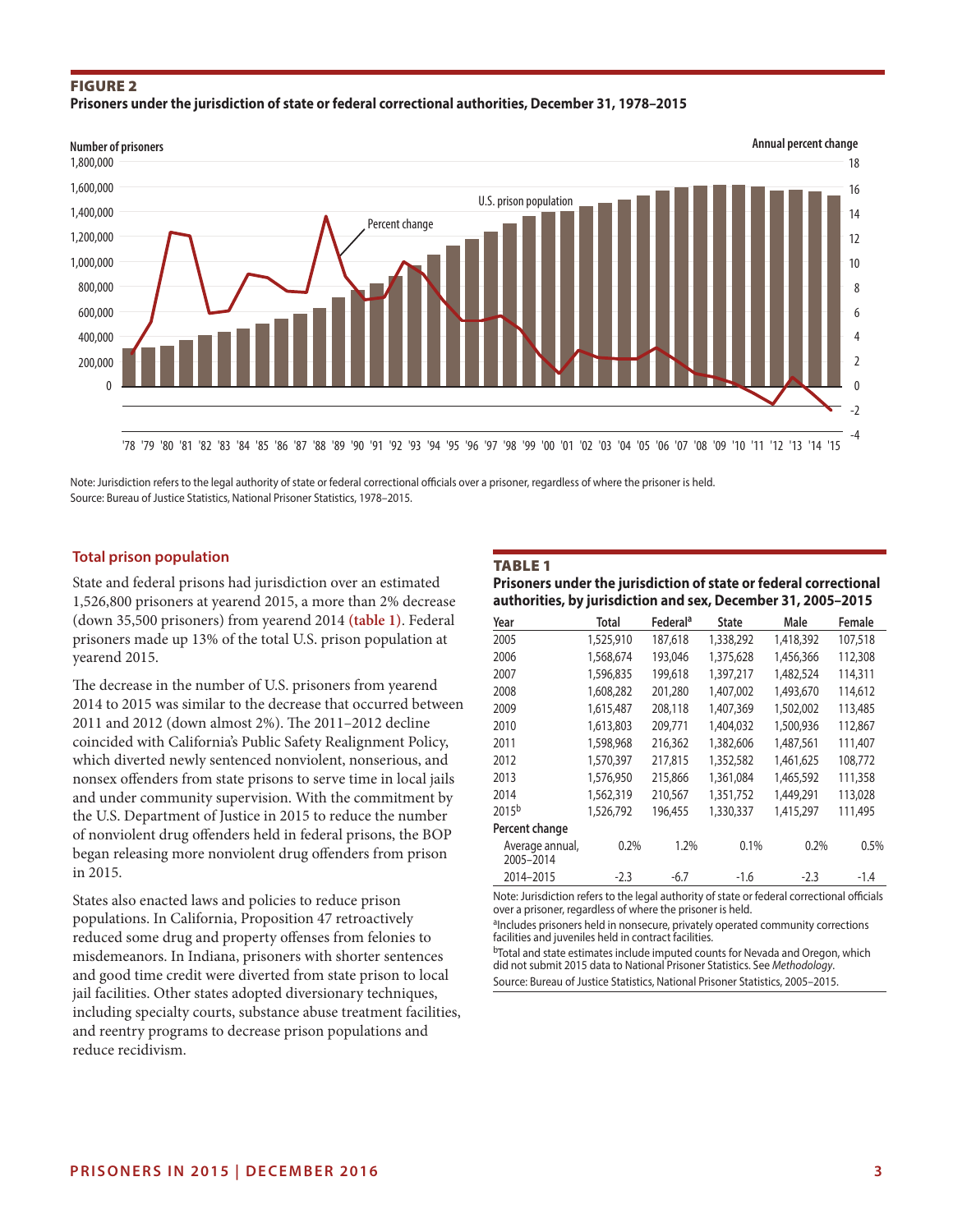**FIGURE 2**

**Prisoners under the jurisdiction of state or federal correctional authorities, December 31, 1978–2015**

Note: Jurisdiction refers to the legal authority of state or federal correctional officials over a prisoner, regardless of where the prisoner is held.
Source: Bureau of Justice Statistics, National Prisoner Statistics, 1978–2015.

## Total prison population

State and federal prisons had jurisdiction over an estimated 1,526,800 prisoners at yearend 2015, a more than 2% decrease (down 35,500 prisoners) from yearend 2014 **(table 1)**. Federal prisoners made up 13% of the total U.S. prison population at yearend 2015.

The decrease in the number of U.S. prisoners from yearend 2014 to 2015 was similar to the decrease that occurred between 2011 and 2012 (down almost 2%). The 2011–2012 decline coincided with California's Public Safety Realignment Policy, which diverted newly sentenced nonviolent, nonserious, and nonsex offenders from state prisons to serve time in local jails and under community supervision. With the commitment by the U.S. Department of Justice in 2015 to reduce the number of nonviolent drug offenders held in federal prisons, the BOP began releasing more nonviolent drug offenders from prison in 2015.

States also enacted laws and policies to reduce prison populations. In California, Proposition 47 retroactively reduced some drug and property offenses from felonies to misdemeanors. In Indiana, prisoners with shorter sentences and good time credit were diverted from state prison to local jail facilities. Other states adopted diversionary techniques, including specialty courts, substance abuse treatment facilities, and reentry programs to decrease prison populations and reduce recidivism.

**TABLE 1**

**Prisoners under the jurisdiction of state or federal correctional authorities, by jurisdiction and sex, December 31, 2005–2015**

| Year | Total | Federal[a] | State | Male | Female |
|---|---|---|---|---|---|
| 2005 | 1,525,910 | 187,618 | 1,338,292 | 1,418,392 | 107,518 |
| 2006 | 1,568,674 | 193,046 | 1,375,628 | 1,456,366 | 112,308 |
| 2007 | 1,596,835 | 199,618 | 1,397,217 | 1,482,524 | 114,311 |
| 2008 | 1,608,282 | 201,280 | 1,407,002 | 1,493,670 | 114,612 |
| 2009 | 1,615,487 | 208,118 | 1,407,369 | 1,502,002 | 113,485 |
| 2010 | 1,613,803 | 209,771 | 1,404,032 | 1,500,936 | 112,867 |
| 2011 | 1,598,968 | 216,362 | 1,382,606 | 1,487,561 | 111,407 |
| 2012 | 1,570,397 | 217,815 | 1,352,582 | 1,461,625 | 108,772 |
| 2013 | 1,576,950 | 215,866 | 1,361,084 | 1,465,592 | 111,358 |
| 2014 | 1,562,319 | 210,567 | 1,351,752 | 1,449,291 | 113,028 |
| 2015[b] | 1,526,792 | 196,455 | 1,330,337 | 1,415,297 | 111,495 |
| **Percent change** | | | | | |
| Average annual, 2005–2014 | 0.2% | 1.2% | 0.1% | 0.2% | 0.5% |
| 2014–2015 | -2.3 | -6.7 | -1.6 | -2.3 | -1.4 |

Note: Jurisdiction refers to the legal authority of state or federal correctional officials over a prisoner, regardless of where the prisoner is held.
[a]Includes prisoners held in nonsecure, privately operated community corrections facilities and juveniles held in contract facilities.
[b]Total and state estimates include imputed counts for Nevada and Oregon, which did not submit 2015 data to National Prisoner Statistics. See *Methodology*.
Source: Bureau of Justice Statistics, National Prisoner Statistics, 2005–2015.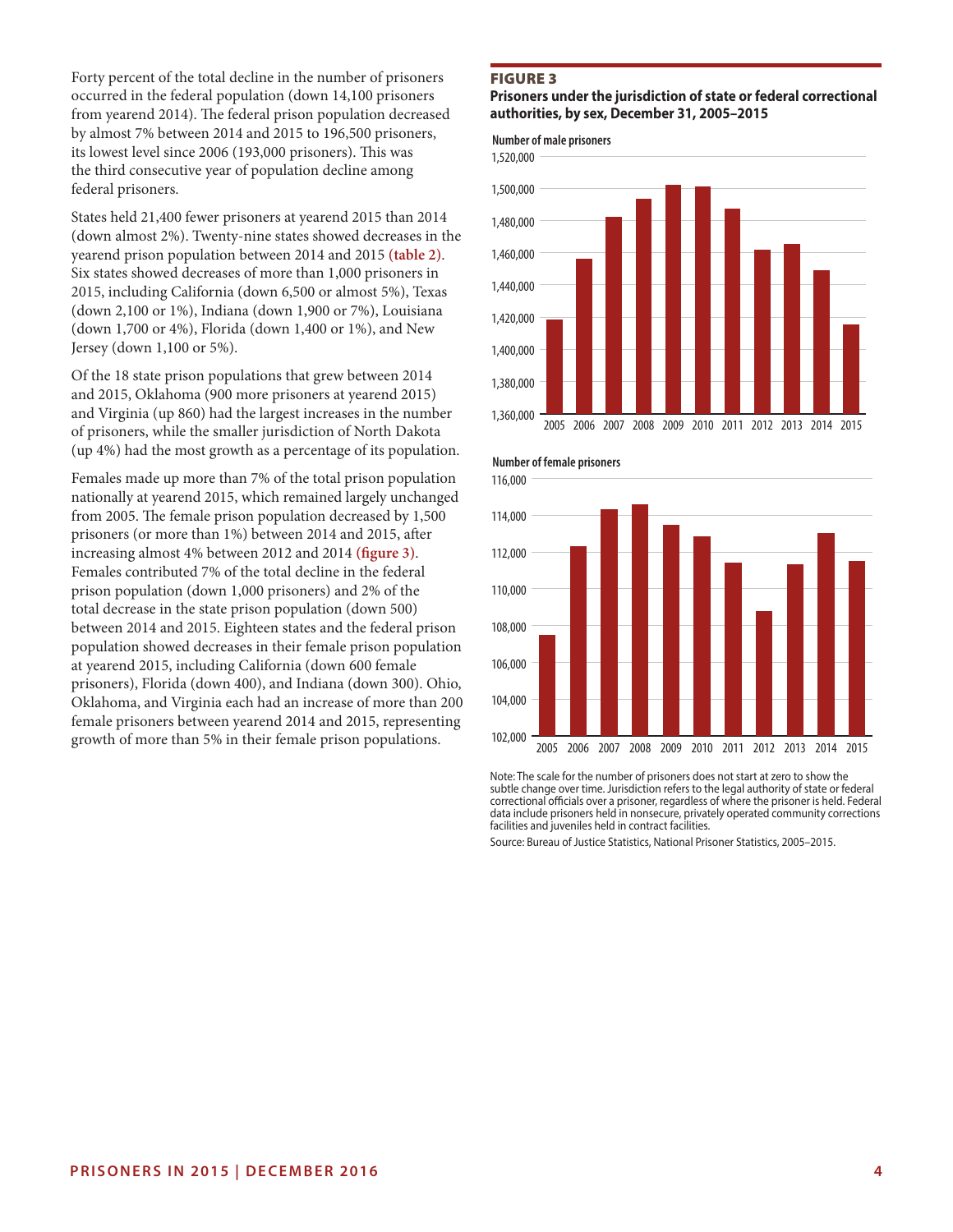Forty percent of the total decline in the number of prisoners occurred in the federal population (down 14,100 prisoners from yearend 2014). The federal prison population decreased by almost 7% between 2014 and 2015 to 196,500 prisoners, its lowest level since 2006 (193,000 prisoners). This was the third consecutive year of population decline among federal prisoners.

States held 21,400 fewer prisoners at yearend 2015 than 2014 (down almost 2%). Twenty-nine states showed decreases in the yearend prison population between 2014 and 2015 **(table 2)**. Six states showed decreases of more than 1,000 prisoners in 2015, including California (down 6,500 or almost 5%), Texas (down 2,100 or 1%), Indiana (down 1,900 or 7%), Louisiana (down 1,700 or 4%), Florida (down 1,400 or 1%), and New Jersey (down 1,100 or 5%).

Of the 18 state prison populations that grew between 2014 and 2015, Oklahoma (900 more prisoners at yearend 2015) and Virginia (up 860) had the largest increases in the number of prisoners, while the smaller jurisdiction of North Dakota (up 4%) had the most growth as a percentage of its population.

Females made up more than 7% of the total prison population nationally at yearend 2015, which remained largely unchanged from 2005. The female prison population decreased by 1,500 prisoners (or more than 1%) between 2014 and 2015, after increasing almost 4% between 2012 and 2014 **(figure 3)**. Females contributed 7% of the total decline in the federal prison population (down 1,000 prisoners) and 2% of the total decrease in the state prison population (down 500) between 2014 and 2015. Eighteen states and the federal prison population showed decreases in their female prison population at yearend 2015, including California (down 600 female prisoners), Florida (down 400), and Indiana (down 300). Ohio, Oklahoma, and Virginia each had an increase of more than 200 female prisoners between yearend 2014 and 2015, representing growth of more than 5% in their female prison populations.

**FIGURE 3**

**Prisoners under the jurisdiction of state or federal correctional authorities, by sex, December 31, 2005–2015**

Note: The scale for the number of prisoners does not start at zero to show the subtle change over time. Jurisdiction refers to the legal authority of state or federal correctional officials over a prisoner, regardless of where the prisoner is held. Federal data include prisoners held in nonsecure, privately operated community corrections facilities and juveniles held in contract facilities.

Source: Bureau of Justice Statistics, National Prisoner Statistics, 2005–2015.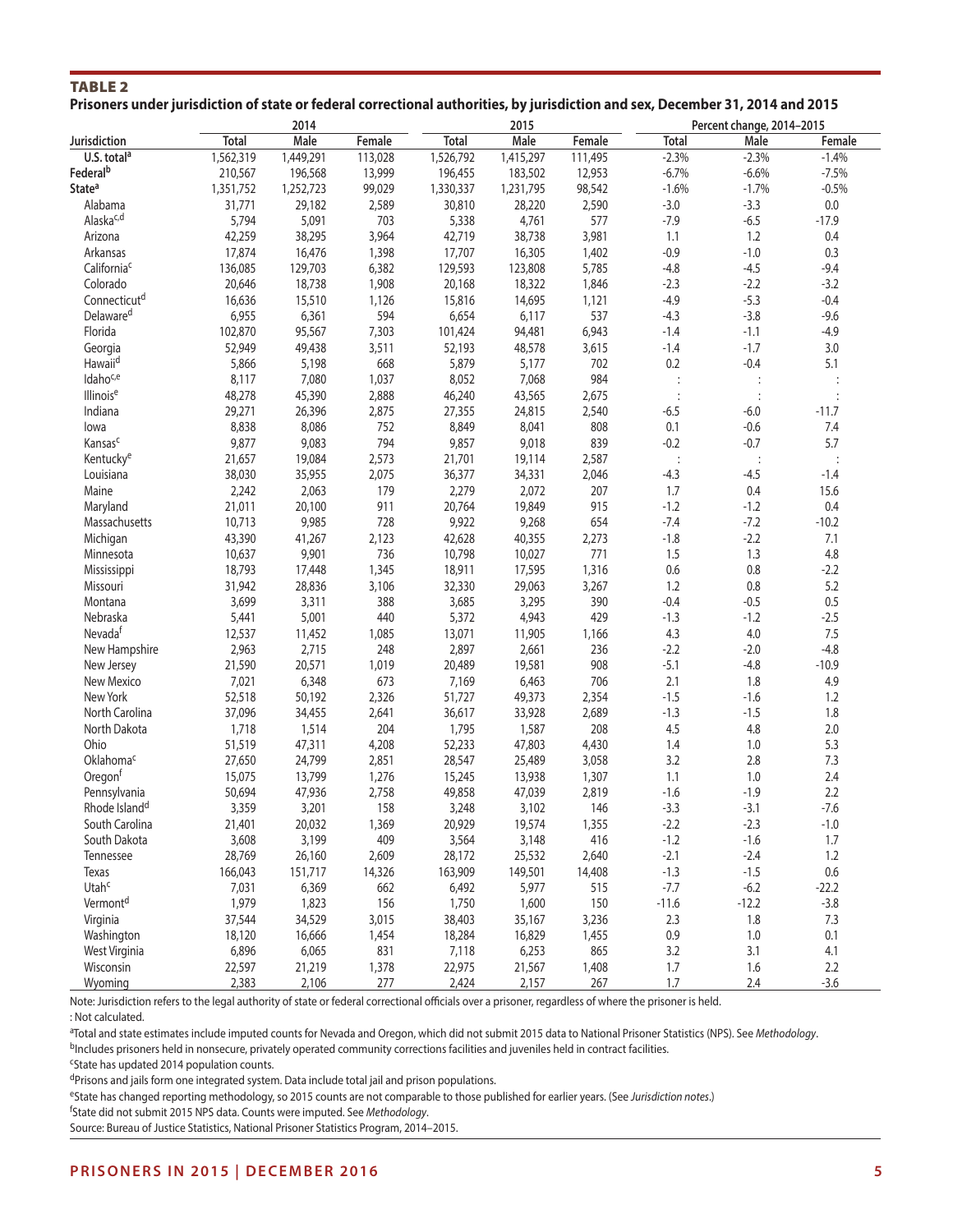**TABLE 2**

**Prisoners under jurisdiction of state or federal correctional authorities, by jurisdiction and sex, December 31, 2014 and 2015**

| Jurisdiction | 2014 | | | 2015 | | | Percent change, 2014–2015 | | |
|---|---|---|---|---|---|---|---|---|---|
| | Total | Male | Female | Total | Male | Female | Total | Male | Female |
| U.S. total[a] | 1,562,319 | 1,449,291 | 113,028 | 1,526,792 | 1,415,297 | 111,495 | -2.3% | -2.3% | -1.4% |
| Federal[b] | 210,567 | 196,568 | 13,999 | 196,455 | 183,502 | 12,953 | -6.7% | -6.6% | -7.5% |
| State[a] | 1,351,752 | 1,252,723 | 99,029 | 1,330,337 | 1,231,795 | 98,542 | -1.6% | -1.7% | -0.5% |
| Alabama | 31,771 | 29,182 | 2,589 | 30,810 | 28,220 | 2,590 | -3.0 | -3.3 | 0.0 |
| Alaska[c,d] | 5,794 | 5,091 | 703 | 5,338 | 4,761 | 577 | -7.9 | -6.5 | -17.9 |
| Arizona | 42,259 | 38,295 | 3,964 | 42,719 | 38,738 | 3,981 | 1.1 | 1.2 | 0.4 |
| Arkansas | 17,874 | 16,476 | 1,398 | 17,707 | 16,305 | 1,402 | -0.9 | -1.0 | 0.3 |
| California[c] | 136,085 | 129,703 | 6,382 | 129,593 | 123,808 | 5,785 | -4.8 | -4.5 | -9.4 |
| Colorado | 20,646 | 18,738 | 1,908 | 20,168 | 18,322 | 1,846 | -2.3 | -2.2 | -3.2 |
| Connecticut[d] | 16,636 | 15,510 | 1,126 | 15,816 | 14,695 | 1,121 | -4.9 | -5.3 | -0.4 |
| Delaware[d] | 6,955 | 6,361 | 594 | 6,654 | 6,117 | 537 | -4.3 | -3.8 | -9.6 |
| Florida | 102,870 | 95,567 | 7,303 | 101,424 | 94,481 | 6,943 | -1.4 | -1.1 | -4.9 |
| Georgia | 52,949 | 49,438 | 3,511 | 52,193 | 48,578 | 3,615 | -1.4 | -1.7 | 3.0 |
| Hawaii[d] | 5,866 | 5,198 | 668 | 5,879 | 5,177 | 702 | 0.2 | -0.4 | 5.1 |
| Idaho[c,e] | 8,117 | 7,080 | 1,037 | 8,052 | 7,068 | 984 | : | : | : |
| Illinois[e] | 48,278 | 45,390 | 2,888 | 46,240 | 43,565 | 2,675 | : | : | : |
| Indiana | 29,271 | 26,396 | 2,875 | 27,355 | 24,815 | 2,540 | -6.5 | -6.0 | -11.7 |
| Iowa | 8,838 | 8,086 | 752 | 8,849 | 8,041 | 808 | 0.1 | -0.6 | 7.4 |
| Kansas[c] | 9,877 | 9,083 | 794 | 9,857 | 9,018 | 839 | -0.2 | -0.7 | 5.7 |
| Kentucky[e] | 21,657 | 19,084 | 2,573 | 21,701 | 19,114 | 2,587 | : | : | : |
| Louisiana | 38,030 | 35,955 | 2,075 | 36,377 | 34,331 | 2,046 | -4.3 | -4.5 | -1.4 |
| Maine | 2,242 | 2,063 | 179 | 2,279 | 2,072 | 207 | 1.7 | 0.4 | 15.6 |
| Maryland | 21,011 | 20,100 | 911 | 20,764 | 19,849 | 915 | -1.2 | -1.2 | 0.4 |
| Massachusetts | 10,713 | 9,985 | 728 | 9,922 | 9,268 | 654 | -7.4 | -7.2 | -10.2 |
| Michigan | 43,390 | 41,267 | 2,123 | 42,628 | 40,355 | 2,273 | -1.8 | -2.2 | 7.1 |
| Minnesota | 10,637 | 9,901 | 736 | 10,798 | 10,027 | 771 | 1.5 | 1.3 | 4.8 |
| Mississippi | 18,793 | 17,448 | 1,345 | 18,911 | 17,595 | 1,316 | 0.6 | 0.8 | -2.2 |
| Missouri | 31,942 | 28,836 | 3,106 | 32,330 | 29,063 | 3,267 | 1.2 | 0.8 | 5.2 |
| Montana | 3,699 | 3,311 | 388 | 3,685 | 3,295 | 390 | -0.4 | -0.5 | 0.5 |
| Nebraska | 5,441 | 5,001 | 440 | 5,372 | 4,943 | 429 | -1.3 | -1.2 | -2.5 |
| Nevada[f] | 12,537 | 11,452 | 1,085 | 13,071 | 11,905 | 1,166 | 4.3 | 4.0 | 7.5 |
| New Hampshire | 2,963 | 2,715 | 248 | 2,897 | 2,661 | 236 | -2.2 | -2.0 | -4.8 |
| New Jersey | 21,590 | 20,571 | 1,019 | 20,489 | 19,581 | 908 | -5.1 | -4.8 | -10.9 |
| New Mexico | 7,021 | 6,348 | 673 | 7,169 | 6,463 | 706 | 2.1 | 1.8 | 4.9 |
| New York | 52,518 | 50,192 | 2,326 | 51,727 | 49,373 | 2,354 | -1.5 | -1.6 | 1.2 |
| North Carolina | 37,096 | 34,455 | 2,641 | 36,617 | 33,928 | 2,689 | -1.3 | -1.5 | 1.8 |
| North Dakota | 1,718 | 1,514 | 204 | 1,795 | 1,587 | 208 | 4.5 | 4.8 | 2.0 |
| Ohio | 51,519 | 47,311 | 4,208 | 52,233 | 47,803 | 4,430 | 1.4 | 1.0 | 5.3 |
| Oklahoma[c] | 27,650 | 24,799 | 2,851 | 28,547 | 25,489 | 3,058 | 3.2 | 2.8 | 7.3 |
| Oregon[f] | 15,075 | 13,799 | 1,276 | 15,245 | 13,938 | 1,307 | 1.1 | 1.0 | 2.4 |
| Pennsylvania | 50,694 | 47,936 | 2,758 | 49,858 | 47,039 | 2,819 | -1.6 | -1.9 | 2.2 |
| Rhode Island[d] | 3,359 | 3,201 | 158 | 3,248 | 3,102 | 146 | -3.3 | -3.1 | -7.6 |
| South Carolina | 21,401 | 20,032 | 1,369 | 20,929 | 19,574 | 1,355 | -2.2 | -2.3 | -1.0 |
| South Dakota | 3,608 | 3,199 | 409 | 3,564 | 3,148 | 416 | -1.2 | -1.6 | 1.7 |
| Tennessee | 28,769 | 26,160 | 2,609 | 28,172 | 25,532 | 2,640 | -2.1 | -2.4 | 1.2 |
| Texas | 166,043 | 151,717 | 14,326 | 163,909 | 149,501 | 14,408 | -1.3 | -1.5 | 0.6 |
| Utah[c] | 7,031 | 6,369 | 662 | 6,492 | 5,977 | 515 | -7.7 | -6.2 | -22.2 |
| Vermont[d] | 1,979 | 1,823 | 156 | 1,750 | 1,600 | 150 | -11.6 | -12.2 | -3.8 |
| Virginia | 37,544 | 34,529 | 3,015 | 38,403 | 35,167 | 3,236 | 2.3 | 1.8 | 7.3 |
| Washington | 18,120 | 16,666 | 1,454 | 18,284 | 16,829 | 1,455 | 0.9 | 1.0 | 0.1 |
| West Virginia | 6,896 | 6,065 | 831 | 7,118 | 6,253 | 865 | 3.2 | 3.1 | 4.1 |
| Wisconsin | 22,597 | 21,219 | 1,378 | 22,975 | 21,567 | 1,408 | 1.7 | 1.6 | 2.2 |
| Wyoming | 2,383 | 2,106 | 277 | 2,424 | 2,157 | 267 | 1.7 | 2.4 | -3.6 |

Note: Jurisdiction refers to the legal authority of state or federal correctional officials over a prisoner, regardless of where the prisoner is held.

: Not calculated.

[a]Total and state estimates include imputed counts for Nevada and Oregon, which did not submit 2015 data to National Prisoner Statistics (NPS). See *Methodology*.

[b]Includes prisoners held in nonsecure, privately operated community corrections facilities and juveniles held in contract facilities.

[c]State has updated 2014 population counts.

[d]Prisons and jails form one integrated system. Data include total jail and prison populations.

[e]State has changed reporting methodology, so 2015 counts are not comparable to those published for earlier years. (See *Jurisdiction notes*.)

[f]State did not submit 2015 NPS data. Counts were imputed. See *Methodology*.

Source: Bureau of Justice Statistics, National Prisoner Statistics Program, 2014–2015.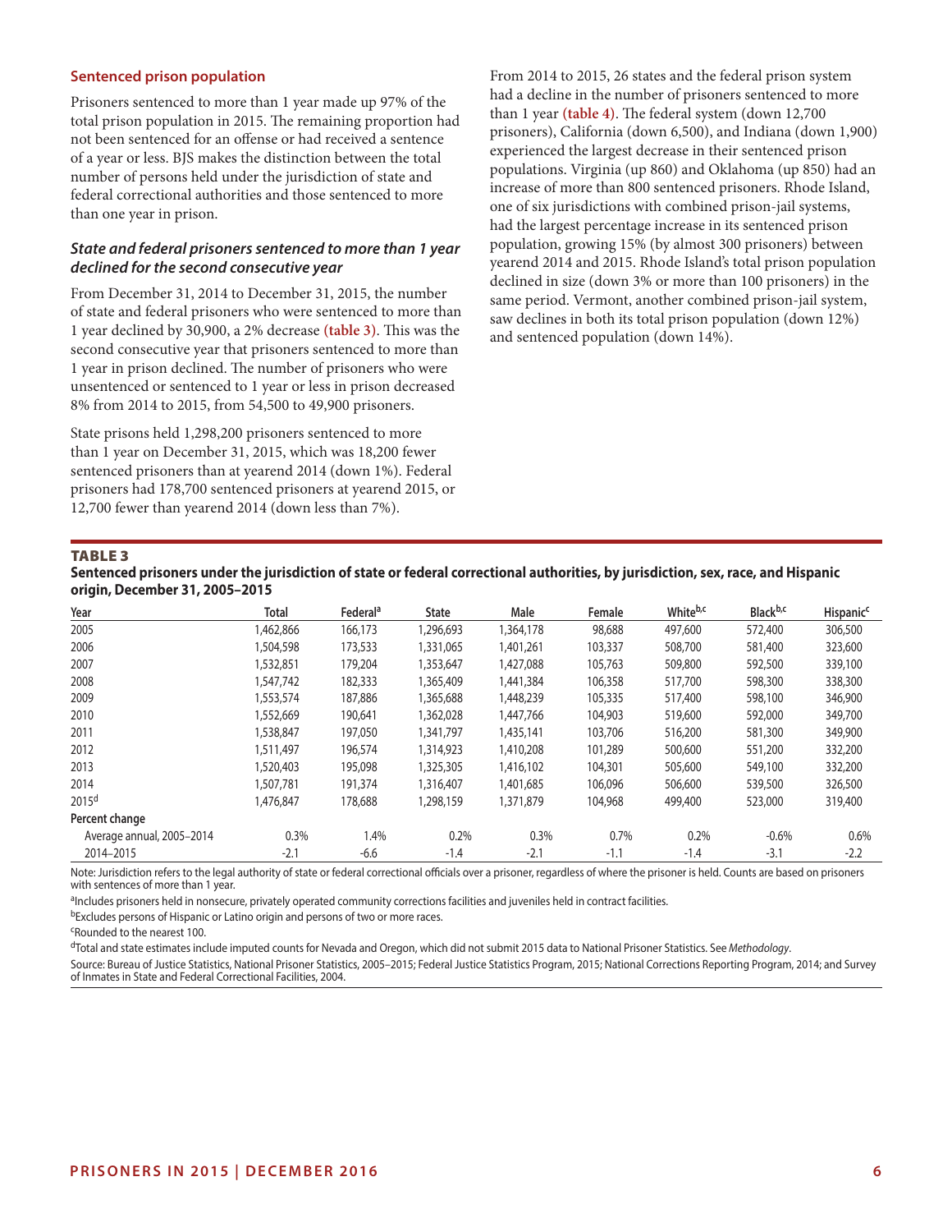### Sentenced prison population

Prisoners sentenced to more than 1 year made up 97% of the total prison population in 2015. The remaining proportion had not been sentenced for an offense or had received a sentence of a year or less. BJS makes the distinction between the total number of persons held under the jurisdiction of state and federal correctional authorities and those sentenced to more than one year in prison.

#### *State and federal prisoners sentenced to more than 1 year declined for the second consecutive year*

From December 31, 2014 to December 31, 2015, the number of state and federal prisoners who were sentenced to more than 1 year declined by 30,900, a 2% decrease **(table 3)**. This was the second consecutive year that prisoners sentenced to more than 1 year in prison declined. The number of prisoners who were unsentenced or sentenced to 1 year or less in prison decreased 8% from 2014 to 2015, from 54,500 to 49,900 prisoners.

State prisons held 1,298,200 prisoners sentenced to more than 1 year on December 31, 2015, which was 18,200 fewer sentenced prisoners than at yearend 2014 (down 1%). Federal prisoners had 178,700 sentenced prisoners at yearend 2015, or 12,700 fewer than yearend 2014 (down less than 7%).

From 2014 to 2015, 26 states and the federal prison system had a decline in the number of prisoners sentenced to more than 1 year **(table 4)**. The federal system (down 12,700 prisoners), California (down 6,500), and Indiana (down 1,900) experienced the largest decrease in their sentenced prison populations. Virginia (up 860) and Oklahoma (up 850) had an increase of more than 800 sentenced prisoners. Rhode Island, one of six jurisdictions with combined prison-jail systems, had the largest percentage increase in its sentenced prison population, growing 15% (by almost 300 prisoners) between yearend 2014 and 2015. Rhode Island's total prison population declined in size (down 3% or more than 100 prisoners) in the same period. Vermont, another combined prison-jail system, saw declines in both its total prison population (down 12%) and sentenced population (down 14%).

**TABLE 3**

**Sentenced prisoners under the jurisdiction of state or federal correctional authorities, by jurisdiction, sex, race, and Hispanic origin, December 31, 2005–2015**

| Year | Total | Federal[a] | State | Male | Female | White[b,c] | Black[b,c] | Hispanic[c] |
|---|---|---|---|---|---|---|---|---|
| 2005 | 1,462,866 | 166,173 | 1,296,693 | 1,364,178 | 98,688 | 497,600 | 572,400 | 306,500 |
| 2006 | 1,504,598 | 173,533 | 1,331,065 | 1,401,261 | 103,337 | 508,700 | 581,400 | 323,600 |
| 2007 | 1,532,851 | 179,204 | 1,353,647 | 1,427,088 | 105,763 | 509,800 | 592,500 | 339,100 |
| 2008 | 1,547,742 | 182,333 | 1,365,409 | 1,441,384 | 106,358 | 517,700 | 598,300 | 338,300 |
| 2009 | 1,553,574 | 187,886 | 1,365,688 | 1,448,239 | 105,335 | 517,400 | 598,100 | 346,900 |
| 2010 | 1,552,669 | 190,641 | 1,362,028 | 1,447,766 | 104,903 | 519,600 | 592,000 | 349,700 |
| 2011 | 1,538,847 | 197,050 | 1,341,797 | 1,435,141 | 103,706 | 516,200 | 581,300 | 349,900 |
| 2012 | 1,511,497 | 196,574 | 1,314,923 | 1,410,208 | 101,289 | 500,600 | 551,200 | 332,200 |
| 2013 | 1,520,403 | 195,098 | 1,325,305 | 1,416,102 | 104,301 | 505,600 | 549,100 | 332,200 |
| 2014 | 1,507,781 | 191,374 | 1,316,407 | 1,401,685 | 106,096 | 506,600 | 539,500 | 326,500 |
| 2015[d] | 1,476,847 | 178,688 | 1,298,159 | 1,371,879 | 104,968 | 499,400 | 523,000 | 319,400 |
| **Percent change** | | | | | | | | |
| Average annual, 2005–2014 | 0.3% | 1.4% | 0.2% | 0.3% | 0.7% | 0.2% | -0.6% | 0.6% |
| 2014–2015 | -2.1 | -6.6 | -1.4 | -2.1 | -1.1 | -1.4 | -3.1 | -2.2 |

Note: Jurisdiction refers to the legal authority of state or federal correctional officials over a prisoner, regardless of where the prisoner is held. Counts are based on prisoners with sentences of more than 1 year.

[a]Includes prisoners held in nonsecure, privately operated community corrections facilities and juveniles held in contract facilities.

[b]Excludes persons of Hispanic or Latino origin and persons of two or more races.

[c]Rounded to the nearest 100.

[d]Total and state estimates include imputed counts for Nevada and Oregon, which did not submit 2015 data to National Prisoner Statistics. See *Methodology*.

Source: Bureau of Justice Statistics, National Prisoner Statistics, 2005–2015; Federal Justice Statistics Program, 2015; National Corrections Reporting Program, 2014; and Survey of Inmates in State and Federal Correctional Facilities, 2004.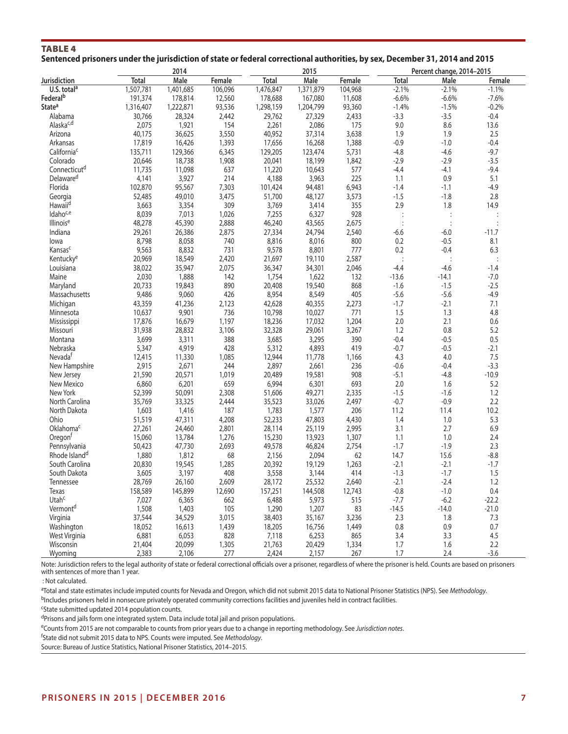**TABLE 4**

**Sentenced prisoners under the jurisdiction of state or federal correctional authorities, by sex, December 31, 2014 and 2015**

| | 2014 | | | 2015 | | | Percent change, 2014–2015 | | |
|---|---|---|---|---|---|---|---|---|---|
| Jurisdiction | Total | Male | Female | Total | Male | Female | Total | Male | Female |
| U.S. total[a] | 1,507,781 | 1,401,685 | 106,096 | 1,476,847 | 1,371,879 | 104,968 | -2.1% | -2.1% | -1.1% |
| Federal[b] | 191,374 | 178,814 | 12,560 | 178,688 | 167,080 | 11,608 | -6.6% | -6.6% | -7.6% |
| State[a] | 1,316,407 | 1,222,871 | 93,536 | 1,298,159 | 1,204,799 | 93,360 | -1.4% | -1.5% | -0.2% |
| Alabama | 30,766 | 28,324 | 2,442 | 29,762 | 27,329 | 2,433 | -3.3 | -3.5 | -0.4 |
| Alaska[c,d] | 2,075 | 1,921 | 154 | 2,261 | 2,086 | 175 | 9.0 | 8.6 | 13.6 |
| Arizona | 40,175 | 36,625 | 3,550 | 40,952 | 37,314 | 3,638 | 1.9 | 1.9 | 2.5 |
| Arkansas | 17,819 | 16,426 | 1,393 | 17,656 | 16,268 | 1,388 | -0.9 | -1.0 | -0.4 |
| California[c] | 135,711 | 129,366 | 6,345 | 129,205 | 123,474 | 5,731 | -4.8 | -4.6 | -9.7 |
| Colorado | 20,646 | 18,738 | 1,908 | 20,041 | 18,199 | 1,842 | -2.9 | -2.9 | -3.5 |
| Connecticut[d] | 11,735 | 11,098 | 637 | 11,220 | 10,643 | 577 | -4.4 | -4.1 | -9.4 |
| Delaware[d] | 4,141 | 3,927 | 214 | 4,188 | 3,963 | 225 | 1.1 | 0.9 | 5.1 |
| Florida | 102,870 | 95,567 | 7,303 | 101,424 | 94,481 | 6,943 | -1.4 | -1.1 | -4.9 |
| Georgia | 52,485 | 49,010 | 3,475 | 51,700 | 48,127 | 3,573 | -1.5 | -1.8 | 2.8 |
| Hawaii[d] | 3,663 | 3,354 | 309 | 3,769 | 3,414 | 355 | 2.9 | 1.8 | 14.9 |
| Idaho[c,e] | 8,039 | 7,013 | 1,026 | 7,255 | 6,327 | 928 | : | : | : |
| Illinois[e] | 48,278 | 45,390 | 2,888 | 46,240 | 43,565 | 2,675 | : | : | : |
| Indiana | 29,261 | 26,386 | 2,875 | 27,334 | 24,794 | 2,540 | -6.6 | -6.0 | -11.7 |
| Iowa | 8,798 | 8,058 | 740 | 8,816 | 8,016 | 800 | 0.2 | -0.5 | 8.1 |
| Kansas[c] | 9,563 | 8,832 | 731 | 9,578 | 8,801 | 777 | 0.2 | -0.4 | 6.3 |
| Kentucky[e] | 20,969 | 18,549 | 2,420 | 21,697 | 19,110 | 2,587 | : | : | : |
| Louisiana | 38,022 | 35,947 | 2,075 | 36,347 | 34,301 | 2,046 | -4.4 | -4.6 | -1.4 |
| Maine | 2,030 | 1,888 | 142 | 1,754 | 1,622 | 132 | -13.6 | -14.1 | -7.0 |
| Maryland | 20,733 | 19,843 | 890 | 20,408 | 19,540 | 868 | -1.6 | -1.5 | -2.5 |
| Massachusetts | 9,486 | 9,060 | 426 | 8,954 | 8,549 | 405 | -5.6 | -5.6 | -4.9 |
| Michigan | 43,359 | 41,236 | 2,123 | 42,628 | 40,355 | 2,273 | -1.7 | -2.1 | 7.1 |
| Minnesota | 10,637 | 9,901 | 736 | 10,798 | 10,027 | 771 | 1.5 | 1.3 | 4.8 |
| Mississippi | 17,876 | 16,679 | 1,197 | 18,236 | 17,032 | 1,204 | 2.0 | 2.1 | 0.6 |
| Missouri | 31,938 | 28,832 | 3,106 | 32,328 | 29,061 | 3,267 | 1.2 | 0.8 | 5.2 |
| Montana | 3,699 | 3,311 | 388 | 3,685 | 3,295 | 390 | -0.4 | -0.5 | 0.5 |
| Nebraska | 5,347 | 4,919 | 428 | 5,312 | 4,893 | 419 | -0.7 | -0.5 | -2.1 |
| Nevada[f] | 12,415 | 11,330 | 1,085 | 12,944 | 11,778 | 1,166 | 4.3 | 4.0 | 7.5 |
| New Hampshire | 2,915 | 2,671 | 244 | 2,897 | 2,661 | 236 | -0.6 | -0.4 | -3.3 |
| New Jersey | 21,590 | 20,571 | 1,019 | 20,489 | 19,581 | 908 | -5.1 | -4.8 | -10.9 |
| New Mexico | 6,860 | 6,201 | 659 | 6,994 | 6,301 | 693 | 2.0 | 1.6 | 5.2 |
| New York | 52,399 | 50,091 | 2,308 | 51,606 | 49,271 | 2,335 | -1.5 | -1.6 | 1.2 |
| North Carolina | 35,769 | 33,325 | 2,444 | 35,523 | 33,026 | 2,497 | -0.7 | -0.9 | 2.2 |
| North Dakota | 1,603 | 1,416 | 187 | 1,783 | 1,577 | 206 | 11.2 | 11.4 | 10.2 |
| Ohio | 51,519 | 47,311 | 4,208 | 52,233 | 47,803 | 4,430 | 1.4 | 1.0 | 5.3 |
| Oklahoma[c] | 27,261 | 24,460 | 2,801 | 28,114 | 25,119 | 2,995 | 3.1 | 2.7 | 6.9 |
| Oregon[f] | 15,060 | 13,784 | 1,276 | 15,230 | 13,923 | 1,307 | 1.1 | 1.0 | 2.4 |
| Pennsylvania | 50,423 | 47,730 | 2,693 | 49,578 | 46,824 | 2,754 | -1.7 | -1.9 | 2.3 |
| Rhode Island[d] | 1,880 | 1,812 | 68 | 2,156 | 2,094 | 62 | 14.7 | 15.6 | -8.8 |
| South Carolina | 20,830 | 19,545 | 1,285 | 20,392 | 19,129 | 1,263 | -2.1 | -2.1 | -1.7 |
| South Dakota | 3,605 | 3,197 | 408 | 3,558 | 3,144 | 414 | -1.3 | -1.7 | 1.5 |
| Tennessee | 28,769 | 26,160 | 2,609 | 28,172 | 25,532 | 2,640 | -2.1 | -2.4 | 1.2 |
| Texas | 158,589 | 145,899 | 12,690 | 157,251 | 144,508 | 12,743 | -0.8 | -1.0 | 0.4 |
| Utah[c] | 7,027 | 6,365 | 662 | 6,488 | 5,973 | 515 | -7.7 | -6.2 | -22.2 |
| Vermont[d] | 1,508 | 1,403 | 105 | 1,290 | 1,207 | 83 | -14.5 | -14.0 | -21.0 |
| Virginia | 37,544 | 34,529 | 3,015 | 38,403 | 35,167 | 3,236 | 2.3 | 1.8 | 7.3 |
| Washington | 18,052 | 16,613 | 1,439 | 18,205 | 16,756 | 1,449 | 0.8 | 0.9 | 0.7 |
| West Virginia | 6,881 | 6,053 | 828 | 7,118 | 6,253 | 865 | 3.4 | 3.3 | 4.5 |
| Wisconsin | 21,404 | 20,099 | 1,305 | 21,763 | 20,429 | 1,334 | 1.7 | 1.6 | 2.2 |
| Wyoming | 2,383 | 2,106 | 277 | 2,424 | 2,157 | 267 | 1.7 | 2.4 | -3.6 |

Note: Jurisdiction refers to the legal authority of state or federal correctional officials over a prisoner, regardless of where the prisoner is held. Counts are based on prisoners with sentences of more than 1 year.

: Not calculated.

[a]Total and state estimates include imputed counts for Nevada and Oregon, which did not submit 2015 data to National Prisoner Statistics (NPS). See *Methodology*.

[b]Includes prisoners held in nonsecure privately operated community corrections facilities and juveniles held in contract facilities.

[c]State submitted updated 2014 population counts.

[d]Prisons and jails form one integrated system. Data include total jail and prison populations.

[e]Counts from 2015 are not comparable to counts from prior years due to a change in reporting methodology. See *Jurisdiction notes*.

[f]State did not submit 2015 data to NPS. Counts were imputed. See *Methodology*.

Source: Bureau of Justice Statistics, National Prisoner Statistics, 2014–2015.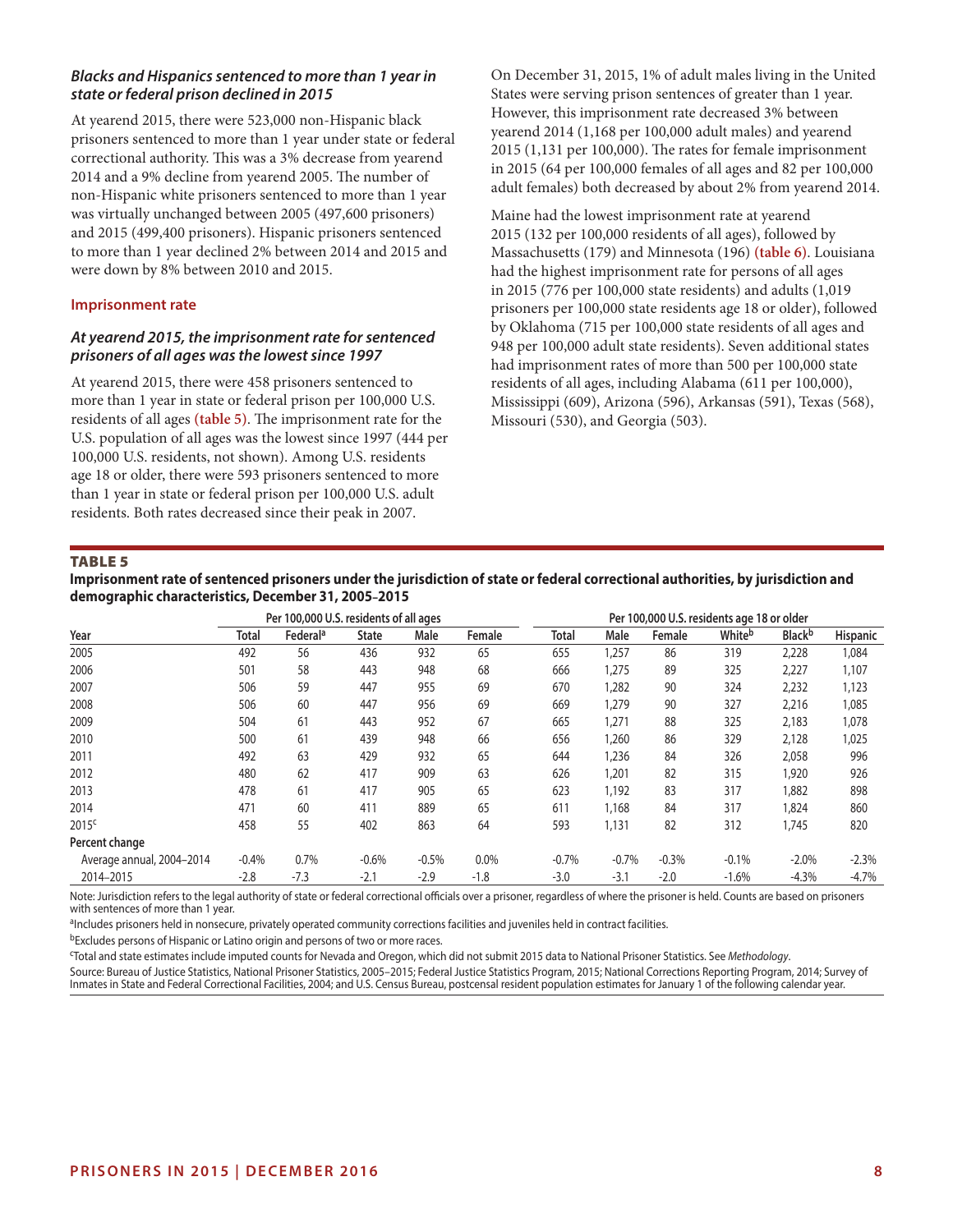### *Blacks and Hispanics sentenced to more than 1 year in state or federal prison declined in 2015*

At yearend 2015, there were 523,000 non-Hispanic black prisoners sentenced to more than 1 year under state or federal correctional authority. This was a 3% decrease from yearend 2014 and a 9% decline from yearend 2005. The number of non-Hispanic white prisoners sentenced to more than 1 year was virtually unchanged between 2005 (497,600 prisoners) and 2015 (499,400 prisoners). Hispanic prisoners sentenced to more than 1 year declined 2% between 2014 and 2015 and were down by 8% between 2010 and 2015.

## Imprisonment rate

### *At yearend 2015, the imprisonment rate for sentenced prisoners of all ages was the lowest since 1997*

At yearend 2015, there were 458 prisoners sentenced to more than 1 year in state or federal prison per 100,000 U.S. residents of all ages **(table 5)**. The imprisonment rate for the U.S. population of all ages was the lowest since 1997 (444 per 100,000 U.S. residents, not shown). Among U.S. residents age 18 or older, there were 593 prisoners sentenced to more than 1 year in state or federal prison per 100,000 U.S. adult residents. Both rates decreased since their peak in 2007.

On December 31, 2015, 1% of adult males living in the United States were serving prison sentences of greater than 1 year. However, this imprisonment rate decreased 3% between yearend 2014 (1,168 per 100,000 adult males) and yearend 2015 (1,131 per 100,000). The rates for female imprisonment in 2015 (64 per 100,000 females of all ages and 82 per 100,000 adult females) both decreased by about 2% from yearend 2014.

Maine had the lowest imprisonment rate at yearend 2015 (132 per 100,000 residents of all ages), followed by Massachusetts (179) and Minnesota (196) **(table 6)**. Louisiana had the highest imprisonment rate for persons of all ages in 2015 (776 per 100,000 state residents) and adults (1,019 prisoners per 100,000 state residents age 18 or older), followed by Oklahoma (715 per 100,000 state residents of all ages and 948 per 100,000 adult state residents). Seven additional states had imprisonment rates of more than 500 per 100,000 state residents of all ages, including Alabama (611 per 100,000), Mississippi (609), Arizona (596), Arkansas (591), Texas (568), Missouri (530), and Georgia (503).

**TABLE 5**

**Imprisonment rate of sentenced prisoners under the jurisdiction of state or federal correctional authorities, by jurisdiction and demographic characteristics, December 31, 2005–2015**

| | Per 100,000 U.S. residents of all ages | | | | | Per 100,000 U.S. residents age 18 or older | | | | | |
|---|---|---|---|---|---|---|---|---|---|---|---|
| Year | Total | Federal[a] | State | Male | Female | Total | Male | Female | White[b] | Black[b] | Hispanic |
| 2005 | 492 | 56 | 436 | 932 | 65 | 655 | 1,257 | 86 | 319 | 2,228 | 1,084 |
| 2006 | 501 | 58 | 443 | 948 | 68 | 666 | 1,275 | 89 | 325 | 2,227 | 1,107 |
| 2007 | 506 | 59 | 447 | 955 | 69 | 670 | 1,282 | 90 | 324 | 2,232 | 1,123 |
| 2008 | 506 | 60 | 447 | 956 | 69 | 669 | 1,279 | 90 | 327 | 2,216 | 1,085 |
| 2009 | 504 | 61 | 443 | 952 | 67 | 665 | 1,271 | 88 | 325 | 2,183 | 1,078 |
| 2010 | 500 | 61 | 439 | 948 | 66 | 656 | 1,260 | 86 | 329 | 2,128 | 1,025 |
| 2011 | 492 | 63 | 429 | 932 | 65 | 644 | 1,236 | 84 | 326 | 2,058 | 996 |
| 2012 | 480 | 62 | 417 | 909 | 63 | 626 | 1,201 | 82 | 315 | 1,920 | 926 |
| 2013 | 478 | 61 | 417 | 905 | 65 | 623 | 1,192 | 83 | 317 | 1,882 | 898 |
| 2014 | 471 | 60 | 411 | 889 | 65 | 611 | 1,168 | 84 | 317 | 1,824 | 860 |
| 2015[c] | 458 | 55 | 402 | 863 | 64 | 593 | 1,131 | 82 | 312 | 1,745 | 820 |
| **Percent change** | | | | | | | | | | | |
| Average annual, 2004–2014 | -0.4% | 0.7% | -0.6% | -0.5% | 0.0% | -0.7% | -0.7% | -0.3% | -0.1% | -2.0% | -2.3% |
| 2014–2015 | -2.8 | -7.3 | -2.1 | -2.9 | -1.8 | -3.0 | -3.1 | -2.0 | -1.6% | -4.3% | -4.7% |

Note: Jurisdiction refers to the legal authority of state or federal correctional officials over a prisoner, regardless of where the prisoner is held. Counts are based on prisoners with sentences of more than 1 year.

[a]Includes prisoners held in nonsecure, privately operated community corrections facilities and juveniles held in contract facilities.

[b]Excludes persons of Hispanic or Latino origin and persons of two or more races.

[c]Total and state estimates include imputed counts for Nevada and Oregon, which did not submit 2015 data to National Prisoner Statistics. See *Methodology*.

Source: Bureau of Justice Statistics, National Prisoner Statistics, 2005–2015; Federal Justice Statistics Program, 2015; National Corrections Reporting Program, 2014; Survey of Inmates in State and Federal Correctional Facilities, 2004; and U.S. Census Bureau, postcensal resident population estimates for January 1 of the following calendar year.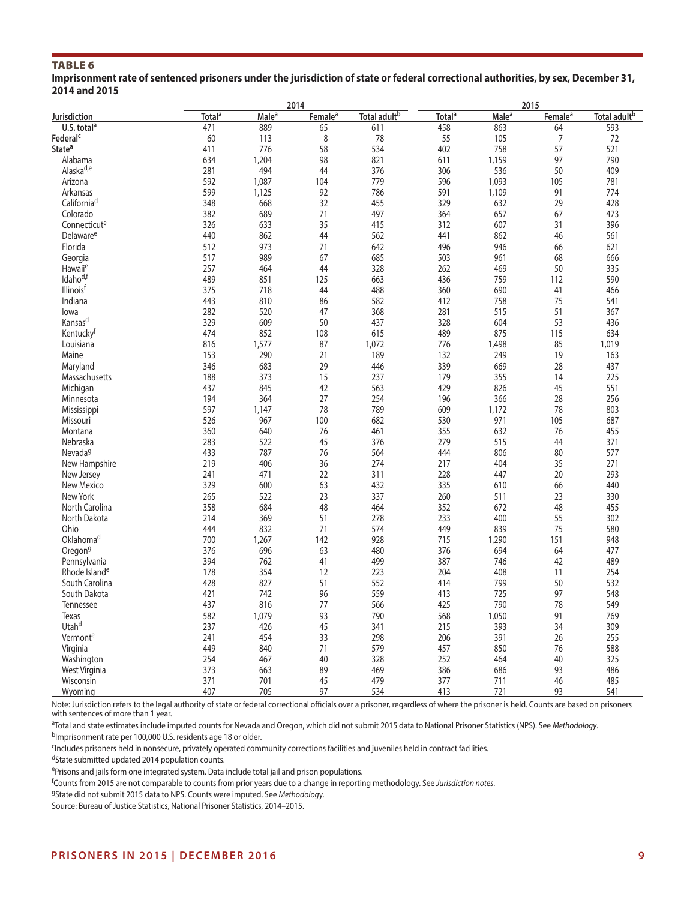**TABLE 6**

**Imprisonment rate of sentenced prisoners under the jurisdiction of state or federal correctional authorities, by sex, December 31, 2014 and 2015**

| Jurisdiction | 2014 | | | | 2015 | | | |
|---|---|---|---|---|---|---|---|---|
| | Total[a] | Male[a] | Female[a] | Total adult[b] | Total[a] | Male[a] | Female[a] | Total adult[b] |
| U.S. total[a] | 471 | 889 | 65 | 611 | 458 | 863 | 64 | 593 |
| Federal[c] | 60 | 113 | 8 | 78 | 55 | 105 | 7 | 72 |
| State[a] | 411 | 776 | 58 | 534 | 402 | 758 | 57 | 521 |
| Alabama | 634 | 1,204 | 98 | 821 | 611 | 1,159 | 97 | 790 |
| Alaska[d,e] | 281 | 494 | 44 | 376 | 306 | 536 | 50 | 409 |
| Arizona | 592 | 1,087 | 104 | 779 | 596 | 1,093 | 105 | 781 |
| Arkansas | 599 | 1,125 | 92 | 786 | 591 | 1,109 | 91 | 774 |
| California[d] | 348 | 668 | 32 | 455 | 329 | 632 | 29 | 428 |
| Colorado | 382 | 689 | 71 | 497 | 364 | 657 | 67 | 473 |
| Connecticut[e] | 326 | 633 | 35 | 415 | 312 | 607 | 31 | 396 |
| Delaware[e] | 440 | 862 | 44 | 562 | 441 | 862 | 46 | 561 |
| Florida | 512 | 973 | 71 | 642 | 496 | 946 | 66 | 621 |
| Georgia | 517 | 989 | 67 | 685 | 503 | 961 | 68 | 666 |
| Hawaii[e] | 257 | 464 | 44 | 328 | 262 | 469 | 50 | 335 |
| Idaho[d,f] | 489 | 851 | 125 | 663 | 436 | 759 | 112 | 590 |
| Illinois[f] | 375 | 718 | 44 | 488 | 360 | 690 | 41 | 466 |
| Indiana | 443 | 810 | 86 | 582 | 412 | 758 | 75 | 541 |
| Iowa | 282 | 520 | 47 | 368 | 281 | 515 | 51 | 367 |
| Kansas[d] | 329 | 609 | 50 | 437 | 328 | 604 | 53 | 436 |
| Kentucky[f] | 474 | 852 | 108 | 615 | 489 | 875 | 115 | 634 |
| Louisiana | 816 | 1,577 | 87 | 1,072 | 776 | 1,498 | 85 | 1,019 |
| Maine | 153 | 290 | 21 | 189 | 132 | 249 | 19 | 163 |
| Maryland | 346 | 683 | 29 | 446 | 339 | 669 | 28 | 437 |
| Massachusetts | 188 | 373 | 15 | 237 | 179 | 355 | 14 | 225 |
| Michigan | 437 | 845 | 42 | 563 | 429 | 826 | 45 | 551 |
| Minnesota | 194 | 364 | 27 | 254 | 196 | 366 | 28 | 256 |
| Mississippi | 597 | 1,147 | 78 | 789 | 609 | 1,172 | 78 | 803 |
| Missouri | 526 | 967 | 100 | 682 | 530 | 971 | 105 | 687 |
| Montana | 360 | 640 | 76 | 461 | 355 | 632 | 76 | 455 |
| Nebraska | 283 | 522 | 45 | 376 | 279 | 515 | 44 | 371 |
| Nevada[g] | 433 | 787 | 76 | 564 | 444 | 806 | 80 | 577 |
| New Hampshire | 219 | 406 | 36 | 274 | 217 | 404 | 35 | 271 |
| New Jersey | 241 | 471 | 22 | 311 | 228 | 447 | 20 | 293 |
| New Mexico | 329 | 600 | 63 | 432 | 335 | 610 | 66 | 440 |
| New York | 265 | 522 | 23 | 337 | 260 | 511 | 23 | 330 |
| North Carolina | 358 | 684 | 48 | 464 | 352 | 672 | 48 | 455 |
| North Dakota | 214 | 369 | 51 | 278 | 233 | 400 | 55 | 302 |
| Ohio | 444 | 832 | 71 | 574 | 449 | 839 | 75 | 580 |
| Oklahoma[d] | 700 | 1,267 | 142 | 928 | 715 | 1,290 | 151 | 948 |
| Oregon[g] | 376 | 696 | 63 | 480 | 376 | 694 | 64 | 477 |
| Pennsylvania | 394 | 762 | 41 | 499 | 387 | 746 | 42 | 489 |
| Rhode Island[e] | 178 | 354 | 12 | 223 | 204 | 408 | 11 | 254 |
| South Carolina | 428 | 827 | 51 | 552 | 414 | 799 | 50 | 532 |
| South Dakota | 421 | 742 | 96 | 559 | 413 | 725 | 97 | 548 |
| Tennessee | 437 | 816 | 77 | 566 | 425 | 790 | 78 | 549 |
| Texas | 582 | 1,079 | 93 | 790 | 568 | 1,050 | 91 | 769 |
| Utah[d] | 237 | 426 | 45 | 341 | 215 | 393 | 34 | 309 |
| Vermont[e] | 241 | 454 | 33 | 298 | 206 | 391 | 26 | 255 |
| Virginia | 449 | 840 | 71 | 579 | 457 | 850 | 76 | 588 |
| Washington | 254 | 467 | 40 | 328 | 252 | 464 | 40 | 325 |
| West Virginia | 373 | 663 | 89 | 469 | 386 | 686 | 93 | 486 |
| Wisconsin | 371 | 701 | 45 | 479 | 377 | 711 | 46 | 485 |
| Wyoming | 407 | 705 | 97 | 534 | 413 | 721 | 93 | 541 |

Note: Jurisdiction refers to the legal authority of state or federal correctional officials over a prisoner, regardless of where the prisoner is held. Counts are based on prisoners with sentences of more than 1 year.

[a]Total and state estimates include imputed counts for Nevada and Oregon, which did not submit 2015 data to National Prisoner Statistics (NPS). See *Methodology*.

[b]Imprisonment rate per 100,000 U.S. residents age 18 or older.

[c]Includes prisoners held in nonsecure, privately operated community corrections facilities and juveniles held in contract facilities.

[d]State submitted updated 2014 population counts.

[e]Prisons and jails form one integrated system. Data include total jail and prison populations.

[f]Counts from 2015 are not comparable to counts from prior years due to a change in reporting methodology. See *Jurisdiction notes*.

[g]State did not submit 2015 data to NPS. Counts were imputed. See *Methodology*.

Source: Bureau of Justice Statistics, National Prisoner Statistics, 2014–2015.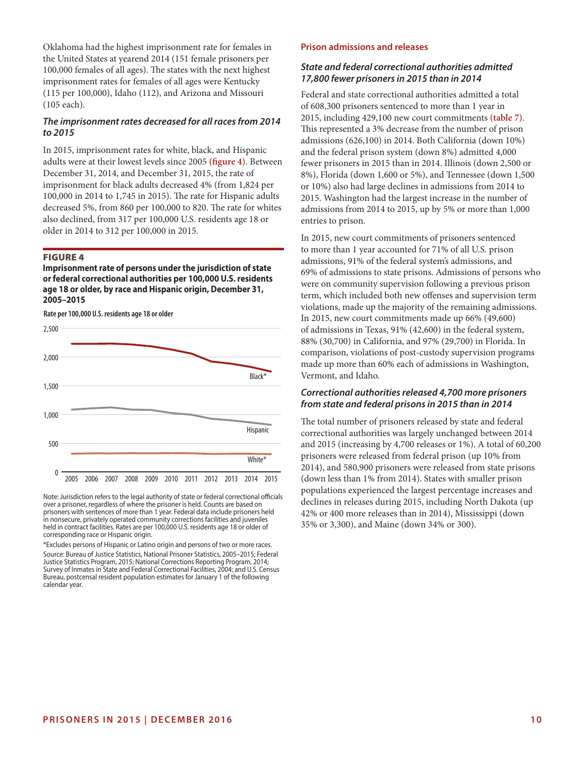Oklahoma had the highest imprisonment rate for females in the United States at yearend 2014 (151 female prisoners per 100,000 females of all ages). The states with the next highest imprisonment rates for females of all ages were Kentucky (115 per 100,000), Idaho (112), and Arizona and Missouri (105 each).

### *The imprisonment rates decreased for all races from 2014 to 2015*

In 2015, imprisonment rates for white, black, and Hispanic adults were at their lowest levels since 2005 **(figure 4)**. Between December 31, 2014, and December 31, 2015, the rate of imprisonment for black adults decreased 4% (from 1,824 per 100,000 in 2014 to 1,745 in 2015). The rate for Hispanic adults decreased 5%, from 860 per 100,000 to 820. The rate for whites also declined, from 317 per 100,000 U.S. residents age 18 or older in 2014 to 312 per 100,000 in 2015.

**FIGURE 4**

**Imprisonment rate of persons under the jurisdiction of state or federal correctional authorities per 100,000 U.S. residents age 18 or older, by race and Hispanic origin, December 31, 2005–2015**

Rate per 100,000 U.S. residents age 18 or older

Note: Jurisdiction refers to the legal authority of state or federal correctional officials over a prisoner, regardless of where the prisoner is held. Counts are based on prisoners with sentences of more than 1 year. Federal data include prisoners held in nonsecure, privately operated community corrections facilities and juveniles held in contract facilities. Rates are per 100,000 U.S. residents age 18 or older of corresponding race or Hispanic origin.

*Excludes persons of Hispanic or Latino origin and persons of two or more races.

Source: Bureau of Justice Statistics, National Prisoner Statistics, 2005–2015; Federal Justice Statistics Program, 2015; National Corrections Reporting Program, 2014; Survey of Inmates in State and Federal Correctional Facilities, 2004; and U.S. Census Bureau, postcensal resident population estimates for January 1 of the following calendar year.

## Prison admissions and releases

### *State and federal correctional authorities admitted 17,800 fewer prisoners in 2015 than in 2014*

Federal and state correctional authorities admitted a total of 608,300 prisoners sentenced to more than 1 year in 2015, including 429,100 new court commitments **(table 7)**. This represented a 3% decrease from the number of prison admissions (626,100) in 2014. Both California (down 10%) and the federal prison system (down 8%) admitted 4,000 fewer prisoners in 2015 than in 2014. Illinois (down 2,500 or 8%), Florida (down 1,600 or 5%), and Tennessee (down 1,500 or 10%) also had large declines in admissions from 2014 to 2015. Washington had the largest increase in the number of admissions from 2014 to 2015, up by 5% or more than 1,000 entries to prison.

In 2015, new court commitments of prisoners sentenced to more than 1 year accounted for 71% of all U.S. prison admissions, 91% of the federal system's admissions, and 69% of admissions to state prisons. Admissions of persons who were on community supervision following a previous prison term, which included both new offenses and supervision term violations, made up the majority of the remaining admissions. In 2015, new court commitments made up 66% (49,600) of admissions in Texas, 91% (42,600) in the federal system, 88% (30,700) in California, and 97% (29,700) in Florida. In comparison, violations of post-custody supervision programs made up more than 60% each of admissions in Washington, Vermont, and Idaho.

### *Correctional authorities released 4,700 more prisoners from state and federal prisons in 2015 than in 2014*

The total number of prisoners released by state and federal correctional authorities was largely unchanged between 2014 and 2015 (increasing by 4,700 releases or 1%). A total of 60,200 prisoners were released from federal prison (up 10% from 2014), and 580,900 prisoners were released from state prisons (down less than 1% from 2014). States with smaller prison populations experienced the largest percentage increases and declines in releases during 2015, including North Dakota (up 42% or 400 more releases than in 2014), Mississippi (down 35% or 3,300), and Maine (down 34% or 300).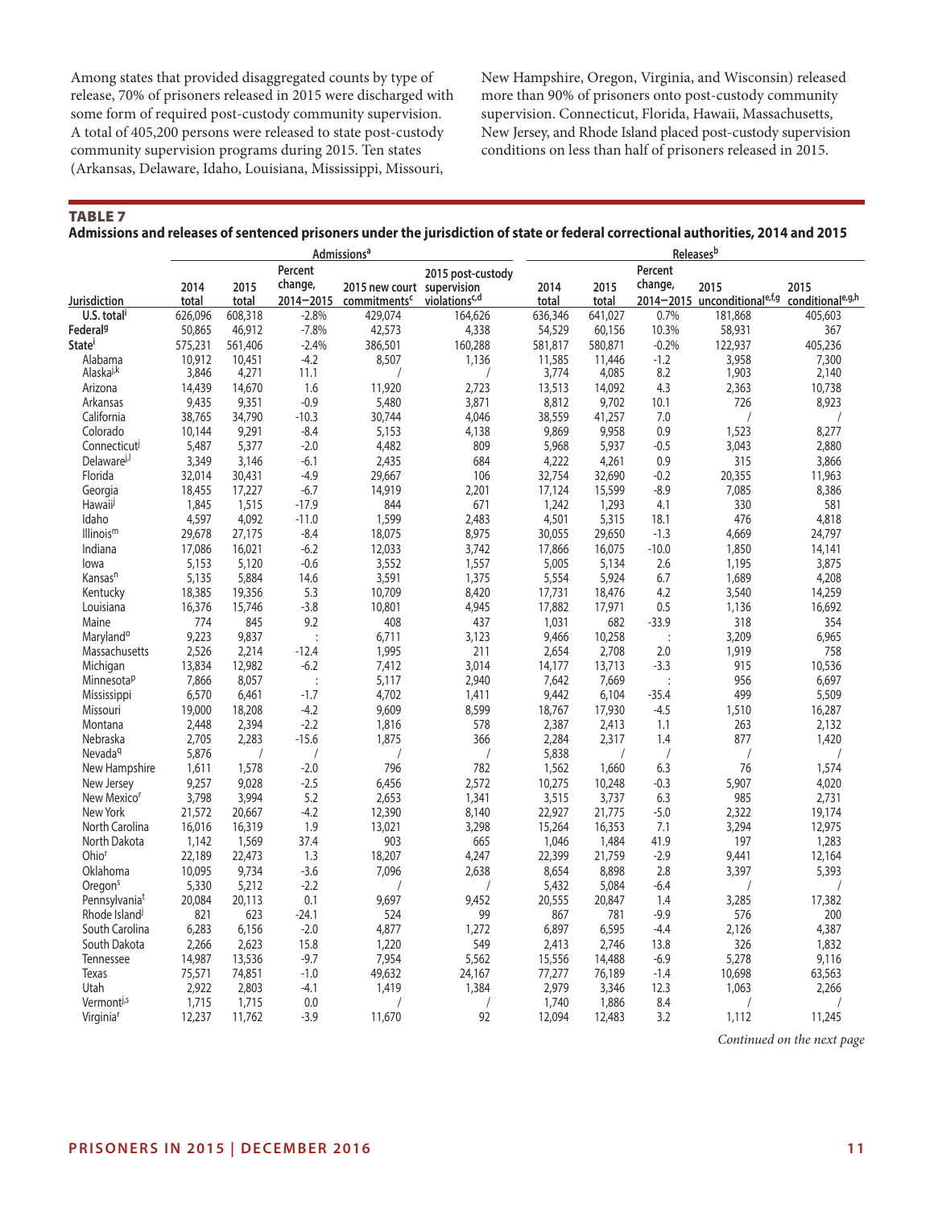Among states that provided disaggregated counts by type of release, 70% of prisoners released in 2015 were discharged with some form of required post-custody community supervision. A total of 405,200 persons were released to state post-custody community supervision programs during 2015. Ten states (Arkansas, Delaware, Idaho, Louisiana, Mississippi, Missouri, New Hampshire, Oregon, Virginia, and Wisconsin) released more than 90% of prisoners onto post-custody community supervision. Connecticut, Florida, Hawaii, Massachusetts, New Jersey, and Rhode Island placed post-custody supervision conditions on less than half of prisoners released in 2015.

## TABLE 7

**Admissions and releases of sentenced prisoners under the jurisdiction of state or federal correctional authorities, 2014 and 2015**

| | Admissions[a] | | | | | Releases[b] | | | | |
|---|---|---|---|---|---|---|---|---|---|---|
| Jurisdiction | 2014 total | 2015 total | Percent change, 2014–2015 | 2015 new court commitments[c] | 2015 post-custody supervision violations[c,d] | 2014 total | 2015 total | Percent change, 2014–2015 | 2015 unconditional[e,f,g] | 2015 conditional[e,g,h] |
| U.S. total[i] | 626,096 | 608,318 | -2.8% | 429,074 | 164,626 | 636,346 | 641,027 | 0.7% | 181,868 | 405,603 |
| Federal[g] | 50,865 | 46,912 | -7.8% | 42,573 | 4,338 | 54,529 | 60,156 | 10.3% | 58,931 | 367 |
| State[i] | 575,231 | 561,406 | -2.4% | 386,501 | 160,288 | 581,817 | 580,871 | -0.2% | 122,937 | 405,236 |
| Alabama | 10,912 | 10,451 | -4.2 | 8,507 | 1,136 | 11,585 | 11,446 | -1.2 | 3,958 | 7,300 |
| Alaska[j,k] | 3,846 | 4,271 | 11.1 | / | / | 3,774 | 4,085 | 8.2 | 1,903 | 2,140 |
| Arizona | 14,439 | 14,670 | 1.6 | 11,920 | 2,723 | 13,513 | 14,092 | 4.3 | 2,363 | 10,738 |
| Arkansas | 9,435 | 9,351 | -0.9 | 5,480 | 3,871 | 8,812 | 9,702 | 10.1 | 726 | 8,923 |
| California | 38,765 | 34,790 | -10.3 | 30,744 | 4,046 | 38,559 | 41,257 | 7.0 | / | / |
| Colorado | 10,144 | 9,291 | -8.4 | 5,153 | 4,138 | 9,869 | 9,958 | 0.9 | 1,523 | 8,277 |
| Connecticut[j] | 5,487 | 5,377 | -2.0 | 4,482 | 809 | 5,968 | 5,937 | -0.5 | 3,043 | 2,880 |
| Delaware[j,l] | 3,349 | 3,146 | -6.1 | 2,435 | 684 | 4,222 | 4,261 | 0.9 | 315 | 3,866 |
| Florida | 32,014 | 30,431 | -4.9 | 29,667 | 106 | 32,754 | 32,690 | -0.2 | 20,355 | 11,963 |
| Georgia | 18,455 | 17,227 | -6.7 | 14,919 | 2,201 | 17,124 | 15,599 | -8.9 | 7,085 | 8,386 |
| Hawaii[j] | 1,845 | 1,515 | -17.9 | 844 | 671 | 1,242 | 1,293 | 4.1 | 330 | 581 |
| Idaho | 4,597 | 4,092 | -11.0 | 1,599 | 2,483 | 4,501 | 5,315 | 18.1 | 476 | 4,818 |
| Illinois[m] | 29,678 | 27,175 | -8.4 | 18,075 | 8,975 | 30,055 | 29,650 | -1.3 | 4,669 | 24,797 |
| Indiana | 17,086 | 16,021 | -6.2 | 12,033 | 3,742 | 17,866 | 16,075 | -10.0 | 1,850 | 14,141 |
| Iowa | 5,153 | 5,120 | -0.6 | 3,552 | 1,557 | 5,005 | 5,134 | 2.6 | 1,195 | 3,875 |
| Kansas[n] | 5,135 | 5,884 | 14.6 | 3,591 | 1,375 | 5,554 | 5,924 | 6.7 | 1,689 | 4,208 |
| Kentucky | 18,385 | 19,356 | 5.3 | 10,709 | 8,420 | 17,731 | 18,476 | 4.2 | 3,540 | 14,259 |
| Louisiana | 16,376 | 15,746 | -3.8 | 10,801 | 4,945 | 17,882 | 17,971 | 0.5 | 1,136 | 16,692 |
| Maine | 774 | 845 | 9.2 | 408 | 437 | 1,031 | 682 | -33.9 | 318 | 354 |
| Maryland[o] | 9,223 | 9,837 | : | 6,711 | 3,123 | 9,466 | 10,258 | : | 3,209 | 6,965 |
| Massachusetts | 2,526 | 2,214 | -12.4 | 1,995 | 211 | 2,654 | 2,708 | 2.0 | 1,919 | 758 |
| Michigan | 13,834 | 12,982 | -6.2 | 7,412 | 3,014 | 14,177 | 13,713 | -3.3 | 915 | 10,536 |
| Minnesota[p] | 7,866 | 8,057 | : | 5,117 | 2,940 | 7,642 | 7,669 | : | 956 | 6,697 |
| Mississippi | 6,570 | 6,461 | -1.7 | 4,702 | 1,411 | 9,442 | 6,104 | -35.4 | 499 | 5,509 |
| Missouri | 19,000 | 18,208 | -4.2 | 9,609 | 8,599 | 18,767 | 17,930 | -4.5 | 1,510 | 16,287 |
| Montana | 2,448 | 2,394 | -2.2 | 1,816 | 578 | 2,387 | 2,413 | 1.1 | 263 | 2,132 |
| Nebraska | 2,705 | 2,283 | -15.6 | 1,875 | 366 | 2,284 | 2,317 | 1.4 | 877 | 1,420 |
| Nevada[q] | 5,876 | / | / | / | / | 5,838 | / | / | / | / |
| New Hampshire | 1,611 | 1,578 | -2.0 | 796 | 782 | 1,562 | 1,660 | 6.3 | 76 | 1,574 |
| New Jersey | 9,257 | 9,028 | -2.5 | 6,456 | 2,572 | 10,275 | 10,248 | -0.3 | 5,907 | 4,020 |
| New Mexico[r] | 3,798 | 3,994 | 5.2 | 2,653 | 1,341 | 3,515 | 3,737 | 6.3 | 985 | 2,731 |
| New York | 21,572 | 20,667 | -4.2 | 12,390 | 8,140 | 22,927 | 21,775 | -5.0 | 2,322 | 19,174 |
| North Carolina | 16,016 | 16,319 | 1.9 | 13,021 | 3,298 | 15,264 | 16,353 | 7.1 | 3,294 | 12,975 |
| North Dakota | 1,142 | 1,569 | 37.4 | 903 | 665 | 1,046 | 1,484 | 41.9 | 197 | 1,283 |
| Ohio[r] | 22,189 | 22,473 | 1.3 | 18,207 | 4,247 | 22,399 | 21,759 | -2.9 | 9,441 | 12,164 |
| Oklahoma | 10,095 | 9,734 | -3.6 | 7,096 | 2,638 | 8,654 | 8,898 | 2.8 | 3,397 | 5,393 |
| Oregon[s] | 5,330 | 5,212 | -2.2 | / | / | 5,432 | 5,084 | -6.4 | / | / |
| Pennsylvania[t] | 20,084 | 20,113 | 0.1 | 9,697 | 9,452 | 20,555 | 20,847 | 1.4 | 3,285 | 17,382 |
| Rhode Island[j] | 821 | 623 | -24.1 | 524 | 99 | 867 | 781 | -9.9 | 576 | 200 |
| South Carolina | 6,283 | 6,156 | -2.0 | 4,877 | 1,272 | 6,897 | 6,595 | -4.4 | 2,126 | 4,387 |
| South Dakota | 2,266 | 2,623 | 15.8 | 1,220 | 549 | 2,413 | 2,746 | 13.8 | 326 | 1,832 |
| Tennessee | 14,987 | 13,536 | -9.7 | 7,954 | 5,562 | 15,556 | 14,488 | -6.9 | 5,278 | 9,116 |
| Texas | 75,571 | 74,851 | -1.0 | 49,632 | 24,167 | 77,277 | 76,189 | -1.4 | 10,698 | 63,563 |
| Utah | 2,922 | 2,803 | -4.1 | 1,419 | 1,384 | 2,979 | 3,346 | 12.3 | 1,063 | 2,266 |
| Vermont[j,s] | 1,715 | 1,715 | 0.0 | / | / | 1,740 | 1,886 | 8.4 | / | / |
| Virginia[r] | 12,237 | 11,762 | -3.9 | 11,670 | 92 | 12,094 | 12,483 | 3.2 | 1,112 | 11,245 |

*Continued on the next page*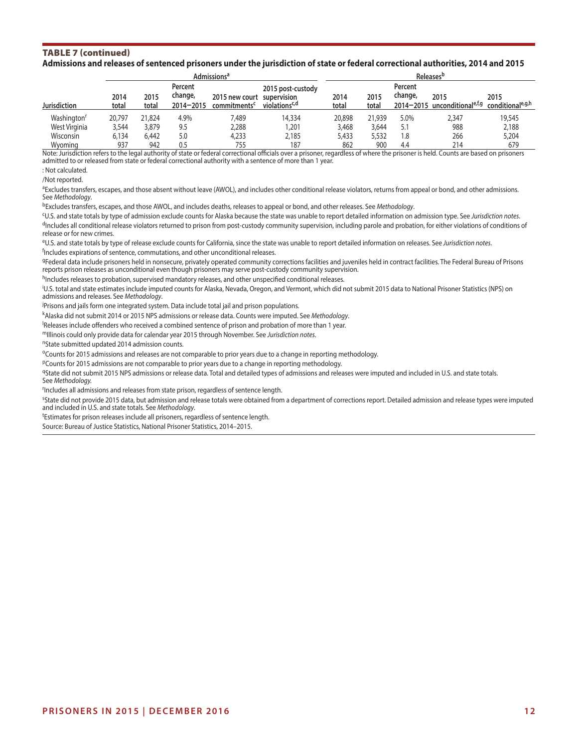## TABLE 7 (continued)

**Admissions and releases of sentenced prisoners under the jurisdiction of state or federal correctional authorities, 2014 and 2015**

| Jurisdiction | Admissions[a] | | | | | Releases[b] | | | | |
|---|---|---|---|---|---|---|---|---|---|---|
| | 2014 total | 2015 total | Percent change, 2014–2015 | 2015 new court commitments[c] | 2015 post-custody supervision violations[c,d] | 2014 total | 2015 total | Percent change, 2014–2015 | 2015 unconditional[e,f,g] | 2015 conditional[e,g,h] |
| Washington[r] | 20,797 | 21,824 | 4.9% | 7,489 | 14,334 | 20,898 | 21,939 | 5.0% | 2,347 | 19,545 |
| West Virginia | 3,544 | 3,879 | 9.5 | 2,288 | 1,201 | 3,468 | 3,644 | 5.1 | 988 | 2,188 |
| Wisconsin | 6,134 | 6,442 | 5.0 | 4,233 | 2,185 | 5,433 | 5,532 | 1.8 | 266 | 5,204 |
| Wyoming | 937 | 942 | 0.5 | 755 | 187 | 862 | 900 | 4.4 | 214 | 679 |

Note: Jurisdiction refers to the legal authority of state or federal correctional officials over a prisoner, regardless of where the prisoner is held. Counts are based on prisoners admitted to or released from state or federal correctional authority with a sentence of more than 1 year.

: Not calculated.

/Not reported.

[a]Excludes transfers, escapes, and those absent without leave (AWOL), and includes other conditional release violators, returns from appeal or bond, and other admissions. See *Methodology*.

[b]Excludes transfers, escapes, and those AWOL, and includes deaths, releases to appeal or bond, and other releases. See *Methodology*.

[c]U.S. and state totals by type of admission exclude counts for Alaska because the state was unable to report detailed information on admission type. See *Jurisdiction notes*.

[d]Includes all conditional release violators returned to prison from post-custody community supervision, including parole and probation, for either violations of conditions of release or for new crimes.

[e]U.S. and state totals by type of release exclude counts for California, since the state was unable to report detailed information on releases. See *Jurisdiction notes*.

[f]Includes expirations of sentence, commutations, and other unconditional releases.

[g]Federal data include prisoners held in nonsecure, privately operated community corrections facilities and juveniles held in contract facilities. The Federal Bureau of Prisons reports prison releases as unconditional even though prisoners may serve post-custody community supervision.

[h]Includes releases to probation, supervised mandatory releases, and other unspecified conditional releases.

[i]U.S. total and state estimates include imputed counts for Alaska, Nevada, Oregon, and Vermont, which did not submit 2015 data to National Prisoner Statistics (NPS) on admissions and releases. See *Methodology*.

[j]Prisons and jails form one integrated system. Data include total jail and prison populations.

[k]Alaska did not submit 2014 or 2015 NPS admissions or release data. Counts were imputed. See *Methodology*.

[l]Releases include offenders who received a combined sentence of prison and probation of more than 1 year.

[m]Illinois could only provide data for calendar year 2015 through November. See *Jurisdiction notes*.

[n]State submitted updated 2014 admission counts.

[o]Counts for 2015 admissions and releases are not comparable to prior years due to a change in reporting methodology.

[p]Counts for 2015 admissions are not comparable to prior years due to a change in reporting methodology.

[q]State did not submit 2015 NPS admissions or release data. Total and detailed types of admissions and releases were imputed and included in U.S. and state totals. See *Methodology*.

[r]Includes all admissions and releases from state prison, regardless of sentence length.

[s]State did not provide 2015 data, but admission and release totals were obtained from a department of corrections report. Detailed admission and release types were imputed and included in U.S. and state totals. See *Methodology*.

[t]Estimates for prison releases include all prisoners, regardless of sentence length.

Source: Bureau of Justice Statistics, National Prisoner Statistics, 2014–2015.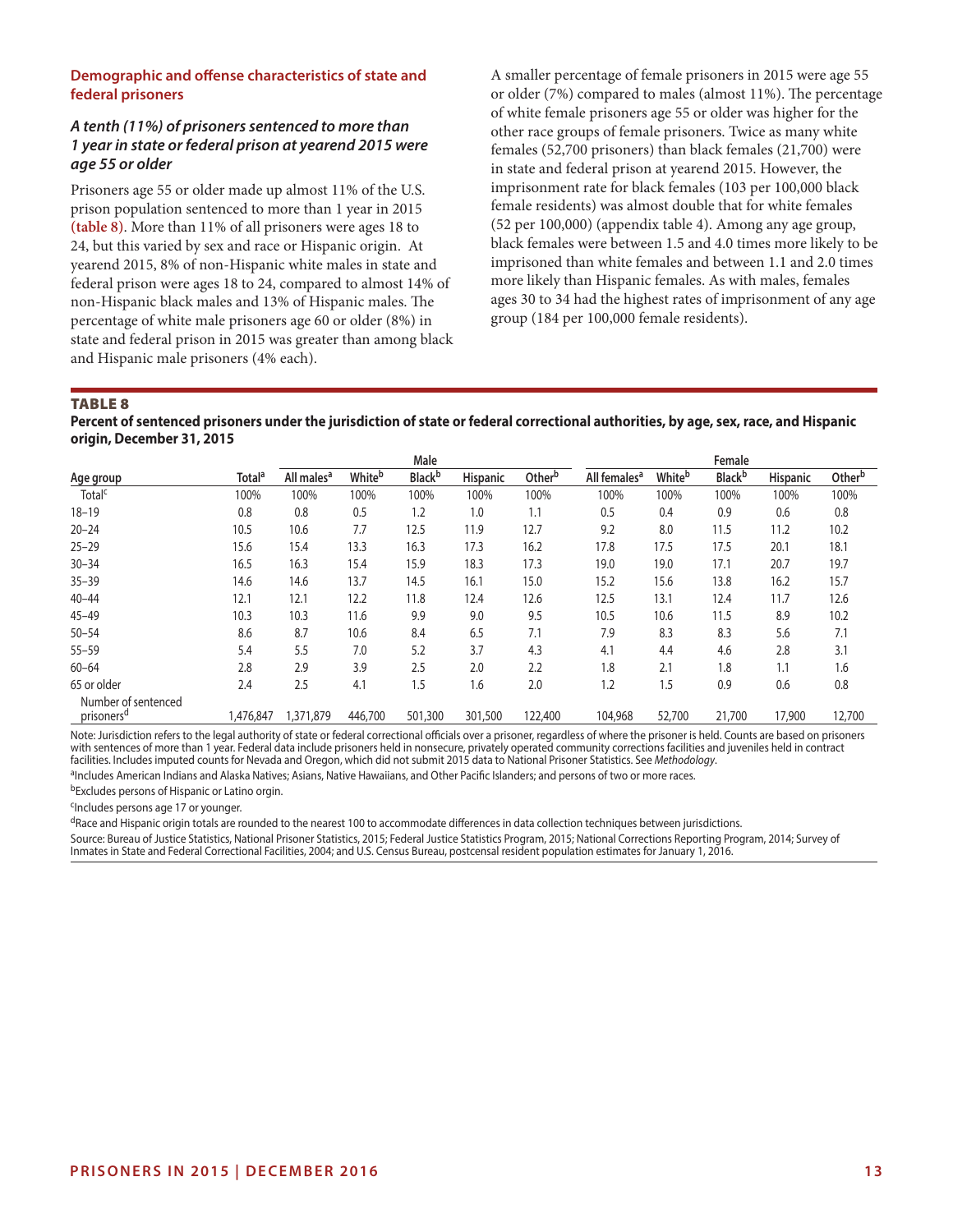## Demographic and offense characteristics of state and federal prisoners

### *A tenth (11%) of prisoners sentenced to more than 1 year in state or federal prison at yearend 2015 were age 55 or older*

Prisoners age 55 or older made up almost 11% of the U.S. prison population sentenced to more than 1 year in 2015 **(table 8)**. More than 11% of all prisoners were ages 18 to 24, but this varied by sex and race or Hispanic origin. At yearend 2015, 8% of non-Hispanic white males in state and federal prison were ages 18 to 24, compared to almost 14% of non-Hispanic black males and 13% of Hispanic males. The percentage of white male prisoners age 60 or older (8%) in state and federal prison in 2015 was greater than among black and Hispanic male prisoners (4% each).

A smaller percentage of female prisoners in 2015 were age 55 or older (7%) compared to males (almost 11%). The percentage of white female prisoners age 55 or older was higher for the other race groups of female prisoners. Twice as many white females (52,700 prisoners) than black females (21,700) were in state and federal prison at yearend 2015. However, the imprisonment rate for black females (103 per 100,000 black female residents) was almost double that for white females (52 per 100,000) (appendix table 4). Among any age group, black females were between 1.5 and 4.0 times more likely to be imprisoned than white females and between 1.1 and 2.0 times more likely than Hispanic females. As with males, females ages 30 to 34 had the highest rates of imprisonment of any age group (184 per 100,000 female residents).

**TABLE 8**

**Percent of sentenced prisoners under the jurisdiction of state or federal correctional authorities, by age, sex, race, and Hispanic origin, December 31, 2015**

| | | Male | | | | | Female | | | | |
|---|---|---|---|---|---|---|---|---|---|---|---|
| Age group | Total[a] | All males[a] | White[b] | Black[b] | Hispanic | Other[b] | All females[a] | White[b] | Black[b] | Hispanic | Other[b] |
| Total[c] | 100% | 100% | 100% | 100% | 100% | 100% | 100% | 100% | 100% | 100% | 100% |
| 18–19 | 0.8 | 0.8 | 0.5 | 1.2 | 1.0 | 1.1 | 0.5 | 0.4 | 0.9 | 0.6 | 0.8 |
| 20–24 | 10.5 | 10.6 | 7.7 | 12.5 | 11.9 | 12.7 | 9.2 | 8.0 | 11.5 | 11.2 | 10.2 |
| 25–29 | 15.6 | 15.4 | 13.3 | 16.3 | 17.3 | 16.2 | 17.8 | 17.5 | 17.5 | 20.1 | 18.1 |
| 30–34 | 16.5 | 16.3 | 15.4 | 15.9 | 18.3 | 17.3 | 19.0 | 19.0 | 17.1 | 20.7 | 19.7 |
| 35–39 | 14.6 | 14.6 | 13.7 | 14.5 | 16.1 | 15.0 | 15.2 | 15.6 | 13.8 | 16.2 | 15.7 |
| 40–44 | 12.1 | 12.1 | 12.2 | 11.8 | 12.4 | 12.6 | 12.5 | 13.1 | 12.4 | 11.7 | 12.6 |
| 45–49 | 10.3 | 10.3 | 11.6 | 9.9 | 9.0 | 9.5 | 10.5 | 10.6 | 11.5 | 8.9 | 10.2 |
| 50–54 | 8.6 | 8.7 | 10.6 | 8.4 | 6.5 | 7.1 | 7.9 | 8.3 | 8.3 | 5.6 | 7.1 |
| 55–59 | 5.4 | 5.5 | 7.0 | 5.2 | 3.7 | 4.3 | 4.1 | 4.4 | 4.6 | 2.8 | 3.1 |
| 60–64 | 2.8 | 2.9 | 3.9 | 2.5 | 2.0 | 2.2 | 1.8 | 2.1 | 1.8 | 1.1 | 1.6 |
| 65 or older | 2.4 | 2.5 | 4.1 | 1.5 | 1.6 | 2.0 | 1.2 | 1.5 | 0.9 | 0.6 | 0.8 |
| Number of sentenced prisoners[d] | 1,476,847 | 1,371,879 | 446,700 | 501,300 | 301,500 | 122,400 | 104,968 | 52,700 | 21,700 | 17,900 | 12,700 |

Note: Jurisdiction refers to the legal authority of state or federal correctional officials over a prisoner, regardless of where the prisoner is held. Counts are based on prisoners with sentences of more than 1 year. Federal data include prisoners held in nonsecure, privately operated community corrections facilities and juveniles held in contract facilities. Includes imputed counts for Nevada and Oregon, which did not submit 2015 data to National Prisoner Statistics. See *Methodology*.

[a]Includes American Indians and Alaska Natives; Asians, Native Hawaiians, and Other Pacific Islanders; and persons of two or more races.

[b]Excludes persons of Hispanic or Latino orgin.

[c]Includes persons age 17 or younger.

[d]Race and Hispanic origin totals are rounded to the nearest 100 to accommodate differences in data collection techniques between jurisdictions.

Source: Bureau of Justice Statistics, National Prisoner Statistics, 2015; Federal Justice Statistics Program, 2015; National Corrections Reporting Program, 2014; Survey of Inmates in State and Federal Correctional Facilities, 2004; and U.S. Census Bureau, postcensal resident population estimates for January 1, 2016.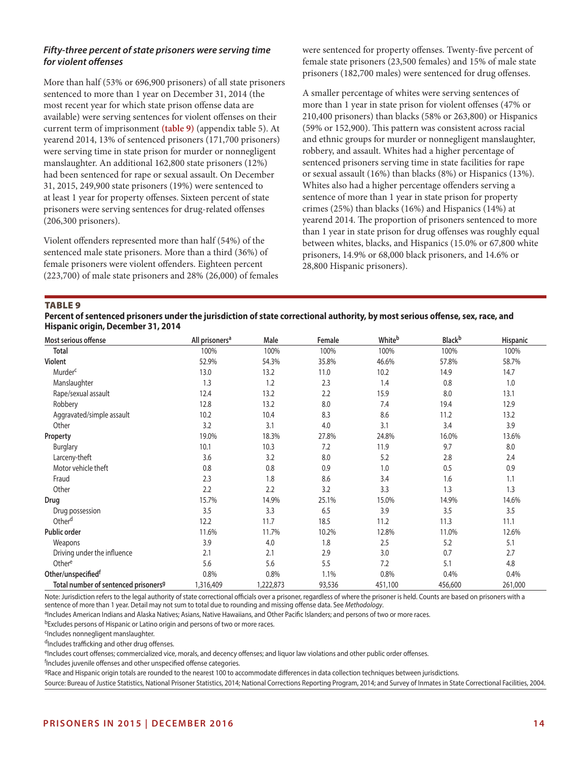### *Fifty-three percent of state prisoners were serving time for violent offenses*

More than half (53% or 696,900 prisoners) of all state prisoners sentenced to more than 1 year on December 31, 2014 (the most recent year for which state prison offense data are available) were serving sentences for violent offenses on their current term of imprisonment **(table 9)** (appendix table 5). At yearend 2014, 13% of sentenced prisoners (171,700 prisoners) were serving time in state prison for murder or nonnegligent manslaughter. An additional 162,800 state prisoners (12%) had been sentenced for rape or sexual assault. On December 31, 2015, 249,900 state prisoners (19%) were sentenced to at least 1 year for property offenses. Sixteen percent of state prisoners were serving sentences for drug-related offenses (206,300 prisoners).

Violent offenders represented more than half (54%) of the sentenced male state prisoners. More than a third (36%) of female prisoners were violent offenders. Eighteen percent (223,700) of male state prisoners and 28% (26,000) of females were sentenced for property offenses. Twenty-five percent of female state prisoners (23,500 females) and 15% of male state prisoners (182,700 males) were sentenced for drug offenses.

A smaller percentage of whites were serving sentences of more than 1 year in state prison for violent offenses (47% or 210,400 prisoners) than blacks (58% or 263,800) or Hispanics (59% or 152,900). This pattern was consistent across racial and ethnic groups for murder or nonnegligent manslaughter, robbery, and assault. Whites had a higher percentage of sentenced prisoners serving time in state facilities for rape or sexual assault (16%) than blacks (8%) or Hispanics (13%). Whites also had a higher percentage offenders serving a sentence of more than 1 year in state prison for property crimes (25%) than blacks (16%) and Hispanics (14%) at yearend 2014. The proportion of prisoners sentenced to more than 1 year in state prison for drug offenses was roughly equal between whites, blacks, and Hispanics (15.0% or 67,800 white prisoners, 14.9% or 68,000 black prisoners, and 14.6% or 28,800 Hispanic prisoners).

**TABLE 9**

**Percent of sentenced prisoners under the jurisdiction of state correctional authority, by most serious offense, sex, race, and Hispanic origin, December 31, 2014**

| Most serious offense | All prisoners[a] | Male | Female | White[b] | Black[b] | Hispanic |
|---|---|---|---|---|---|---|
| Total | 100% | 100% | 100% | 100% | 100% | 100% |
| **Violent** | 52.9% | 54.3% | 35.8% | 46.6% | 57.8% | 58.7% |
| Murder[c] | 13.0 | 13.2 | 11.0 | 10.2 | 14.9 | 14.7 |
| Manslaughter | 1.3 | 1.2 | 2.3 | 1.4 | 0.8 | 1.0 |
| Rape/sexual assault | 12.4 | 13.2 | 2.2 | 15.9 | 8.0 | 13.1 |
| Robbery | 12.8 | 13.2 | 8.0 | 7.4 | 19.4 | 12.9 |
| Aggravated/simple assault | 10.2 | 10.4 | 8.3 | 8.6 | 11.2 | 13.2 |
| Other | 3.2 | 3.1 | 4.0 | 3.1 | 3.4 | 3.9 |
| **Property** | 19.0% | 18.3% | 27.8% | 24.8% | 16.0% | 13.6% |
| Burglary | 10.1 | 10.3 | 7.2 | 11.9 | 9.7 | 8.0 |
| Larceny-theft | 3.6 | 3.2 | 8.0 | 5.2 | 2.8 | 2.4 |
| Motor vehicle theft | 0.8 | 0.8 | 0.9 | 1.0 | 0.5 | 0.9 |
| Fraud | 2.3 | 1.8 | 8.6 | 3.4 | 1.6 | 1.1 |
| Other | 2.2 | 2.2 | 3.2 | 3.3 | 1.3 | 1.3 |
| **Drug** | 15.7% | 14.9% | 25.1% | 15.0% | 14.9% | 14.6% |
| Drug possession | 3.5 | 3.3 | 6.5 | 3.9 | 3.5 | 3.5 |
| Other[d] | 12.2 | 11.7 | 18.5 | 11.2 | 11.3 | 11.1 |
| **Public order** | 11.6% | 11.7% | 10.2% | 12.8% | 11.0% | 12.6% |
| Weapons | 3.9 | 4.0 | 1.8 | 2.5 | 5.2 | 5.1 |
| Driving under the influence | 2.1 | 2.1 | 2.9 | 3.0 | 0.7 | 2.7 |
| Other[e] | 5.6 | 5.6 | 5.5 | 7.2 | 5.1 | 4.8 |
| **Other/unspecified[f]** | 0.8% | 0.8% | 1.1% | 0.8% | 0.4% | 0.4% |
| **Total number of sentenced prisoners[g]** | 1,316,409 | 1,222,873 | 93,536 | 451,100 | 456,600 | 261,000 |

Note: Jurisdiction refers to the legal authority of state correctional officials over a prisoner, regardless of where the prisoner is held. Counts are based on prisoners with a sentence of more than 1 year. Detail may not sum to total due to rounding and missing offense data. See *Methodology*.

[a]Includes American Indians and Alaska Natives; Asians, Native Hawaiians, and Other Pacific Islanders; and persons of two or more races.

[b]Excludes persons of Hispanic or Latino origin and persons of two or more races.

[c]Includes nonnegligent manslaughter.

[d]Includes trafficking and other drug offenses.

[e]Includes court offenses; commercialized vice, morals, and decency offenses; and liquor law violations and other public order offenses.

[f]Includes juvenile offenses and other unspecified offense categories.

[g]Race and Hispanic origin totals are rounded to the nearest 100 to accommodate differences in data collection techniques between jurisdictions.

Source: Bureau of Justice Statistics, National Prisoner Statistics, 2014; National Corrections Reporting Program, 2014; and Survey of Inmates in State Correctional Facilities, 2004.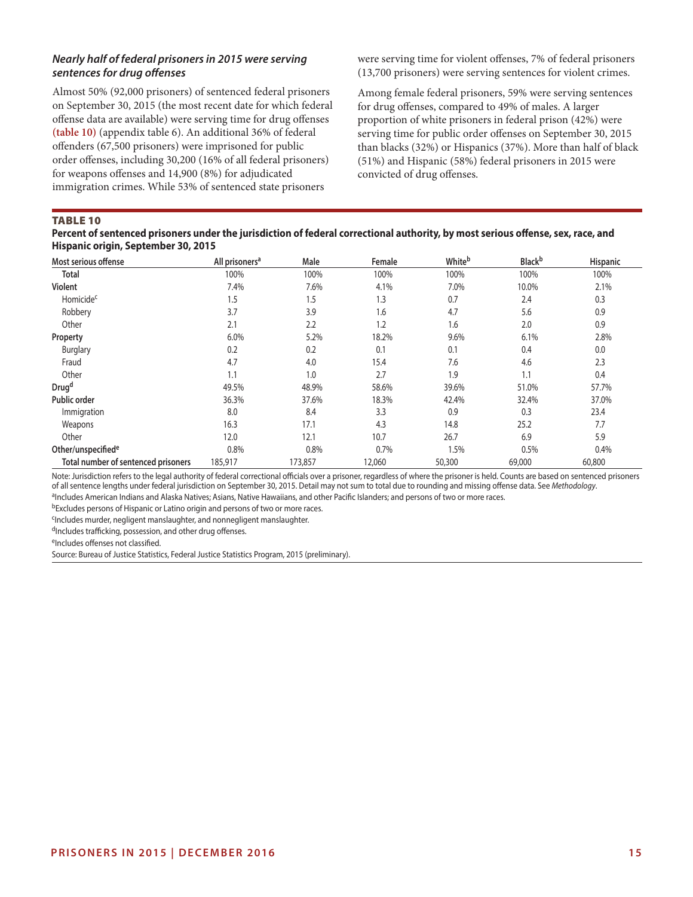### *Nearly half of federal prisoners in 2015 were serving sentences for drug offenses*

Almost 50% (92,000 prisoners) of sentenced federal prisoners on September 30, 2015 (the most recent date for which federal offense data are available) were serving time for drug offenses **(table 10)** (appendix table 6). An additional 36% of federal offenders (67,500 prisoners) were imprisoned for public order offenses, including 30,200 (16% of all federal prisoners) for weapons offenses and 14,900 (8%) for adjudicated immigration crimes. While 53% of sentenced state prisoners were serving time for violent offenses, 7% of federal prisoners (13,700 prisoners) were serving sentences for violent crimes.

Among female federal prisoners, 59% were serving sentences for drug offenses, compared to 49% of males. A larger proportion of white prisoners in federal prison (42%) were serving time for public order offenses on September 30, 2015 than blacks (32%) or Hispanics (37%). More than half of black (51%) and Hispanic (58%) federal prisoners in 2015 were convicted of drug offenses.

**TABLE 10**

**Percent of sentenced prisoners under the jurisdiction of federal correctional authority, by most serious offense, sex, race, and Hispanic origin, September 30, 2015**

| Most serious offense | All prisoners[a] | Male | Female | White[b] | Black[b] | Hispanic |
|---|---|---|---|---|---|---|
| **Total** | 100% | 100% | 100% | 100% | 100% | 100% |
| **Violent** | 7.4% | 7.6% | 4.1% | 7.0% | 10.0% | 2.1% |
| Homicide[c] | 1.5 | 1.5 | 1.3 | 0.7 | 2.4 | 0.3 |
| Robbery | 3.7 | 3.9 | 1.6 | 4.7 | 5.6 | 0.9 |
| Other | 2.1 | 2.2 | 1.2 | 1.6 | 2.0 | 0.9 |
| **Property** | 6.0% | 5.2% | 18.2% | 9.6% | 6.1% | 2.8% |
| Burglary | 0.2 | 0.2 | 0.1 | 0.1 | 0.4 | 0.0 |
| Fraud | 4.7 | 4.0 | 15.4 | 7.6 | 4.6 | 2.3 |
| Other | 1.1 | 1.0 | 2.7 | 1.9 | 1.1 | 0.4 |
| **Drug**[d] | 49.5% | 48.9% | 58.6% | 39.6% | 51.0% | 57.7% |
| **Public order** | 36.3% | 37.6% | 18.3% | 42.4% | 32.4% | 37.0% |
| Immigration | 8.0 | 8.4 | 3.3 | 0.9 | 0.3 | 23.4 |
| Weapons | 16.3 | 17.1 | 4.3 | 14.8 | 25.2 | 7.7 |
| Other | 12.0 | 12.1 | 10.7 | 26.7 | 6.9 | 5.9 |
| **Other/unspecified**[e] | 0.8% | 0.8% | 0.7% | 1.5% | 0.5% | 0.4% |
| **Total number of sentenced prisoners** | 185,917 | 173,857 | 12,060 | 50,300 | 69,000 | 60,800 |

Note: Jurisdiction refers to the legal authority of federal correctional officials over a prisoner, regardless of where the prisoner is held. Counts are based on sentenced prisoners of all sentence lengths under federal jurisdiction on September 30, 2015. Detail may not sum to total due to rounding and missing offense data. See *Methodology*.

[a]Includes American Indians and Alaska Natives; Asians, Native Hawaiians, and other Pacific Islanders; and persons of two or more races.

[b]Excludes persons of Hispanic or Latino origin and persons of two or more races.

[c]Includes murder, negligent manslaughter, and nonnegligent manslaughter.

[d]Includes trafficking, possession, and other drug offenses.

[e]Includes offenses not classified.

Source: Bureau of Justice Statistics, Federal Justice Statistics Program, 2015 (preliminary).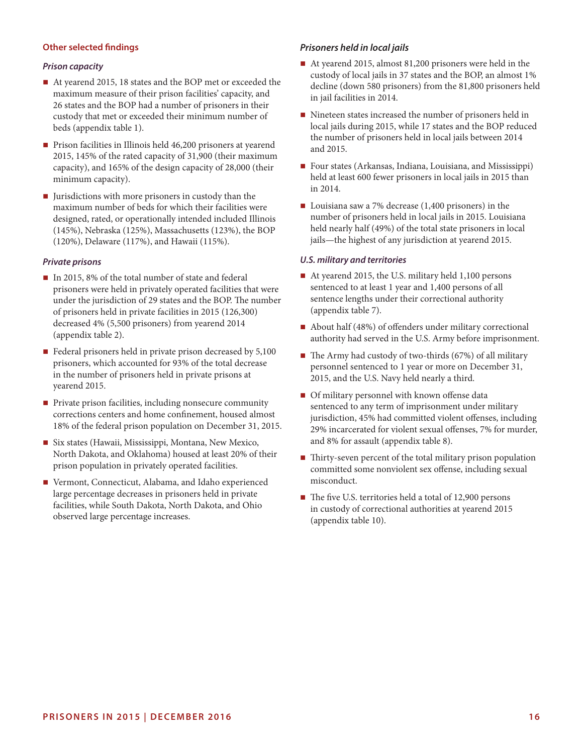## Other selected findings

### *Prison capacity*

- At yearend 2015, 18 states and the BOP met or exceeded the maximum measure of their prison facilities' capacity, and 26 states and the BOP had a number of prisoners in their custody that met or exceeded their minimum number of beds (appendix table 1).
- Prison facilities in Illinois held 46,200 prisoners at yearend 2015, 145% of the rated capacity of 31,900 (their maximum capacity), and 165% of the design capacity of 28,000 (their minimum capacity).
- Jurisdictions with more prisoners in custody than the maximum number of beds for which their facilities were designed, rated, or operationally intended included Illinois (145%), Nebraska (125%), Massachusetts (123%), the BOP (120%), Delaware (117%), and Hawaii (115%).

### *Private prisons*

- In 2015, 8% of the total number of state and federal prisoners were held in privately operated facilities that were under the jurisdiction of 29 states and the BOP. The number of prisoners held in private facilities in 2015 (126,300) decreased 4% (5,500 prisoners) from yearend 2014 (appendix table 2).
- Federal prisoners held in private prison decreased by 5,100 prisoners, which accounted for 93% of the total decrease in the number of prisoners held in private prisons at yearend 2015.
- Private prison facilities, including nonsecure community corrections centers and home confinement, housed almost 18% of the federal prison population on December 31, 2015.
- Six states (Hawaii, Mississippi, Montana, New Mexico, North Dakota, and Oklahoma) housed at least 20% of their prison population in privately operated facilities.
- Vermont, Connecticut, Alabama, and Idaho experienced large percentage decreases in prisoners held in private facilities, while South Dakota, North Dakota, and Ohio observed large percentage increases.

### *Prisoners held in local jails*

- At yearend 2015, almost 81,200 prisoners were held in the custody of local jails in 37 states and the BOP, an almost 1% decline (down 580 prisoners) from the 81,800 prisoners held in jail facilities in 2014.
- Nineteen states increased the number of prisoners held in local jails during 2015, while 17 states and the BOP reduced the number of prisoners held in local jails between 2014 and 2015.
- Four states (Arkansas, Indiana, Louisiana, and Mississippi) held at least 600 fewer prisoners in local jails in 2015 than in 2014.
- Louisiana saw a 7% decrease (1,400 prisoners) in the number of prisoners held in local jails in 2015. Louisiana held nearly half (49%) of the total state prisoners in local jails—the highest of any jurisdiction at yearend 2015.

### *U.S. military and territories*

- At yearend 2015, the U.S. military held 1,100 persons sentenced to at least 1 year and 1,400 persons of all sentence lengths under their correctional authority (appendix table 7).
- About half (48%) of offenders under military correctional authority had served in the U.S. Army before imprisonment.
- The Army had custody of two-thirds (67%) of all military personnel sentenced to 1 year or more on December 31, 2015, and the U.S. Navy held nearly a third.
- Of military personnel with known offense data sentenced to any term of imprisonment under military jurisdiction, 45% had committed violent offenses, including 29% incarcerated for violent sexual offenses, 7% for murder, and 8% for assault (appendix table 8).
- Thirty-seven percent of the total military prison population committed some nonviolent sex offense, including sexual misconduct.
- The five U.S. territories held a total of 12,900 persons in custody of correctional authorities at yearend 2015 (appendix table 10).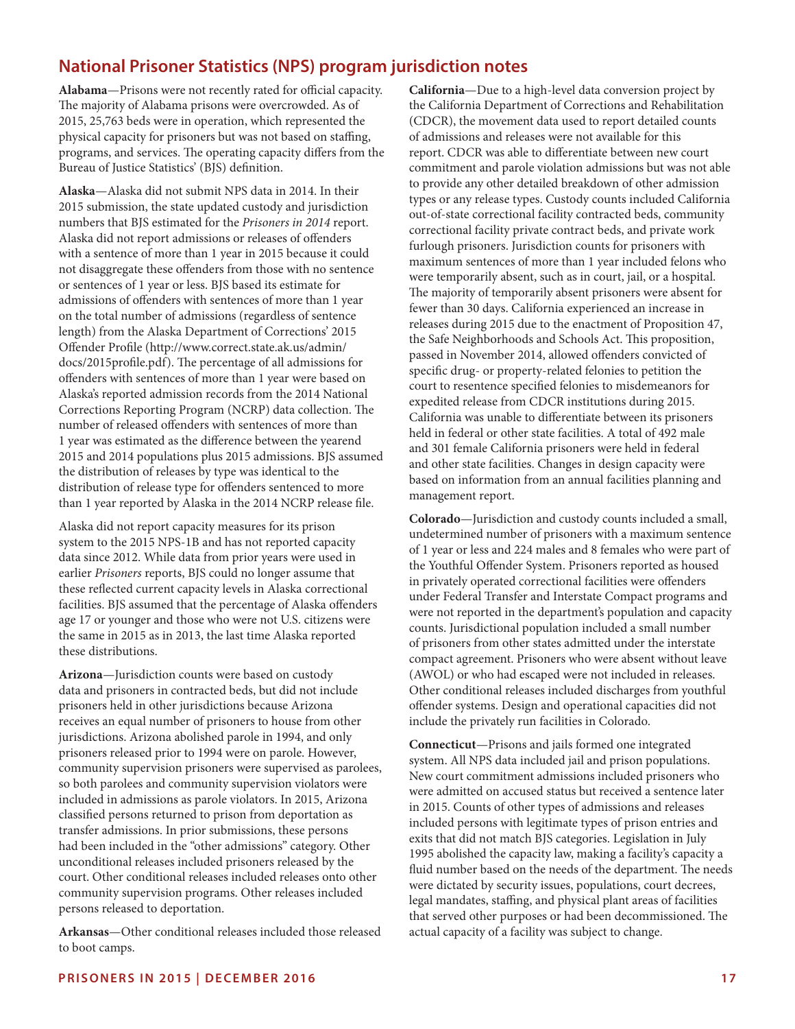## National Prisoner Statistics (NPS) program jurisdiction notes

**Alabama**—Prisons were not recently rated for official capacity. The majority of Alabama prisons were overcrowded. As of 2015, 25,763 beds were in operation, which represented the physical capacity for prisoners but was not based on staffing, programs, and services. The operating capacity differs from the Bureau of Justice Statistics' (BJS) definition.

**Alaska**—Alaska did not submit NPS data in 2014. In their 2015 submission, the state updated custody and jurisdiction numbers that BJS estimated for the *Prisoners in 2014* report. Alaska did not report admissions or releases of offenders with a sentence of more than 1 year in 2015 because it could not disaggregate these offenders from those with no sentence or sentences of 1 year or less. BJS based its estimate for admissions of offenders with sentences of more than 1 year on the total number of admissions (regardless of sentence length) from the Alaska Department of Corrections' 2015 Offender Profile (http://www.correct.state.ak.us/admin/docs/2015profile.pdf). The percentage of all admissions for offenders with sentences of more than 1 year were based on Alaska's reported admission records from the 2014 National Corrections Reporting Program (NCRP) data collection. The number of released offenders with sentences of more than 1 year was estimated as the difference between the yearend 2015 and 2014 populations plus 2015 admissions. BJS assumed the distribution of releases by type was identical to the distribution of release type for offenders sentenced to more than 1 year reported by Alaska in the 2014 NCRP release file.

Alaska did not report capacity measures for its prison system to the 2015 NPS-1B and has not reported capacity data since 2012. While data from prior years were used in earlier *Prisoners* reports, BJS could no longer assume that these reflected current capacity levels in Alaska correctional facilities. BJS assumed that the percentage of Alaska offenders age 17 or younger and those who were not U.S. citizens were the same in 2015 as in 2013, the last time Alaska reported these distributions.

**Arizona**—Jurisdiction counts were based on custody data and prisoners in contracted beds, but did not include prisoners held in other jurisdictions because Arizona receives an equal number of prisoners to house from other jurisdictions. Arizona abolished parole in 1994, and only prisoners released prior to 1994 were on parole. However, community supervision prisoners were supervised as parolees, so both parolees and community supervision violators were included in admissions as parole violators. In 2015, Arizona classified persons returned to prison from deportation as transfer admissions. In prior submissions, these persons had been included in the "other admissions" category. Other unconditional releases included prisoners released by the court. Other conditional releases included releases onto other community supervision programs. Other releases included persons released to deportation.

**Arkansas**—Other conditional releases included those released to boot camps.

**California**—Due to a high-level data conversion project by the California Department of Corrections and Rehabilitation (CDCR), the movement data used to report detailed counts of admissions and releases were not available for this report. CDCR was able to differentiate between new court commitment and parole violation admissions but was not able to provide any other detailed breakdown of other admission types or any release types. Custody counts included California out-of-state correctional facility contracted beds, community correctional facility private contract beds, and private work furlough prisoners. Jurisdiction counts for prisoners with maximum sentences of more than 1 year included felons who were temporarily absent, such as in court, jail, or a hospital. The majority of temporarily absent prisoners were absent for fewer than 30 days. California experienced an increase in releases during 2015 due to the enactment of Proposition 47, the Safe Neighborhoods and Schools Act. This proposition, passed in November 2014, allowed offenders convicted of specific drug- or property-related felonies to petition the court to resentence specified felonies to misdemeanors for expedited release from CDCR institutions during 2015. California was unable to differentiate between its prisoners held in federal or other state facilities. A total of 492 male and 301 female California prisoners were held in federal and other state facilities. Changes in design capacity were based on information from an annual facilities planning and management report.

**Colorado**—Jurisdiction and custody counts included a small, undetermined number of prisoners with a maximum sentence of 1 year or less and 224 males and 8 females who were part of the Youthful Offender System. Prisoners reported as housed in privately operated correctional facilities were offenders under Federal Transfer and Interstate Compact programs and were not reported in the department's population and capacity counts. Jurisdictional population included a small number of prisoners from other states admitted under the interstate compact agreement. Prisoners who were absent without leave (AWOL) or who had escaped were not included in releases. Other conditional releases included discharges from youthful offender systems. Design and operational capacities did not include the privately run facilities in Colorado.

**Connecticut**—Prisons and jails formed one integrated system. All NPS data included jail and prison populations. New court commitment admissions included prisoners who were admitted on accused status but received a sentence later in 2015. Counts of other types of admissions and releases included persons with legitimate types of prison entries and exits that did not match BJS categories. Legislation in July 1995 abolished the capacity law, making a facility's capacity a fluid number based on the needs of the department. The needs were dictated by security issues, populations, court decrees, legal mandates, staffing, and physical plant areas of facilities that served other purposes or had been decommissioned. The actual capacity of a facility was subject to change.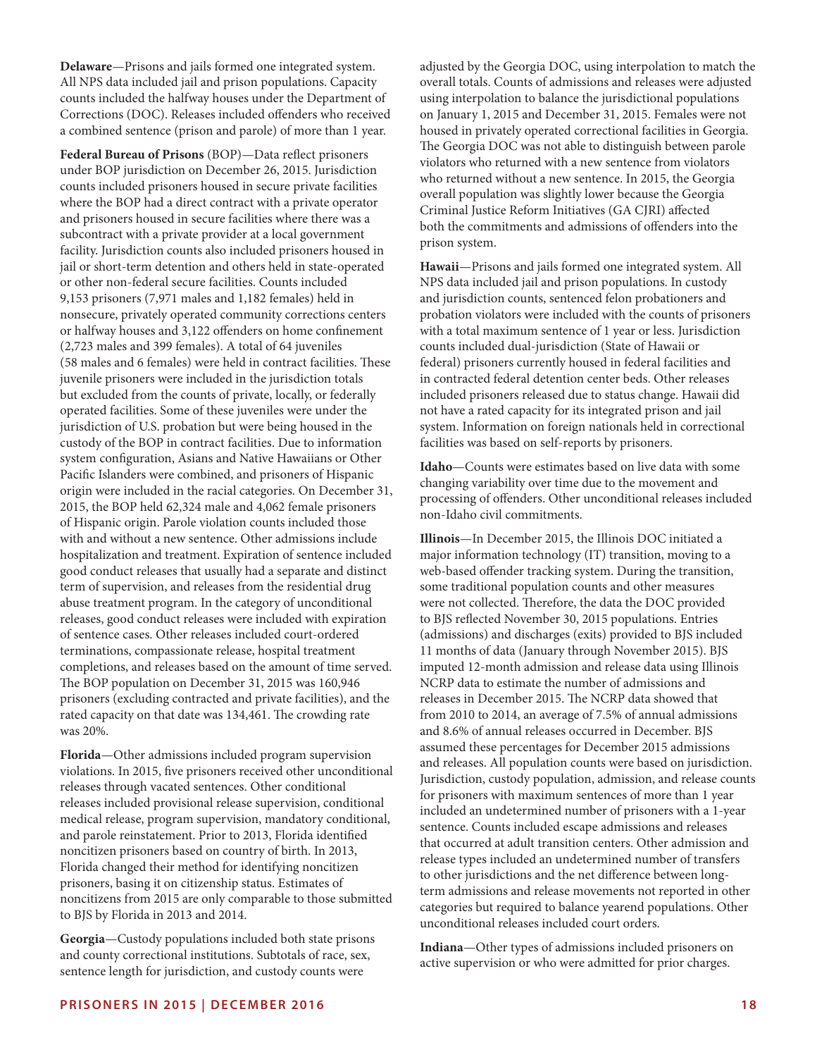**Delaware**—Prisons and jails formed one integrated system. All NPS data included jail and prison populations. Capacity counts included the halfway houses under the Department of Corrections (DOC). Releases included offenders who received a combined sentence (prison and parole) of more than 1 year.

**Federal Bureau of Prisons** (BOP)—Data reflect prisoners under BOP jurisdiction on December 26, 2015. Jurisdiction counts included prisoners housed in secure private facilities where the BOP had a direct contract with a private operator and prisoners housed in secure facilities where there was a subcontract with a private provider at a local government facility. Jurisdiction counts also included prisoners housed in jail or short-term detention and others held in state-operated or other non-federal secure facilities. Counts included 9,153 prisoners (7,971 males and 1,182 females) held in nonsecure, privately operated community corrections centers or halfway houses and 3,122 offenders on home confinement (2,723 males and 399 females). A total of 64 juveniles (58 males and 6 females) were held in contract facilities. These juvenile prisoners were included in the jurisdiction totals but excluded from the counts of private, locally, or federally operated facilities. Some of these juveniles were under the jurisdiction of U.S. probation but were being housed in the custody of the BOP in contract facilities. Due to information system configuration, Asians and Native Hawaiians or Other Pacific Islanders were combined, and prisoners of Hispanic origin were included in the racial categories. On December 31, 2015, the BOP held 62,324 male and 4,062 female prisoners of Hispanic origin. Parole violation counts included those with and without a new sentence. Other admissions include hospitalization and treatment. Expiration of sentence included good conduct releases that usually had a separate and distinct term of supervision, and releases from the residential drug abuse treatment program. In the category of unconditional releases, good conduct releases were included with expiration of sentence cases. Other releases included court-ordered terminations, compassionate release, hospital treatment completions, and releases based on the amount of time served. The BOP population on December 31, 2015 was 160,946 prisoners (excluding contracted and private facilities), and the rated capacity on that date was 134,461. The crowding rate was 20%.

**Florida**—Other admissions included program supervision violations. In 2015, five prisoners received other unconditional releases through vacated sentences. Other conditional releases included provisional release supervision, conditional medical release, program supervision, mandatory conditional, and parole reinstatement. Prior to 2013, Florida identified noncitizen prisoners based on country of birth. In 2013, Florida changed their method for identifying noncitizen prisoners, basing it on citizenship status. Estimates of noncitizens from 2015 are only comparable to those submitted to BJS by Florida in 2013 and 2014.

**Georgia**—Custody populations included both state prisons and county correctional institutions. Subtotals of race, sex, sentence length for jurisdiction, and custody counts were adjusted by the Georgia DOC, using interpolation to match the overall totals. Counts of admissions and releases were adjusted using interpolation to balance the jurisdictional populations on January 1, 2015 and December 31, 2015. Females were not housed in privately operated correctional facilities in Georgia. The Georgia DOC was not able to distinguish between parole violators who returned with a new sentence from violators who returned without a new sentence. In 2015, the Georgia overall population was slightly lower because the Georgia Criminal Justice Reform Initiatives (GA CJRI) affected both the commitments and admissions of offenders into the prison system.

**Hawaii**—Prisons and jails formed one integrated system. All NPS data included jail and prison populations. In custody and jurisdiction counts, sentenced felon probationers and probation violators were included with the counts of prisoners with a total maximum sentence of 1 year or less. Jurisdiction counts included dual-jurisdiction (State of Hawaii or federal) prisoners currently housed in federal facilities and in contracted federal detention center beds. Other releases included prisoners released due to status change. Hawaii did not have a rated capacity for its integrated prison and jail system. Information on foreign nationals held in correctional facilities was based on self-reports by prisoners.

**Idaho**—Counts were estimates based on live data with some changing variability over time due to the movement and processing of offenders. Other unconditional releases included non-Idaho civil commitments.

**Illinois**—In December 2015, the Illinois DOC initiated a major information technology (IT) transition, moving to a web-based offender tracking system. During the transition, some traditional population counts and other measures were not collected. Therefore, the data the DOC provided to BJS reflected November 30, 2015 populations. Entries (admissions) and discharges (exits) provided to BJS included 11 months of data (January through November 2015). BJS imputed 12-month admission and release data using Illinois NCRP data to estimate the number of admissions and releases in December 2015. The NCRP data showed that from 2010 to 2014, an average of 7.5% of annual admissions and 8.6% of annual releases occurred in December. BJS assumed these percentages for December 2015 admissions and releases. All population counts were based on jurisdiction. Jurisdiction, custody population, admission, and release counts for prisoners with maximum sentences of more than 1 year included an undetermined number of prisoners with a 1-year sentence. Counts included escape admissions and releases that occurred at adult transition centers. Other admission and release types included an undetermined number of transfers to other jurisdictions and the net difference between long-term admissions and release movements not reported in other categories but required to balance yearend populations. Other unconditional releases included court orders.

**Indiana**—Other types of admissions included prisoners on active supervision or who were admitted for prior charges.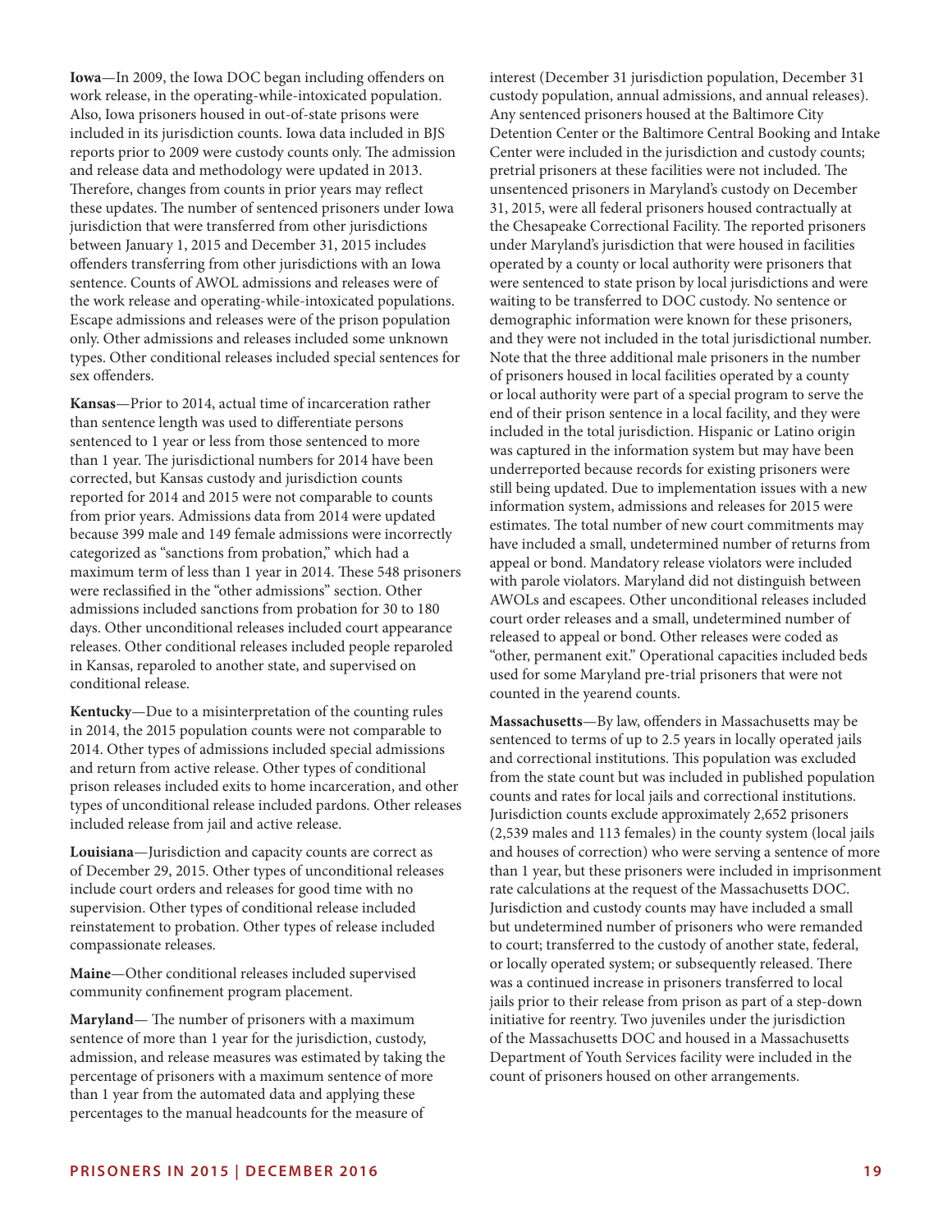**Iowa**—In 2009, the Iowa DOC began including offenders on work release, in the operating-while-intoxicated population. Also, Iowa prisoners housed in out-of-state prisons were included in its jurisdiction counts. Iowa data included in BJS reports prior to 2009 were custody counts only. The admission and release data and methodology were updated in 2013. Therefore, changes from counts in prior years may reflect these updates. The number of sentenced prisoners under Iowa jurisdiction that were transferred from other jurisdictions between January 1, 2015 and December 31, 2015 includes offenders transferring from other jurisdictions with an Iowa sentence. Counts of AWOL admissions and releases were of the work release and operating-while-intoxicated populations. Escape admissions and releases were of the prison population only. Other admissions and releases included some unknown types. Other conditional releases included special sentences for sex offenders.

**Kansas**—Prior to 2014, actual time of incarceration rather than sentence length was used to differentiate persons sentenced to 1 year or less from those sentenced to more than 1 year. The jurisdictional numbers for 2014 have been corrected, but Kansas custody and jurisdiction counts reported for 2014 and 2015 were not comparable to counts from prior years. Admissions data from 2014 were updated because 399 male and 149 female admissions were incorrectly categorized as "sanctions from probation," which had a maximum term of less than 1 year in 2014. These 548 prisoners were reclassified in the "other admissions" section. Other admissions included sanctions from probation for 30 to 180 days. Other unconditional releases included court appearance releases. Other conditional releases included people reparoled in Kansas, reparoled to another state, and supervised on conditional release.

**Kentucky**—Due to a misinterpretation of the counting rules in 2014, the 2015 population counts were not comparable to 2014. Other types of admissions included special admissions and return from active release. Other types of conditional prison releases included exits to home incarceration, and other types of unconditional release included pardons. Other releases included release from jail and active release.

**Louisiana**—Jurisdiction and capacity counts are correct as of December 29, 2015. Other types of unconditional releases include court orders and releases for good time with no supervision. Other types of conditional release included reinstatement to probation. Other types of release included compassionate releases.

**Maine**—Other conditional releases included supervised community confinement program placement.

**Maryland**— The number of prisoners with a maximum sentence of more than 1 year for the jurisdiction, custody, admission, and release measures was estimated by taking the percentage of prisoners with a maximum sentence of more than 1 year from the automated data and applying these percentages to the manual headcounts for the measure of interest (December 31 jurisdiction population, December 31 custody population, annual admissions, and annual releases). Any sentenced prisoners housed at the Baltimore City Detention Center or the Baltimore Central Booking and Intake Center were included in the jurisdiction and custody counts; pretrial prisoners at these facilities were not included. The unsentenced prisoners in Maryland's custody on December 31, 2015, were all federal prisoners housed contractually at the Chesapeake Correctional Facility. The reported prisoners under Maryland's jurisdiction that were housed in facilities operated by a county or local authority were prisoners that were sentenced to state prison by local jurisdictions and were waiting to be transferred to DOC custody. No sentence or demographic information were known for these prisoners, and they were not included in the total jurisdictional number. Note that the three additional male prisoners in the number of prisoners housed in local facilities operated by a county or local authority were part of a special program to serve the end of their prison sentence in a local facility, and they were included in the total jurisdiction. Hispanic or Latino origin was captured in the information system but may have been underreported because records for existing prisoners were still being updated. Due to implementation issues with a new information system, admissions and releases for 2015 were estimates. The total number of new court commitments may have included a small, undetermined number of returns from appeal or bond. Mandatory release violators were included with parole violators. Maryland did not distinguish between AWOLs and escapees. Other unconditional releases included court order releases and a small, undetermined number of released to appeal or bond. Other releases were coded as "other, permanent exit." Operational capacities included beds used for some Maryland pre-trial prisoners that were not counted in the yearend counts.

**Massachusetts**—By law, offenders in Massachusetts may be sentenced to terms of up to 2.5 years in locally operated jails and correctional institutions. This population was excluded from the state count but was included in published population counts and rates for local jails and correctional institutions. Jurisdiction counts exclude approximately 2,652 prisoners (2,539 males and 113 females) in the county system (local jails and houses of correction) who were serving a sentence of more than 1 year, but these prisoners were included in imprisonment rate calculations at the request of the Massachusetts DOC. Jurisdiction and custody counts may have included a small but undetermined number of prisoners who were remanded to court; transferred to the custody of another state, federal, or locally operated system; or subsequently released. There was a continued increase in prisoners transferred to local jails prior to their release from prison as part of a step-down initiative for reentry. Two juveniles under the jurisdiction of the Massachusetts DOC and housed in a Massachusetts Department of Youth Services facility were included in the count of prisoners housed on other arrangements.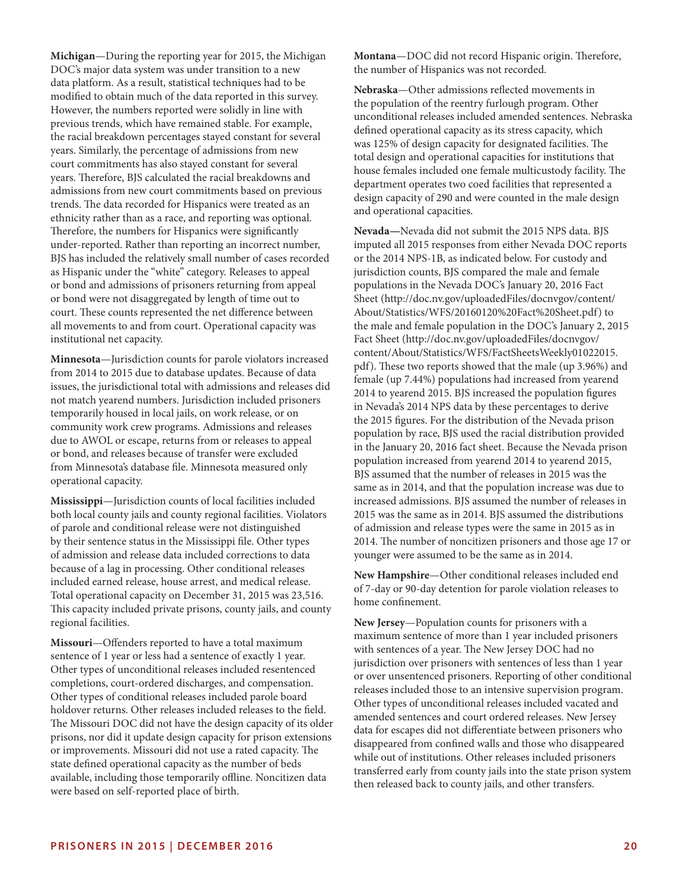**Michigan**—During the reporting year for 2015, the Michigan DOC's major data system was under transition to a new data platform. As a result, statistical techniques had to be modified to obtain much of the data reported in this survey. However, the numbers reported were solidly in line with previous trends, which have remained stable. For example, the racial breakdown percentages stayed constant for several years. Similarly, the percentage of admissions from new court commitments has also stayed constant for several years. Therefore, BJS calculated the racial breakdowns and admissions from new court commitments based on previous trends. The data recorded for Hispanics were treated as an ethnicity rather than as a race, and reporting was optional. Therefore, the numbers for Hispanics were significantly under-reported. Rather than reporting an incorrect number, BJS has included the relatively small number of cases recorded as Hispanic under the "white" category. Releases to appeal or bond and admissions of prisoners returning from appeal or bond were not disaggregated by length of time out to court. These counts represented the net difference between all movements to and from court. Operational capacity was institutional net capacity.

**Minnesota**—Jurisdiction counts for parole violators increased from 2014 to 2015 due to database updates. Because of data issues, the jurisdictional total with admissions and releases did not match yearend numbers. Jurisdiction included prisoners temporarily housed in local jails, on work release, or on community work crew programs. Admissions and releases due to AWOL or escape, returns from or releases to appeal or bond, and releases because of transfer were excluded from Minnesota's database file. Minnesota measured only operational capacity.

**Mississippi**—Jurisdiction counts of local facilities included both local county jails and county regional facilities. Violators of parole and conditional release were not distinguished by their sentence status in the Mississippi file. Other types of admission and release data included corrections to data because of a lag in processing. Other conditional releases included earned release, house arrest, and medical release. Total operational capacity on December 31, 2015 was 23,516. This capacity included private prisons, county jails, and county regional facilities.

**Missouri**—Offenders reported to have a total maximum sentence of 1 year or less had a sentence of exactly 1 year. Other types of unconditional releases included resentenced completions, court-ordered discharges, and compensation. Other types of conditional releases included parole board holdover returns. Other releases included releases to the field. The Missouri DOC did not have the design capacity of its older prisons, nor did it update design capacity for prison extensions or improvements. Missouri did not use a rated capacity. The state defined operational capacity as the number of beds available, including those temporarily offline. Noncitizen data were based on self-reported place of birth.

**Montana**—DOC did not record Hispanic origin. Therefore, the number of Hispanics was not recorded.

**Nebraska**—Other admissions reflected movements in the population of the reentry furlough program. Other unconditional releases included amended sentences. Nebraska defined operational capacity as its stress capacity, which was 125% of design capacity for designated facilities. The total design and operational capacities for institutions that house females included one female multicustody facility. The department operates two coed facilities that represented a design capacity of 290 and were counted in the male design and operational capacities.

**Nevada—**Nevada did not submit the 2015 NPS data. BJS imputed all 2015 responses from either Nevada DOC reports or the 2014 NPS-1B, as indicated below. For custody and jurisdiction counts, BJS compared the male and female populations in the Nevada DOC's January 20, 2016 Fact Sheet (http://doc.nv.gov/uploadedFiles/docnvgov/content/About/Statistics/WFS/20160120%20Fact%20Sheet.pdf) to the male and female population in the DOC's January 2, 2015 Fact Sheet (http://doc.nv.gov/uploadedFiles/docnvgov/content/About/Statistics/WFS/FactSheetsWeekly01022015.pdf). These two reports showed that the male (up 3.96%) and female (up 7.44%) populations had increased from yearend 2014 to yearend 2015. BJS increased the population figures in Nevada's 2014 NPS data by these percentages to derive the 2015 figures. For the distribution of the Nevada prison population by race, BJS used the racial distribution provided in the January 20, 2016 fact sheet. Because the Nevada prison population increased from yearend 2014 to yearend 2015, BJS assumed that the number of releases in 2015 was the same as in 2014, and that the population increase was due to increased admissions. BJS assumed the number of releases in 2015 was the same as in 2014. BJS assumed the distributions of admission and release types were the same in 2015 as in 2014. The number of noncitizen prisoners and those age 17 or younger were assumed to be the same as in 2014.

**New Hampshire**—Other conditional releases included end of 7-day or 90-day detention for parole violation releases to home confinement.

**New Jersey**—Population counts for prisoners with a maximum sentence of more than 1 year included prisoners with sentences of a year. The New Jersey DOC had no jurisdiction over prisoners with sentences of less than 1 year or over unsentenced prisoners. Reporting of other conditional releases included those to an intensive supervision program. Other types of unconditional releases included vacated and amended sentences and court ordered releases. New Jersey data for escapes did not differentiate between prisoners who disappeared from confined walls and those who disappeared while out of institutions. Other releases included prisoners transferred early from county jails into the state prison system then released back to county jails, and other transfers.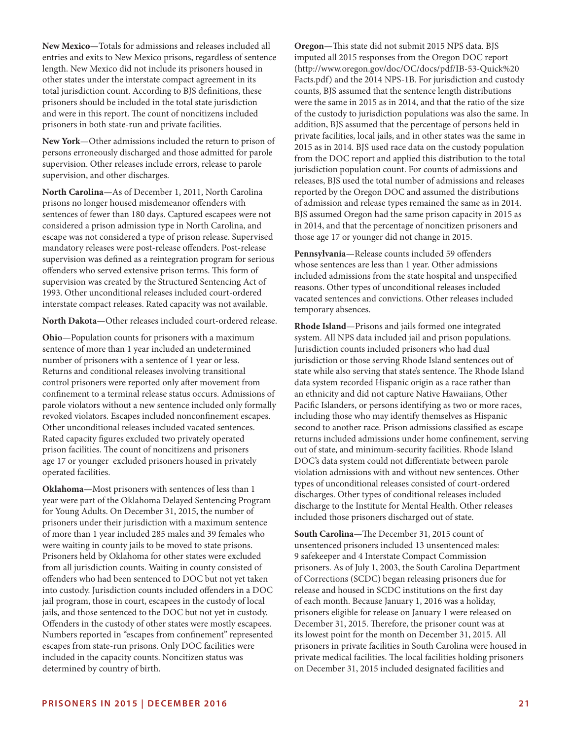**New Mexico**—Totals for admissions and releases included all entries and exits to New Mexico prisons, regardless of sentence length. New Mexico did not include its prisoners housed in other states under the interstate compact agreement in its total jurisdiction count. According to BJS definitions, these prisoners should be included in the total state jurisdiction and were in this report. The count of noncitizens included prisoners in both state-run and private facilities.

**New York**—Other admissions included the return to prison of persons erroneously discharged and those admitted for parole supervision. Other releases include errors, release to parole supervision, and other discharges.

**North Carolina**—As of December 1, 2011, North Carolina prisons no longer housed misdemeanor offenders with sentences of fewer than 180 days. Captured escapees were not considered a prison admission type in North Carolina, and escape was not considered a type of prison release. Supervised mandatory releases were post-release offenders. Post-release supervision was defined as a reintegration program for serious offenders who served extensive prison terms. This form of supervision was created by the Structured Sentencing Act of 1993. Other unconditional releases included court-ordered interstate compact releases. Rated capacity was not available.

**North Dakota**—Other releases included court-ordered release.

**Ohio**—Population counts for prisoners with a maximum sentence of more than 1 year included an undetermined number of prisoners with a sentence of 1 year or less. Returns and conditional releases involving transitional control prisoners were reported only after movement from confinement to a terminal release status occurs. Admissions of parole violators without a new sentence included only formally revoked violators. Escapes included nonconfinement escapes. Other unconditional releases included vacated sentences. Rated capacity figures excluded two privately operated prison facilities. The count of noncitizens and prisoners age 17 or younger excluded prisoners housed in privately operated facilities.

**Oklahoma**—Most prisoners with sentences of less than 1 year were part of the Oklahoma Delayed Sentencing Program for Young Adults. On December 31, 2015, the number of prisoners under their jurisdiction with a maximum sentence of more than 1 year included 285 males and 39 females who were waiting in county jails to be moved to state prisons. Prisoners held by Oklahoma for other states were excluded from all jurisdiction counts. Waiting in county consisted of offenders who had been sentenced to DOC but not yet taken into custody. Jurisdiction counts included offenders in a DOC jail program, those in court, escapees in the custody of local jails, and those sentenced to the DOC but not yet in custody. Offenders in the custody of other states were mostly escapees. Numbers reported in "escapes from confinement" represented escapes from state-run prisons. Only DOC facilities were included in the capacity counts. Noncitizen status was determined by country of birth.

**Oregon**—This state did not submit 2015 NPS data. BJS imputed all 2015 responses from the Oregon DOC report (http://www.oregon.gov/doc/OC/docs/pdf/IB-53-Quick%20Facts.pdf) and the 2014 NPS-1B. For jurisdiction and custody counts, BJS assumed that the sentence length distributions were the same in 2015 as in 2014, and that the ratio of the size of the custody to jurisdiction populations was also the same. In addition, BJS assumed that the percentage of persons held in private facilities, local jails, and in other states was the same in 2015 as in 2014. BJS used race data on the custody population from the DOC report and applied this distribution to the total jurisdiction population count. For counts of admissions and releases, BJS used the total number of admissions and releases reported by the Oregon DOC and assumed the distributions of admission and release types remained the same as in 2014. BJS assumed Oregon had the same prison capacity in 2015 as in 2014, and that the percentage of noncitizen prisoners and those age 17 or younger did not change in 2015.

**Pennsylvania**—Release counts included 59 offenders whose sentences are less than 1 year. Other admissions included admissions from the state hospital and unspecified reasons. Other types of unconditional releases included vacated sentences and convictions. Other releases included temporary absences.

**Rhode Island**—Prisons and jails formed one integrated system. All NPS data included jail and prison populations. Jurisdiction counts included prisoners who had dual jurisdiction or those serving Rhode Island sentences out of state while also serving that state's sentence. The Rhode Island data system recorded Hispanic origin as a race rather than an ethnicity and did not capture Native Hawaiians, Other Pacific Islanders, or persons identifying as two or more races, including those who may identify themselves as Hispanic second to another race. Prison admissions classified as escape returns included admissions under home confinement, serving out of state, and minimum-security facilities. Rhode Island DOC's data system could not differentiate between parole violation admissions with and without new sentences. Other types of unconditional releases consisted of court-ordered discharges. Other types of conditional releases included discharge to the Institute for Mental Health. Other releases included those prisoners discharged out of state.

**South Carolina**—The December 31, 2015 count of unsentenced prisoners included 13 unsentenced males: 9 safekeeper and 4 Interstate Compact Commission prisoners. As of July 1, 2003, the South Carolina Department of Corrections (SCDC) began releasing prisoners due for release and housed in SCDC institutions on the first day of each month. Because January 1, 2016 was a holiday, prisoners eligible for release on January 1 were released on December 31, 2015. Therefore, the prisoner count was at its lowest point for the month on December 31, 2015. All prisoners in private facilities in South Carolina were housed in private medical facilities. The local facilities holding prisoners on December 31, 2015 included designated facilities and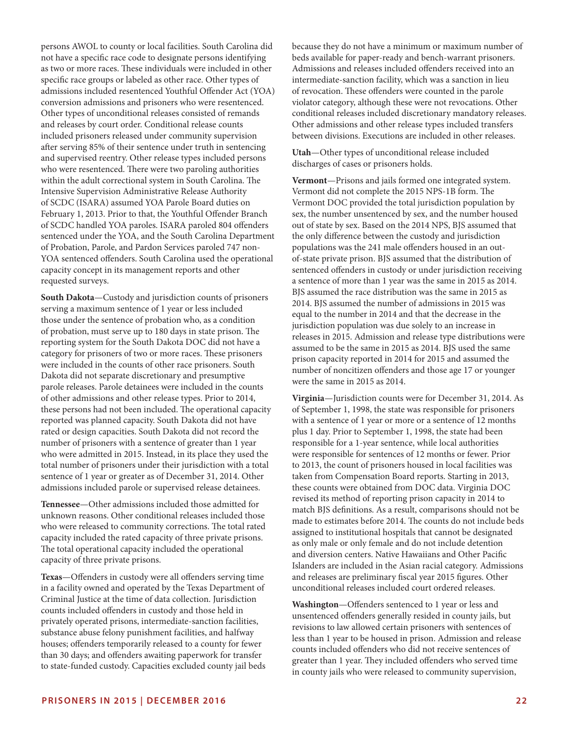persons AWOL to county or local facilities. South Carolina did not have a specific race code to designate persons identifying as two or more races. These individuals were included in other specific race groups or labeled as other race. Other types of admissions included resentenced Youthful Offender Act (YOA) conversion admissions and prisoners who were resentenced. Other types of unconditional releases consisted of remands and releases by court order. Conditional release counts included prisoners released under community supervision after serving 85% of their sentence under truth in sentencing and supervised reentry. Other release types included persons who were resentenced. There were two paroling authorities within the adult correctional system in South Carolina. The Intensive Supervision Administrative Release Authority of SCDC (ISARA) assumed YOA Parole Board duties on February 1, 2013. Prior to that, the Youthful Offender Branch of SCDC handled YOA paroles. ISARA paroled 804 offenders sentenced under the YOA, and the South Carolina Department of Probation, Parole, and Pardon Services paroled 747 non-YOA sentenced offenders. South Carolina used the operational capacity concept in its management reports and other requested surveys.

**South Dakota**—Custody and jurisdiction counts of prisoners serving a maximum sentence of 1 year or less included those under the sentence of probation who, as a condition of probation, must serve up to 180 days in state prison. The reporting system for the South Dakota DOC did not have a category for prisoners of two or more races. These prisoners were included in the counts of other race prisoners. South Dakota did not separate discretionary and presumptive parole releases. Parole detainees were included in the counts of other admissions and other release types. Prior to 2014, these persons had not been included. The operational capacity reported was planned capacity. South Dakota did not have rated or design capacities. South Dakota did not record the number of prisoners with a sentence of greater than 1 year who were admitted in 2015. Instead, in its place they used the total number of prisoners under their jurisdiction with a total sentence of 1 year or greater as of December 31, 2014. Other admissions included parole or supervised release detainees.

**Tennessee**—Other admissions included those admitted for unknown reasons. Other conditional releases included those who were released to community corrections. The total rated capacity included the rated capacity of three private prisons. The total operational capacity included the operational capacity of three private prisons.

**Texas**—Offenders in custody were all offenders serving time in a facility owned and operated by the Texas Department of Criminal Justice at the time of data collection. Jurisdiction counts included offenders in custody and those held in privately operated prisons, intermediate-sanction facilities, substance abuse felony punishment facilities, and halfway houses; offenders temporarily released to a county for fewer than 30 days; and offenders awaiting paperwork for transfer to state-funded custody. Capacities excluded county jail beds because they do not have a minimum or maximum number of beds available for paper-ready and bench-warrant prisoners. Admissions and releases included offenders received into an intermediate-sanction facility, which was a sanction in lieu of revocation. These offenders were counted in the parole violator category, although these were not revocations. Other conditional releases included discretionary mandatory releases. Other admissions and other release types included transfers between divisions. Executions are included in other releases.

**Utah**—Other types of unconditional release included discharges of cases or prisoners holds.

**Vermont**—Prisons and jails formed one integrated system. Vermont did not complete the 2015 NPS-1B form. The Vermont DOC provided the total jurisdiction population by sex, the number unsentenced by sex, and the number housed out of state by sex. Based on the 2014 NPS, BJS assumed that the only difference between the custody and jurisdiction populations was the 241 male offenders housed in an out-of-state private prison. BJS assumed that the distribution of sentenced offenders in custody or under jurisdiction receiving a sentence of more than 1 year was the same in 2015 as 2014. BJS assumed the race distribution was the same in 2015 as 2014. BJS assumed the number of admissions in 2015 was equal to the number in 2014 and that the decrease in the jurisdiction population was due solely to an increase in releases in 2015. Admission and release type distributions were assumed to be the same in 2015 as 2014. BJS used the same prison capacity reported in 2014 for 2015 and assumed the number of noncitizen offenders and those age 17 or younger were the same in 2015 as 2014.

**Virginia**—Jurisdiction counts were for December 31, 2014. As of September 1, 1998, the state was responsible for prisoners with a sentence of 1 year or more or a sentence of 12 months plus 1 day. Prior to September 1, 1998, the state had been responsible for a 1-year sentence, while local authorities were responsible for sentences of 12 months or fewer. Prior to 2013, the count of prisoners housed in local facilities was taken from Compensation Board reports. Starting in 2013, these counts were obtained from DOC data. Virginia DOC revised its method of reporting prison capacity in 2014 to match BJS definitions. As a result, comparisons should not be made to estimates before 2014. The counts do not include beds assigned to institutional hospitals that cannot be designated as only male or only female and do not include detention and diversion centers. Native Hawaiians and Other Pacific Islanders are included in the Asian racial category. Admissions and releases are preliminary fiscal year 2015 figures. Other unconditional releases included court ordered releases.

**Washington**—Offenders sentenced to 1 year or less and unsentenced offenders generally resided in county jails, but revisions to law allowed certain prisoners with sentences of less than 1 year to be housed in prison. Admission and release counts included offenders who did not receive sentences of greater than 1 year. They included offenders who served time in county jails who were released to community supervision,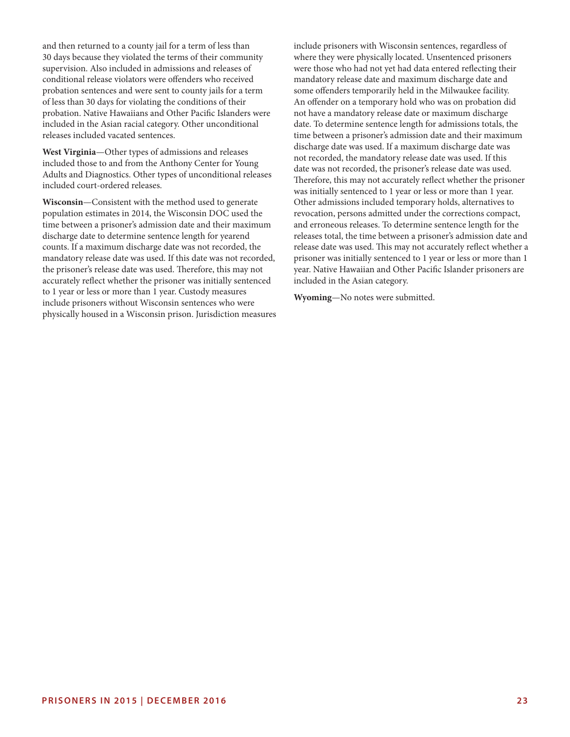and then returned to a county jail for a term of less than 30 days because they violated the terms of their community supervision. Also included in admissions and releases of conditional release violators were offenders who received probation sentences and were sent to county jails for a term of less than 30 days for violating the conditions of their probation. Native Hawaiians and Other Pacific Islanders were included in the Asian racial category. Other unconditional releases included vacated sentences.

**West Virginia**—Other types of admissions and releases included those to and from the Anthony Center for Young Adults and Diagnostics. Other types of unconditional releases included court-ordered releases.

**Wisconsin**—Consistent with the method used to generate population estimates in 2014, the Wisconsin DOC used the time between a prisoner's admission date and their maximum discharge date to determine sentence length for yearend counts. If a maximum discharge date was not recorded, the mandatory release date was used. If this date was not recorded, the prisoner's release date was used. Therefore, this may not accurately reflect whether the prisoner was initially sentenced to 1 year or less or more than 1 year. Custody measures include prisoners without Wisconsin sentences who were physically housed in a Wisconsin prison. Jurisdiction measures include prisoners with Wisconsin sentences, regardless of where they were physically located. Unsentenced prisoners were those who had not yet had data entered reflecting their mandatory release date and maximum discharge date and some offenders temporarily held in the Milwaukee facility. An offender on a temporary hold who was on probation did not have a mandatory release date or maximum discharge date. To determine sentence length for admissions totals, the time between a prisoner's admission date and their maximum discharge date was used. If a maximum discharge date was not recorded, the mandatory release date was used. If this date was not recorded, the prisoner's release date was used. Therefore, this may not accurately reflect whether the prisoner was initially sentenced to 1 year or less or more than 1 year. Other admissions included temporary holds, alternatives to revocation, persons admitted under the corrections compact, and erroneous releases. To determine sentence length for the releases total, the time between a prisoner's admission date and release date was used. This may not accurately reflect whether a prisoner was initially sentenced to 1 year or less or more than 1 year. Native Hawaiian and Other Pacific Islander prisoners are included in the Asian category.

**Wyoming**—No notes were submitted.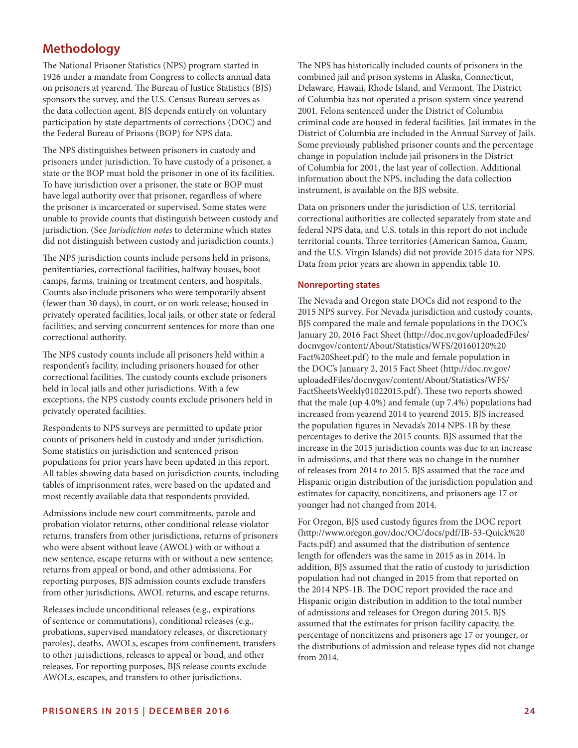## Methodology

The National Prisoner Statistics (NPS) program started in 1926 under a mandate from Congress to collects annual data on prisoners at yearend. The Bureau of Justice Statistics (BJS) sponsors the survey, and the U.S. Census Bureau serves as the data collection agent. BJS depends entirely on voluntary participation by state departments of corrections (DOC) and the Federal Bureau of Prisons (BOP) for NPS data.

The NPS distinguishes between prisoners in custody and prisoners under jurisdiction. To have custody of a prisoner, a state or the BOP must hold the prisoner in one of its facilities. To have jurisdiction over a prisoner, the state or BOP must have legal authority over that prisoner, regardless of where the prisoner is incarcerated or supervised. Some states were unable to provide counts that distinguish between custody and jurisdiction. (See *Jurisdiction notes* to determine which states did not distinguish between custody and jurisdiction counts.)

The NPS jurisdiction counts include persons held in prisons, penitentiaries, correctional facilities, halfway houses, boot camps, farms, training or treatment centers, and hospitals. Counts also include prisoners who were temporarily absent (fewer than 30 days), in court, or on work release; housed in privately operated facilities, local jails, or other state or federal facilities; and serving concurrent sentences for more than one correctional authority.

The NPS custody counts include all prisoners held within a respondent's facility, including prisoners housed for other correctional facilities. The custody counts exclude prisoners held in local jails and other jurisdictions. With a few exceptions, the NPS custody counts exclude prisoners held in privately operated facilities.

Respondents to NPS surveys are permitted to update prior counts of prisoners held in custody and under jurisdiction. Some statistics on jurisdiction and sentenced prison populations for prior years have been updated in this report. All tables showing data based on jurisdiction counts, including tables of imprisonment rates, were based on the updated and most recently available data that respondents provided.

Admissions include new court commitments, parole and probation violator returns, other conditional release violator returns, transfers from other jurisdictions, returns of prisoners who were absent without leave (AWOL) with or without a new sentence, escape returns with or without a new sentence; returns from appeal or bond, and other admissions. For reporting purposes, BJS admission counts exclude transfers from other jurisdictions, AWOL returns, and escape returns.

Releases include unconditional releases (e.g., expirations of sentence or commutations), conditional releases (e.g., probations, supervised mandatory releases, or discretionary paroles), deaths, AWOLs, escapes from confinement, transfers to other jurisdictions, releases to appeal or bond, and other releases. For reporting purposes, BJS release counts exclude AWOLs, escapes, and transfers to other jurisdictions.

The NPS has historically included counts of prisoners in the combined jail and prison systems in Alaska, Connecticut, Delaware, Hawaii, Rhode Island, and Vermont. The District of Columbia has not operated a prison system since yearend 2001. Felons sentenced under the District of Columbia criminal code are housed in federal facilities. Jail inmates in the District of Columbia are included in the Annual Survey of Jails. Some previously published prisoner counts and the percentage change in population include jail prisoners in the District of Columbia for 2001, the last year of collection. Additional information about the NPS, including the data collection instrument, is available on the BJS website.

Data on prisoners under the jurisdiction of U.S. territorial correctional authorities are collected separately from state and federal NPS data, and U.S. totals in this report do not include territorial counts. Three territories (American Samoa, Guam, and the U.S. Virgin Islands) did not provide 2015 data for NPS. Data from prior years are shown in appendix table 10.

### Nonreporting states

The Nevada and Oregon state DOCs did not respond to the 2015 NPS survey. For Nevada jurisdiction and custody counts, BJS compared the male and female populations in the DOC's January 20, 2016 Fact Sheet (http://doc.nv.gov/uploadedFiles/docnvgov/content/About/Statistics/WFS/20160120%20Fact%20Sheet.pdf) to the male and female population in the DOC's January 2, 2015 Fact Sheet (http://doc.nv.gov/uploadedFiles/docnvgov/content/About/Statistics/WFS/FactSheetsWeekly01022015.pdf). These two reports showed that the male (up 4.0%) and female (up 7.4%) populations had increased from yearend 2014 to yearend 2015. BJS increased the population figures in Nevada's 2014 NPS-1B by these percentages to derive the 2015 counts. BJS assumed that the increase in the 2015 jurisdiction counts was due to an increase in admissions, and that there was no change in the number of releases from 2014 to 2015. BJS assumed that the race and Hispanic origin distribution of the jurisdiction population and estimates for capacity, noncitizens, and prisoners age 17 or younger had not changed from 2014.

For Oregon, BJS used custody figures from the DOC report (http://www.oregon.gov/doc/OC/docs/pdf/IB-53-Quick%20Facts.pdf) and assumed that the distribution of sentence length for offenders was the same in 2015 as in 2014. In addition, BJS assumed that the ratio of custody to jurisdiction population had not changed in 2015 from that reported on the 2014 NPS-1B. The DOC report provided the race and Hispanic origin distribution in addition to the total number of admissions and releases for Oregon during 2015. BJS assumed that the estimates for prison facility capacity, the percentage of noncitizens and prisoners age 17 or younger, or the distributions of admission and release types did not change from 2014.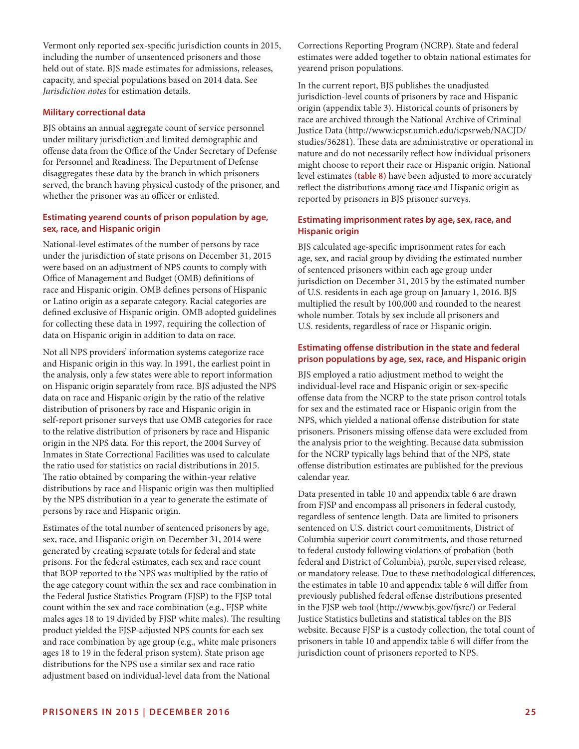Vermont only reported sex-specific jurisdiction counts in 2015, including the number of unsentenced prisoners and those held out of state. BJS made estimates for admissions, releases, capacity, and special populations based on 2014 data. See *Jurisdiction notes* for estimation details.

### Military correctional data

BJS obtains an annual aggregate count of service personnel under military jurisdiction and limited demographic and offense data from the Office of the Under Secretary of Defense for Personnel and Readiness. The Department of Defense disaggregates these data by the branch in which prisoners served, the branch having physical custody of the prisoner, and whether the prisoner was an officer or enlisted.

### Estimating yearend counts of prison population by age, sex, race, and Hispanic origin

National-level estimates of the number of persons by race under the jurisdiction of state prisons on December 31, 2015 were based on an adjustment of NPS counts to comply with Office of Management and Budget (OMB) definitions of race and Hispanic origin. OMB defines persons of Hispanic or Latino origin as a separate category. Racial categories are defined exclusive of Hispanic origin. OMB adopted guidelines for collecting these data in 1997, requiring the collection of data on Hispanic origin in addition to data on race.

Not all NPS providers' information systems categorize race and Hispanic origin in this way. In 1991, the earliest point in the analysis, only a few states were able to report information on Hispanic origin separately from race. BJS adjusted the NPS data on race and Hispanic origin by the ratio of the relative distribution of prisoners by race and Hispanic origin in self-report prisoner surveys that use OMB categories for race to the relative distribution of prisoners by race and Hispanic origin in the NPS data. For this report, the 2004 Survey of Inmates in State Correctional Facilities was used to calculate the ratio used for statistics on racial distributions in 2015. The ratio obtained by comparing the within-year relative distributions by race and Hispanic origin was then multiplied by the NPS distribution in a year to generate the estimate of persons by race and Hispanic origin.

Estimates of the total number of sentenced prisoners by age, sex, race, and Hispanic origin on December 31, 2014 were generated by creating separate totals for federal and state prisons. For the federal estimates, each sex and race count that BOP reported to the NPS was multiplied by the ratio of the age category count within the sex and race combination in the Federal Justice Statistics Program (FJSP) to the FJSP total count within the sex and race combination (e.g., FJSP white males ages 18 to 19 divided by FJSP white males). The resulting product yielded the FJSP-adjusted NPS counts for each sex and race combination by age group (e.g., white male prisoners ages 18 to 19 in the federal prison system). State prison age distributions for the NPS use a similar sex and race ratio adjustment based on individual-level data from the National Corrections Reporting Program (NCRP). State and federal estimates were added together to obtain national estimates for yearend prison populations.

In the current report, BJS publishes the unadjusted jurisdiction-level counts of prisoners by race and Hispanic origin (appendix table 3). Historical counts of prisoners by race are archived through the National Archive of Criminal Justice Data (http://www.icpsr.umich.edu/icpsrweb/NACJD/studies/36281). These data are administrative or operational in nature and do not necessarily reflect how individual prisoners might choose to report their race or Hispanic origin. National level estimates **(table 8)** have been adjusted to more accurately reflect the distributions among race and Hispanic origin as reported by prisoners in BJS prisoner surveys.

### Estimating imprisonment rates by age, sex, race, and Hispanic origin

BJS calculated age-specific imprisonment rates for each age, sex, and racial group by dividing the estimated number of sentenced prisoners within each age group under jurisdiction on December 31, 2015 by the estimated number of U.S. residents in each age group on January 1, 2016. BJS multiplied the result by 100,000 and rounded to the nearest whole number. Totals by sex include all prisoners and U.S. residents, regardless of race or Hispanic origin.

### Estimating offense distribution in the state and federal prison populations by age, sex, race, and Hispanic origin

BJS employed a ratio adjustment method to weight the individual-level race and Hispanic origin or sex-specific offense data from the NCRP to the state prison control totals for sex and the estimated race or Hispanic origin from the NPS, which yielded a national offense distribution for state prisoners. Prisoners missing offense data were excluded from the analysis prior to the weighting. Because data submission for the NCRP typically lags behind that of the NPS, state offense distribution estimates are published for the previous calendar year.

Data presented in table 10 and appendix table 6 are drawn from FJSP and encompass all prisoners in federal custody, regardless of sentence length. Data are limited to prisoners sentenced on U.S. district court commitments, District of Columbia superior court commitments, and those returned to federal custody following violations of probation (both federal and District of Columbia), parole, supervised release, or mandatory release. Due to these methodological differences, the estimates in table 10 and appendix table 6 will differ from previously published federal offense distributions presented in the FJSP web tool (http://www.bjs.gov/fjsrc/) or Federal Justice Statistics bulletins and statistical tables on the BJS website. Because FJSP is a custody collection, the total count of prisoners in table 10 and appendix table 6 will differ from the jurisdiction count of prisoners reported to NPS.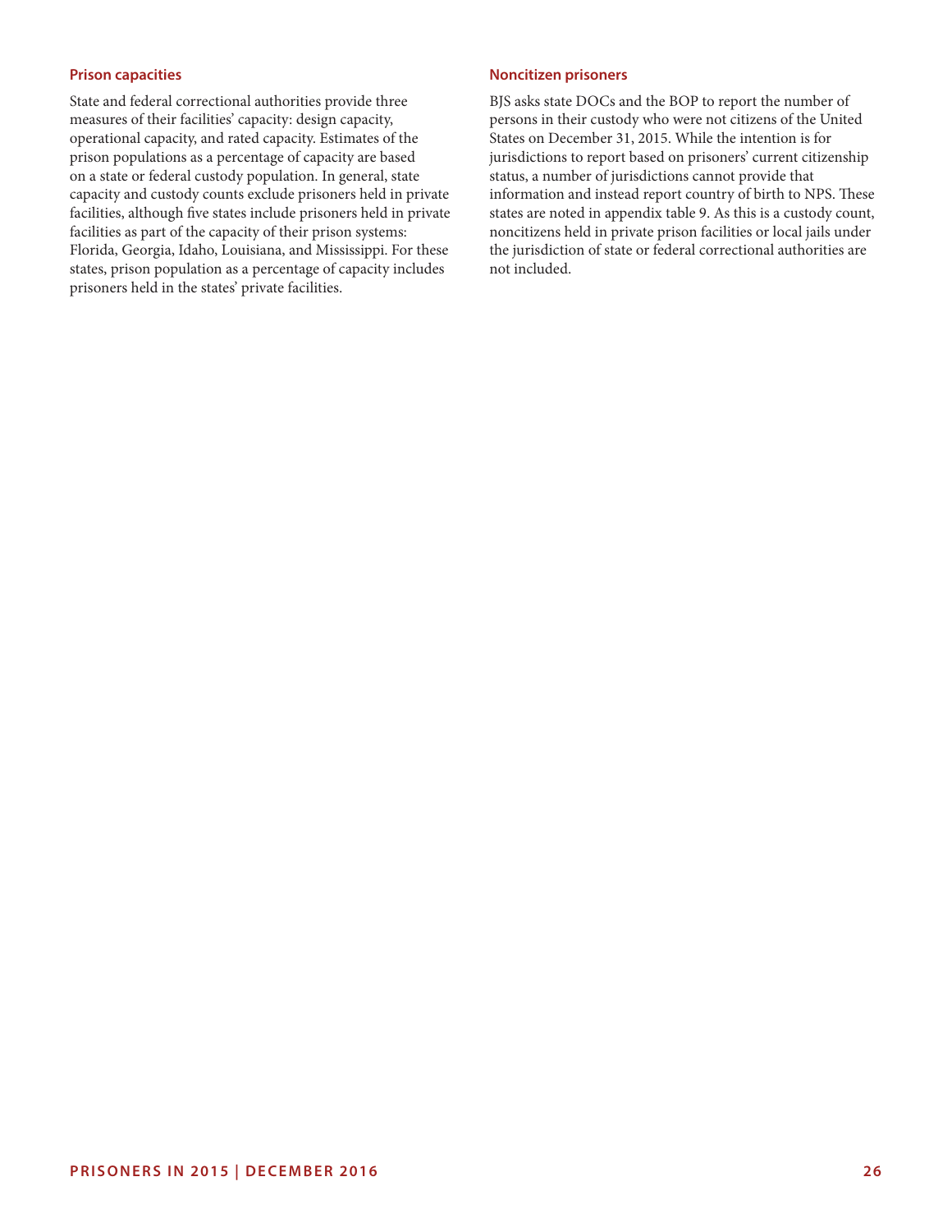### Prison capacities

State and federal correctional authorities provide three measures of their facilities' capacity: design capacity, operational capacity, and rated capacity. Estimates of the prison populations as a percentage of capacity are based on a state or federal custody population. In general, state capacity and custody counts exclude prisoners held in private facilities, although five states include prisoners held in private facilities as part of the capacity of their prison systems: Florida, Georgia, Idaho, Louisiana, and Mississippi. For these states, prison population as a percentage of capacity includes prisoners held in the states' private facilities.

### Noncitizen prisoners

BJS asks state DOCs and the BOP to report the number of persons in their custody who were not citizens of the United States on December 31, 2015. While the intention is for jurisdictions to report based on prisoners' current citizenship status, a number of jurisdictions cannot provide that information and instead report country of birth to NPS. These states are noted in appendix table 9. As this is a custody count, noncitizens held in private prison facilities or local jails under the jurisdiction of state or federal correctional authorities are not included.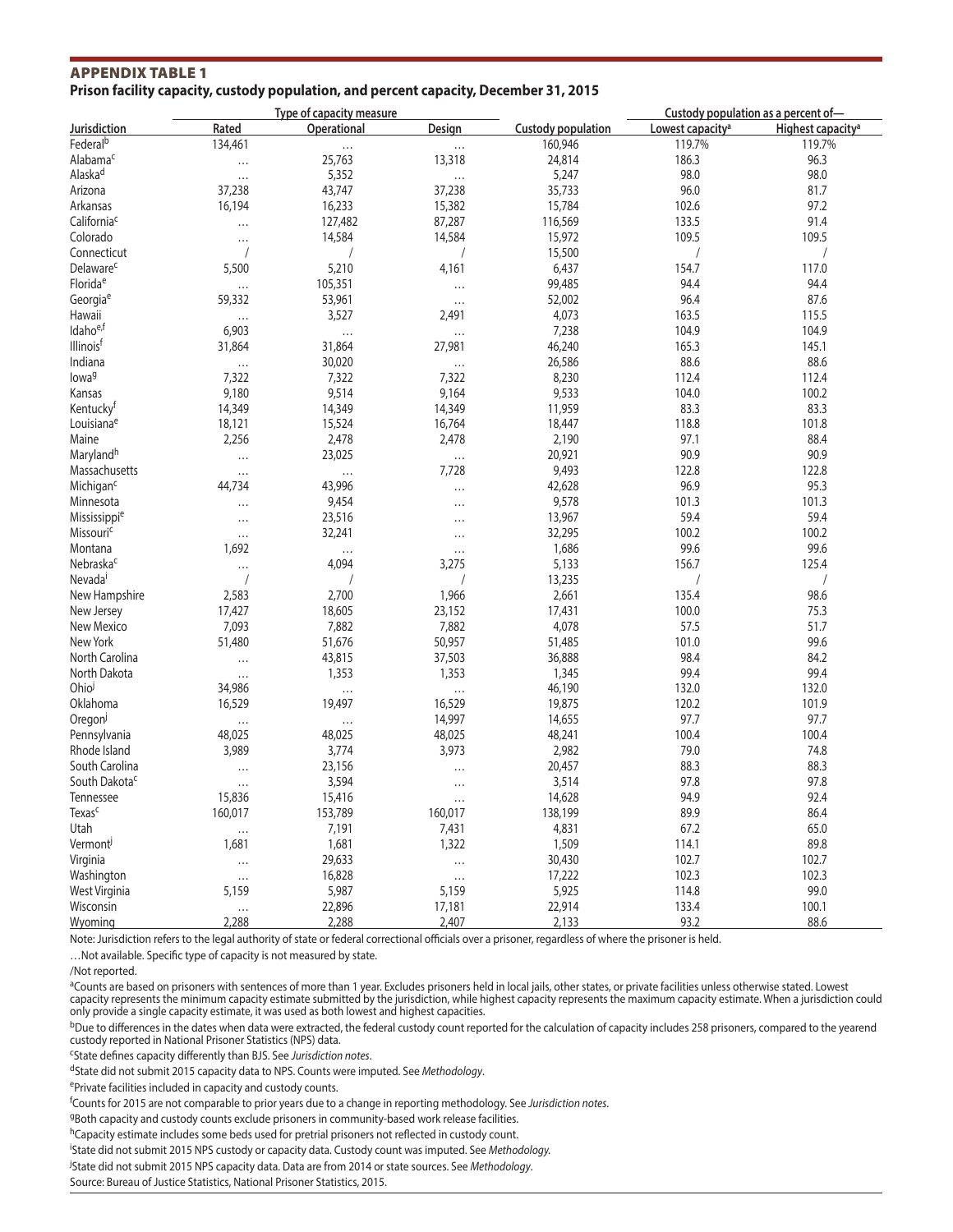## APPENDIX TABLE 1

**Prison facility capacity, custody population, and percent capacity, December 31, 2015**

| Jurisdiction | Type of capacity measure | | | Custody population | Custody population as a percent of— | |
|---|---|---|---|---|---|---|
| | Rated | Operational | Design | | Lowest capacity[a] | Highest capacity[a] |
| Federal[b] | 134,461 | … | … | 160,946 | 119.7% | 119.7% |
| Alabama[c] | … | 25,763 | 13,318 | 24,814 | 186.3 | 96.3 |
| Alaska[d] | … | 5,352 | … | 5,247 | 98.0 | 98.0 |
| Arizona | 37,238 | 43,747 | 37,238 | 35,733 | 96.0 | 81.7 |
| Arkansas | 16,194 | 16,233 | 15,382 | 15,784 | 102.6 | 97.2 |
| California[c] | … | 127,482 | 87,287 | 116,569 | 133.5 | 91.4 |
| Colorado | … | 14,584 | 14,584 | 15,972 | 109.5 | 109.5 |
| Connecticut | / | / | / | 15,500 | / | / |
| Delaware[c] | 5,500 | 5,210 | 4,161 | 6,437 | 154.7 | 117.0 |
| Florida[e] | … | 105,351 | … | 99,485 | 94.4 | 94.4 |
| Georgia[e] | 59,332 | 53,961 | … | 52,002 | 96.4 | 87.6 |
| Hawaii | … | 3,527 | 2,491 | 4,073 | 163.5 | 115.5 |
| Idaho[e,f] | 6,903 | … | … | 7,238 | 104.9 | 104.9 |
| Illinois[f] | 31,864 | 31,864 | 27,981 | 46,240 | 165.3 | 145.1 |
| Indiana | … | 30,020 | … | 26,586 | 88.6 | 88.6 |
| Iowa[g] | 7,322 | 7,322 | 7,322 | 8,230 | 112.4 | 112.4 |
| Kansas | 9,180 | 9,514 | 9,164 | 9,533 | 104.0 | 100.2 |
| Kentucky[f] | 14,349 | 14,349 | 14,349 | 11,959 | 83.3 | 83.3 |
| Louisiana[e] | 18,121 | 15,524 | 16,764 | 18,447 | 118.8 | 101.8 |
| Maine | 2,256 | 2,478 | 2,478 | 2,190 | 97.1 | 88.4 |
| Maryland[h] | … | 23,025 | … | 20,921 | 90.9 | 90.9 |
| Massachusetts | … | … | 7,728 | 9,493 | 122.8 | 122.8 |
| Michigan[c] | 44,734 | 43,996 | … | 42,628 | 96.9 | 95.3 |
| Minnesota | … | 9,454 | … | 9,578 | 101.3 | 101.3 |
| Mississippi[e] | … | 23,516 | … | 13,967 | 59.4 | 59.4 |
| Missouri[c] | … | 32,241 | … | 32,295 | 100.2 | 100.2 |
| Montana | 1,692 | … | … | 1,686 | 99.6 | 99.6 |
| Nebraska[c] | … | 4,094 | 3,275 | 5,133 | 156.7 | 125.4 |
| Nevada[i] | / | / | / | 13,235 | / | / |
| New Hampshire | 2,583 | 2,700 | 1,966 | 2,661 | 135.4 | 98.6 |
| New Jersey | 17,427 | 18,605 | 23,152 | 17,431 | 100.0 | 75.3 |
| New Mexico | 7,093 | 7,882 | 7,882 | 4,078 | 57.5 | 51.7 |
| New York | 51,480 | 51,676 | 50,957 | 51,485 | 101.0 | 99.6 |
| North Carolina | … | 43,815 | 37,503 | 36,888 | 98.4 | 84.2 |
| North Dakota | … | 1,353 | 1,353 | 1,345 | 99.4 | 99.4 |
| Ohio[j] | 34,986 | … | … | 46,190 | 132.0 | 132.0 |
| Oklahoma | 16,529 | 19,497 | 16,529 | 19,875 | 120.2 | 101.9 |
| Oregon[j] | … | … | 14,997 | 14,655 | 97.7 | 97.7 |
| Pennsylvania | 48,025 | 48,025 | 48,025 | 48,241 | 100.4 | 100.4 |
| Rhode Island | 3,989 | 3,774 | 3,973 | 2,982 | 79.0 | 74.8 |
| South Carolina | … | 23,156 | … | 20,457 | 88.3 | 88.3 |
| South Dakota[c] | … | 3,594 | … | 3,514 | 97.8 | 97.8 |
| Tennessee | 15,836 | 15,416 | … | 14,628 | 94.9 | 92.4 |
| Texas[c] | 160,017 | 153,789 | 160,017 | 138,199 | 89.9 | 86.4 |
| Utah | … | 7,191 | 7,431 | 4,831 | 67.2 | 65.0 |
| Vermont[j] | 1,681 | 1,681 | 1,322 | 1,509 | 114.1 | 89.8 |
| Virginia | … | 29,633 | … | 30,430 | 102.7 | 102.7 |
| Washington | … | 16,828 | … | 17,222 | 102.3 | 102.3 |
| West Virginia | 5,159 | 5,987 | 5,159 | 5,925 | 114.8 | 99.0 |
| Wisconsin | … | 22,896 | 17,181 | 22,914 | 133.4 | 100.1 |
| Wyoming | 2,288 | 2,288 | 2,407 | 2,133 | 93.2 | 88.6 |

Note: Jurisdiction refers to the legal authority of state or federal correctional officials over a prisoner, regardless of where the prisoner is held.

…Not available. Specific type of capacity is not measured by state.

/Not reported.

[a]Counts are based on prisoners with sentences of more than 1 year. Excludes prisoners held in local jails, other states, or private facilities unless otherwise stated. Lowest capacity represents the minimum capacity estimate submitted by the jurisdiction, while highest capacity represents the maximum capacity estimate. When a jurisdiction could only provide a single capacity estimate, it was used as both lowest and highest capacities.

[b]Due to differences in the dates when data were extracted, the federal custody count reported for the calculation of capacity includes 258 prisoners, compared to the yearend custody reported in National Prisoner Statistics (NPS) data.

[c]State defines capacity differently than BJS. See *Jurisdiction notes*.

[d]State did not submit 2015 capacity data to NPS. Counts were imputed. See *Methodology*.

[e]Private facilities included in capacity and custody counts.

[f]Counts for 2015 are not comparable to prior years due to a change in reporting methodology. See *Jurisdiction notes*.

[g]Both capacity and custody counts exclude prisoners in community-based work release facilities.

[h]Capacity estimate includes some beds used for pretrial prisoners not reflected in custody count.

[i]State did not submit 2015 NPS custody or capacity data. Custody count was imputed. See *Methodology.*

[j]State did not submit 2015 NPS capacity data. Data are from 2014 or state sources. See *Methodology*.

Source: Bureau of Justice Statistics, National Prisoner Statistics, 2015.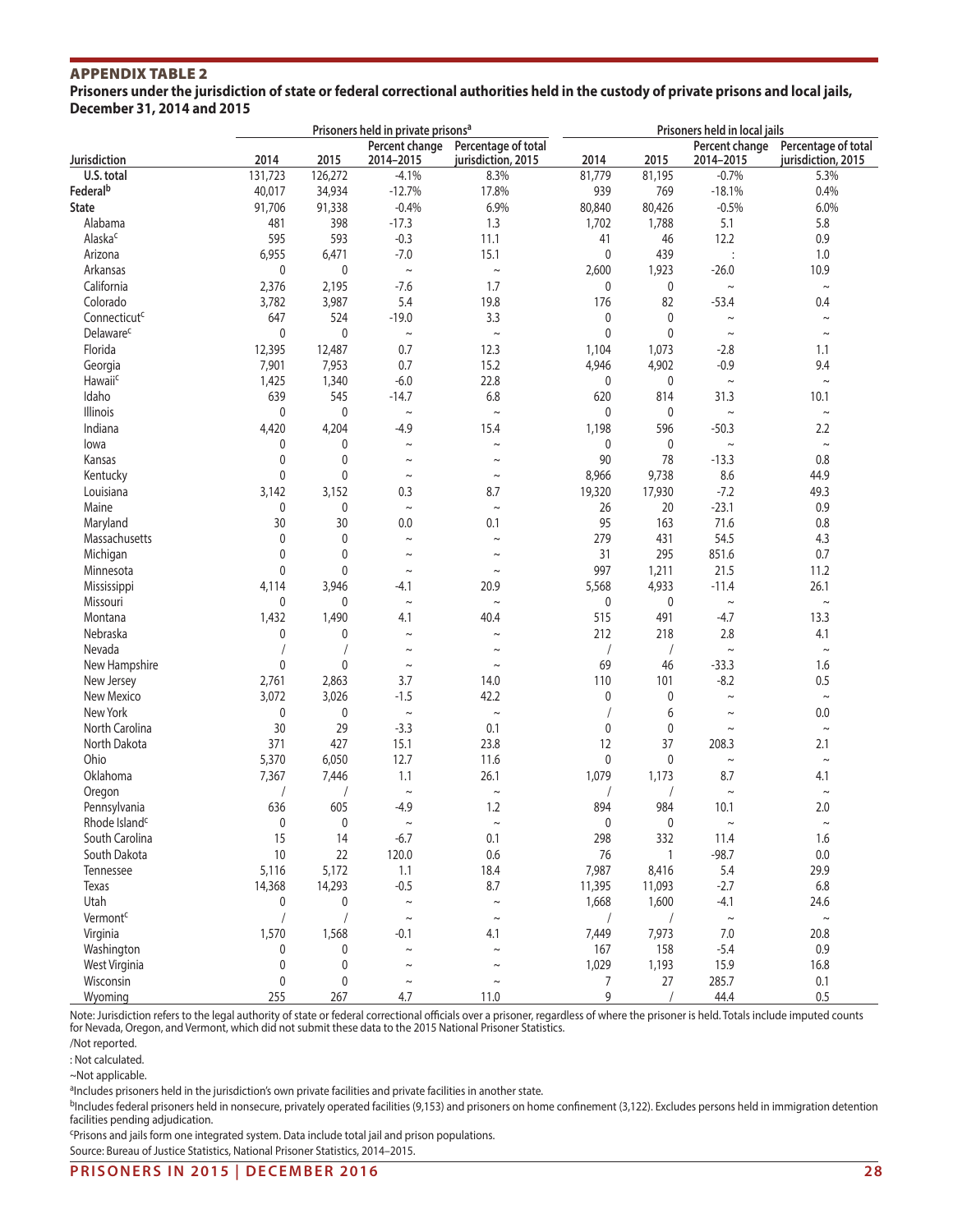## APPENDIX TABLE 2

**Prisoners under the jurisdiction of state or federal correctional authorities held in the custody of private prisons and local jails, December 31, 2014 and 2015**

| | Prisoners held in private prisons[a] | | | | Prisoners held in local jails | | | |
|---|---|---|---|---|---|---|---|---|
| Jurisdiction | 2014 | 2015 | Percent change 2014–2015 | Percentage of total jurisdiction, 2015 | 2014 | 2015 | Percent change 2014–2015 | Percentage of total jurisdiction, 2015 |
| U.S. total | 131,723 | 126,272 | -4.1% | 8.3% | 81,779 | 81,195 | -0.7% | 5.3% |
| Federal[b] | 40,017 | 34,934 | -12.7% | 17.8% | 939 | 769 | -18.1% | 0.4% |
| State | 91,706 | 91,338 | -0.4% | 6.9% | 80,840 | 80,426 | -0.5% | 6.0% |
| Alabama | 481 | 398 | -17.3 | 1.3 | 1,702 | 1,788 | 5.1 | 5.8 |
| Alaska[c] | 595 | 593 | -0.3 | 11.1 | 41 | 46 | 12.2 | 0.9 |
| Arizona | 6,955 | 6,471 | -7.0 | 15.1 | 0 | 439 | : | 1.0 |
| Arkansas | 0 | 0 | ~ | ~ | 2,600 | 1,923 | -26.0 | 10.9 |
| California | 2,376 | 2,195 | -7.6 | 1.7 | 0 | 0 | ~ | ~ |
| Colorado | 3,782 | 3,987 | 5.4 | 19.8 | 176 | 82 | -53.4 | 0.4 |
| Connecticut[c] | 647 | 524 | -19.0 | 3.3 | 0 | 0 | ~ | ~ |
| Delaware[c] | 0 | 0 | ~ | ~ | 0 | 0 | ~ | ~ |
| Florida | 12,395 | 12,487 | 0.7 | 12.3 | 1,104 | 1,073 | -2.8 | 1.1 |
| Georgia | 7,901 | 7,953 | 0.7 | 15.2 | 4,946 | 4,902 | -0.9 | 9.4 |
| Hawaii[c] | 1,425 | 1,340 | -6.0 | 22.8 | 0 | 0 | ~ | ~ |
| Idaho | 639 | 545 | -14.7 | 6.8 | 620 | 814 | 31.3 | 10.1 |
| Illinois | 0 | 0 | ~ | ~ | 0 | 0 | ~ | ~ |
| Indiana | 4,420 | 4,204 | -4.9 | 15.4 | 1,198 | 596 | -50.3 | 2.2 |
| Iowa | 0 | 0 | ~ | ~ | 0 | 0 | ~ | ~ |
| Kansas | 0 | 0 | ~ | ~ | 90 | 78 | -13.3 | 0.8 |
| Kentucky | 0 | 0 | ~ | ~ | 8,966 | 9,738 | 8.6 | 44.9 |
| Louisiana | 3,142 | 3,152 | 0.3 | 8.7 | 19,320 | 17,930 | -7.2 | 49.3 |
| Maine | 0 | 0 | ~ | ~ | 26 | 20 | -23.1 | 0.9 |
| Maryland | 30 | 30 | 0.0 | 0.1 | 95 | 163 | 71.6 | 0.8 |
| Massachusetts | 0 | 0 | ~ | ~ | 279 | 431 | 54.5 | 4.3 |
| Michigan | 0 | 0 | ~ | ~ | 31 | 295 | 851.6 | 0.7 |
| Minnesota | 0 | 0 | ~ | ~ | 997 | 1,211 | 21.5 | 11.2 |
| Mississippi | 4,114 | 3,946 | -4.1 | 20.9 | 5,568 | 4,933 | -11.4 | 26.1 |
| Missouri | 0 | 0 | ~ | ~ | 0 | 0 | ~ | ~ |
| Montana | 1,432 | 1,490 | 4.1 | 40.4 | 515 | 491 | -4.7 | 13.3 |
| Nebraska | 0 | 0 | ~ | ~ | 212 | 218 | 2.8 | 4.1 |
| Nevada | / | / | ~ | ~ | / | / | ~ | ~ |
| New Hampshire | 0 | 0 | ~ | ~ | 69 | 46 | -33.3 | 1.6 |
| New Jersey | 2,761 | 2,863 | 3.7 | 14.0 | 110 | 101 | -8.2 | 0.5 |
| New Mexico | 3,072 | 3,026 | -1.5 | 42.2 | 0 | 0 | ~ | ~ |
| New York | 0 | 0 | ~ | ~ | / | 6 | ~ | 0.0 |
| North Carolina | 30 | 29 | -3.3 | 0.1 | 0 | 0 | ~ | ~ |
| North Dakota | 371 | 427 | 15.1 | 23.8 | 12 | 37 | 208.3 | 2.1 |
| Ohio | 5,370 | 6,050 | 12.7 | 11.6 | 0 | 0 | ~ | ~ |
| Oklahoma | 7,367 | 7,446 | 1.1 | 26.1 | 1,079 | 1,173 | 8.7 | 4.1 |
| Oregon | / | / | ~ | ~ | / | / | ~ | ~ |
| Pennsylvania | 636 | 605 | -4.9 | 1.2 | 894 | 984 | 10.1 | 2.0 |
| Rhode Island[c] | 0 | 0 | ~ | ~ | 0 | 0 | ~ | ~ |
| South Carolina | 15 | 14 | -6.7 | 0.1 | 298 | 332 | 11.4 | 1.6 |
| South Dakota | 10 | 22 | 120.0 | 0.6 | 76 | 1 | -98.7 | 0.0 |
| Tennessee | 5,116 | 5,172 | 1.1 | 18.4 | 7,987 | 8,416 | 5.4 | 29.9 |
| Texas | 14,368 | 14,293 | -0.5 | 8.7 | 11,395 | 11,093 | -2.7 | 6.8 |
| Utah | 0 | 0 | ~ | ~ | 1,668 | 1,600 | -4.1 | 24.6 |
| Vermont[c] | / | / | ~ | ~ | / | / | ~ | ~ |
| Virginia | 1,570 | 1,568 | -0.1 | 4.1 | 7,449 | 7,973 | 7.0 | 20.8 |
| Washington | 0 | 0 | ~ | ~ | 167 | 158 | -5.4 | 0.9 |
| West Virginia | 0 | 0 | ~ | ~ | 1,029 | 1,193 | 15.9 | 16.8 |
| Wisconsin | 0 | 0 | ~ | ~ | 7 | 27 | 285.7 | 0.1 |
| Wyoming | 255 | 267 | 4.7 | 11.0 | 9 | / | 44.4 | 0.5 |

Note: Jurisdiction refers to the legal authority of state or federal correctional officials over a prisoner, regardless of where the prisoner is held. Totals include imputed counts for Nevada, Oregon, and Vermont, which did not submit these data to the 2015 National Prisoner Statistics.

/Not reported.

: Not calculated.

~Not applicable.

[a]Includes prisoners held in the jurisdiction's own private facilities and private facilities in another state.

[b]Includes federal prisoners held in nonsecure, privately operated facilities (9,153) and prisoners on home confinement (3,122). Excludes persons held in immigration detention facilities pending adjudication.

[c]Prisons and jails form one integrated system. Data include total jail and prison populations.

Source: Bureau of Justice Statistics, National Prisoner Statistics, 2014–2015.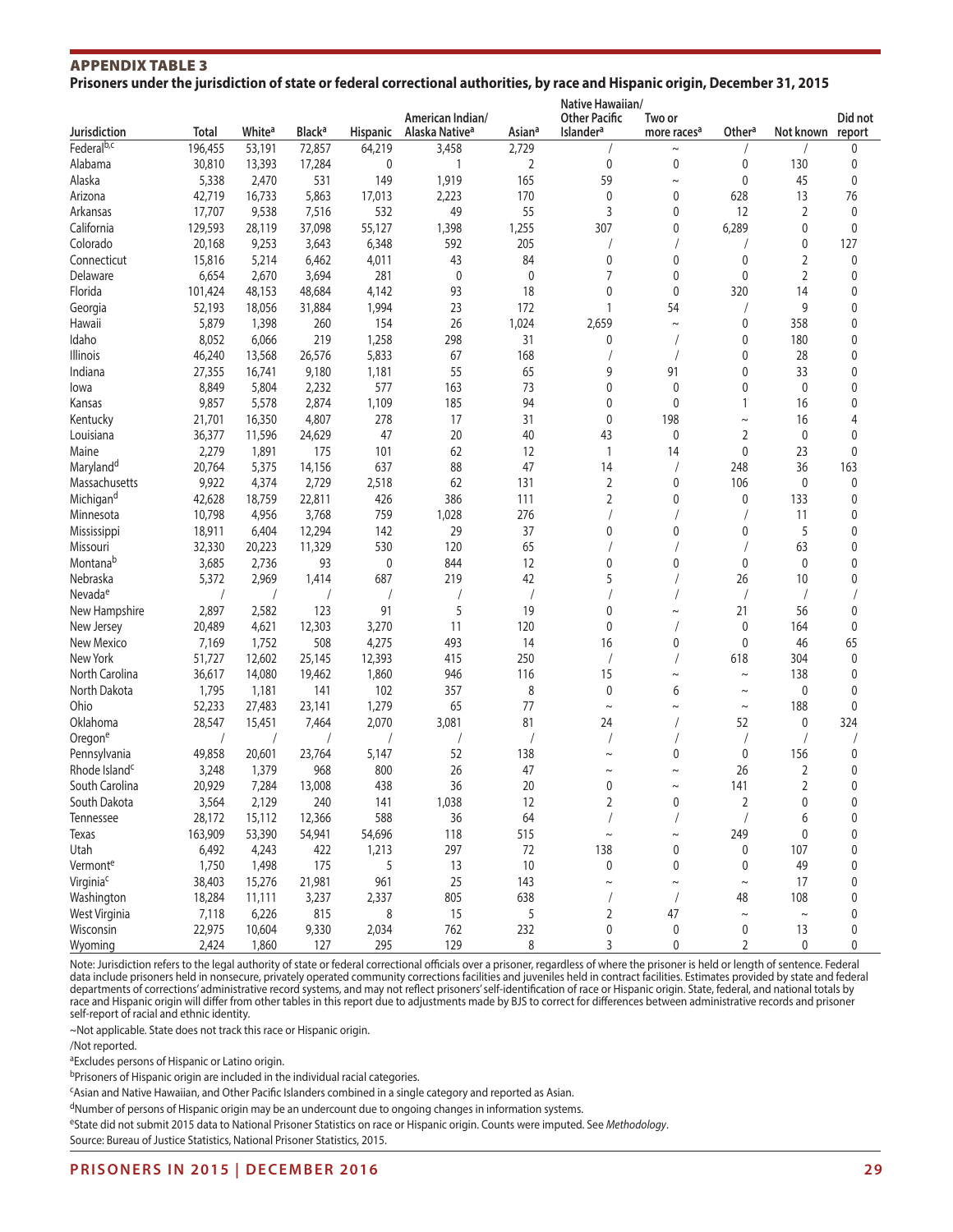## APPENDIX TABLE 3

**Prisoners under the jurisdiction of state or federal correctional authorities, by race and Hispanic origin, December 31, 2015**

| Jurisdiction | Total | White[a] | Black[a] | Hispanic | American Indian/ Alaska Native[a] | Asian[a] | Native Hawaiian/ Other Pacific Islander[a] | Two or more races[a] | Other[a] | Not known | Did not report |
|---|---|---|---|---|---|---|---|---|---|---|---|
| Federal[b,c] | 196,455 | 53,191 | 72,857 | 64,219 | 3,458 | 2,729 | / | ~ | / | / | 0 |
| Alabama | 30,810 | 13,393 | 17,284 | 0 | 1 | 2 | 0 | 0 | 0 | 130 | 0 |
| Alaska | 5,338 | 2,470 | 531 | 149 | 1,919 | 165 | 59 | ~ | 0 | 45 | 0 |
| Arizona | 42,719 | 16,733 | 5,863 | 17,013 | 2,223 | 170 | 0 | 0 | 628 | 13 | 76 |
| Arkansas | 17,707 | 9,538 | 7,516 | 532 | 49 | 55 | 3 | 0 | 12 | 2 | 0 |
| California | 129,593 | 28,119 | 37,098 | 55,127 | 1,398 | 1,255 | 307 | 0 | 6,289 | 0 | 0 |
| Colorado | 20,168 | 9,253 | 3,643 | 6,348 | 592 | 205 | / | / | / | 0 | 127 |
| Connecticut | 15,816 | 5,214 | 6,462 | 4,011 | 43 | 84 | 0 | 0 | 0 | 2 | 0 |
| Delaware | 6,654 | 2,670 | 3,694 | 281 | 0 | 0 | 7 | 0 | 0 | 2 | 0 |
| Florida | 101,424 | 48,153 | 48,684 | 4,142 | 93 | 18 | 0 | 0 | 320 | 14 | 0 |
| Georgia | 52,193 | 18,056 | 31,884 | 1,994 | 23 | 172 | 1 | 54 | / | 9 | 0 |
| Hawaii | 5,879 | 1,398 | 260 | 154 | 26 | 1,024 | 2,659 | ~ | 0 | 358 | 0 |
| Idaho | 8,052 | 6,066 | 219 | 1,258 | 298 | 31 | 0 | / | 0 | 180 | 0 |
| Illinois | 46,240 | 13,568 | 26,576 | 5,833 | 67 | 168 | / | / | 0 | 28 | 0 |
| Indiana | 27,355 | 16,741 | 9,180 | 1,181 | 55 | 65 | 9 | 91 | 0 | 33 | 0 |
| Iowa | 8,849 | 5,804 | 2,232 | 577 | 163 | 73 | 0 | 0 | 0 | 0 | 0 |
| Kansas | 9,857 | 5,578 | 2,874 | 1,109 | 185 | 94 | 0 | 0 | 1 | 16 | 0 |
| Kentucky | 21,701 | 16,350 | 4,807 | 278 | 17 | 31 | 0 | 198 | ~ | 16 | 4 |
| Louisiana | 36,377 | 11,596 | 24,629 | 47 | 20 | 40 | 43 | 0 | 2 | 0 | 0 |
| Maine | 2,279 | 1,891 | 175 | 101 | 62 | 12 | 1 | 14 | 0 | 23 | 0 |
| Maryland[d] | 20,764 | 5,375 | 14,156 | 637 | 88 | 47 | 14 | / | 248 | 36 | 163 |
| Massachusetts | 9,922 | 4,374 | 2,729 | 2,518 | 62 | 131 | 2 | 0 | 106 | 0 | 0 |
| Michigan[d] | 42,628 | 18,759 | 22,811 | 426 | 386 | 111 | 2 | 0 | 0 | 133 | 0 |
| Minnesota | 10,798 | 4,956 | 3,768 | 759 | 1,028 | 276 | / | / | / | 11 | 0 |
| Mississippi | 18,911 | 6,404 | 12,294 | 142 | 29 | 37 | 0 | 0 | 0 | 5 | 0 |
| Missouri | 32,330 | 20,223 | 11,329 | 530 | 120 | 65 | / | / | / | 63 | 0 |
| Montana[b] | 3,685 | 2,736 | 93 | 0 | 844 | 12 | 0 | 0 | 0 | 0 | 0 |
| Nebraska | 5,372 | 2,969 | 1,414 | 687 | 219 | 42 | 5 | / | 26 | 10 | 0 |
| Nevada[e] | / | / | / | / | / | / | / | / | / | / | / |
| New Hampshire | 2,897 | 2,582 | 123 | 91 | 5 | 19 | 0 | ~ | 21 | 56 | 0 |
| New Jersey | 20,489 | 4,621 | 12,303 | 3,270 | 11 | 120 | 0 | / | 0 | 164 | 0 |
| New Mexico | 7,169 | 1,752 | 508 | 4,275 | 493 | 14 | 16 | 0 | 0 | 46 | 65 |
| New York | 51,727 | 12,602 | 25,145 | 12,393 | 415 | 250 | / | / | 618 | 304 | 0 |
| North Carolina | 36,617 | 14,080 | 19,462 | 1,860 | 946 | 116 | 15 | ~ | ~ | 138 | 0 |
| North Dakota | 1,795 | 1,181 | 141 | 102 | 357 | 8 | 0 | 6 | ~ | 0 | 0 |
| Ohio | 52,233 | 27,483 | 23,141 | 1,279 | 65 | 77 | ~ | ~ | ~ | 188 | 0 |
| Oklahoma | 28,547 | 15,451 | 7,464 | 2,070 | 3,081 | 81 | 24 | / | 52 | 0 | 324 |
| Oregon[e] | / | / | / | / | / | / | / | / | / | / | / |
| Pennsylvania | 49,858 | 20,601 | 23,764 | 5,147 | 52 | 138 | ~ | 0 | 0 | 156 | 0 |
| Rhode Island[c] | 3,248 | 1,379 | 968 | 800 | 26 | 47 | ~ | ~ | 26 | 2 | 0 |
| South Carolina | 20,929 | 7,284 | 13,008 | 438 | 36 | 20 | 0 | ~ | 141 | 2 | 0 |
| South Dakota | 3,564 | 2,129 | 240 | 141 | 1,038 | 12 | 2 | 0 | 2 | 0 | 0 |
| Tennessee | 28,172 | 15,112 | 12,366 | 588 | 36 | 64 | / | / | / | 6 | 0 |
| Texas | 163,909 | 53,390 | 54,941 | 54,696 | 118 | 515 | ~ | ~ | 249 | 0 | 0 |
| Utah | 6,492 | 4,243 | 422 | 1,213 | 297 | 72 | 138 | 0 | 0 | 107 | 0 |
| Vermont[e] | 1,750 | 1,498 | 175 | 5 | 13 | 10 | 0 | 0 | 0 | 49 | 0 |
| Virginia[c] | 38,403 | 15,276 | 21,981 | 961 | 25 | 143 | ~ | ~ | ~ | 17 | 0 |
| Washington | 18,284 | 11,111 | 3,237 | 2,337 | 805 | 638 | / | / | 48 | 108 | 0 |
| West Virginia | 7,118 | 6,226 | 815 | 8 | 15 | 5 | 2 | 47 | ~ | ~ | 0 |
| Wisconsin | 22,975 | 10,604 | 9,330 | 2,034 | 762 | 232 | 0 | 0 | 0 | 13 | 0 |
| Wyoming | 2,424 | 1,860 | 127 | 295 | 129 | 8 | 3 | 0 | 2 | 0 | 0 |

Note: Jurisdiction refers to the legal authority of state or federal correctional officials over a prisoner, regardless of where the prisoner is held or length of sentence. Federal data include prisoners held in nonsecure, privately operated community corrections facilities and juveniles held in contract facilities. Estimates provided by state and federal departments of corrections' administrative record systems, and may not reflect prisoners' self-identification of race or Hispanic origin. State, federal, and national totals by race and Hispanic origin will differ from other tables in this report due to adjustments made by BJS to correct for differences between administrative records and prisoner self-report of racial and ethnic identity.

~Not applicable. State does not track this race or Hispanic origin.

/Not reported.

[a]Excludes persons of Hispanic or Latino origin.

[b]Prisoners of Hispanic origin are included in the individual racial categories.

[c]Asian and Native Hawaiian, and Other Pacific Islanders combined in a single category and reported as Asian.

[d]Number of persons of Hispanic origin may be an undercount due to ongoing changes in information systems.

[e]State did not submit 2015 data to National Prisoner Statistics on race or Hispanic origin. Counts were imputed. See *Methodology*.

Source: Bureau of Justice Statistics, National Prisoner Statistics, 2015.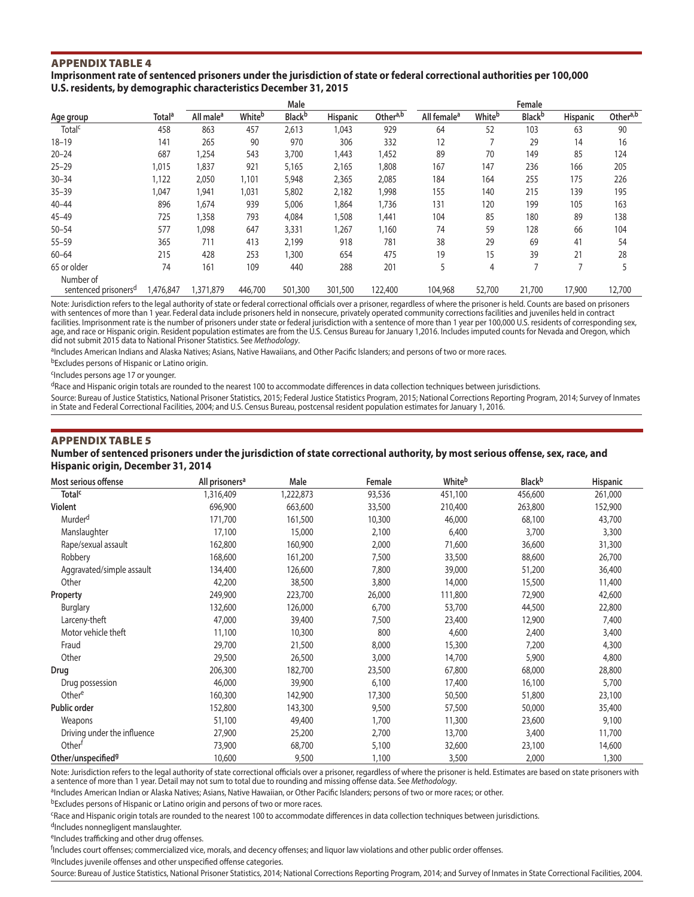## APPENDIX TABLE 4

**Imprisonment rate of sentenced prisoners under the jurisdiction of state or federal correctional authorities per 100,000 U.S. residents, by demographic characteristics December 31, 2015**

| | | Male | | | | | Female | | | | |
|---|---|---|---|---|---|---|---|---|---|---|---|
| Age group | Total[a] | All male[a] | White[b] | Black[b] | Hispanic | Other[a,b] | All female[a] | White[b] | Black[b] | Hispanic | Other[a,b] |
| Total[c] | 458 | 863 | 457 | 2,613 | 1,043 | 929 | 64 | 52 | 103 | 63 | 90 |
| 18–19 | 141 | 265 | 90 | 970 | 306 | 332 | 12 | 7 | 29 | 14 | 16 |
| 20–24 | 687 | 1,254 | 543 | 3,700 | 1,443 | 1,452 | 89 | 70 | 149 | 85 | 124 |
| 25–29 | 1,015 | 1,837 | 921 | 5,165 | 2,165 | 1,808 | 167 | 147 | 236 | 166 | 205 |
| 30–34 | 1,122 | 2,050 | 1,101 | 5,948 | 2,365 | 2,085 | 184 | 164 | 255 | 175 | 226 |
| 35–39 | 1,047 | 1,941 | 1,031 | 5,802 | 2,182 | 1,998 | 155 | 140 | 215 | 139 | 195 |
| 40–44 | 896 | 1,674 | 939 | 5,006 | 1,864 | 1,736 | 131 | 120 | 199 | 105 | 163 |
| 45–49 | 725 | 1,358 | 793 | 4,084 | 1,508 | 1,441 | 104 | 85 | 180 | 89 | 138 |
| 50–54 | 577 | 1,098 | 647 | 3,331 | 1,267 | 1,160 | 74 | 59 | 128 | 66 | 104 |
| 55–59 | 365 | 711 | 413 | 2,199 | 918 | 781 | 38 | 29 | 69 | 41 | 54 |
| 60–64 | 215 | 428 | 253 | 1,300 | 654 | 475 | 19 | 15 | 39 | 21 | 28 |
| 65 or older | 74 | 161 | 109 | 440 | 288 | 201 | 5 | 4 | 7 | 7 | 5 |
| Number of sentenced prisoners[d] | 1,476,847 | 1,371,879 | 446,700 | 501,300 | 301,500 | 122,400 | 104,968 | 52,700 | 21,700 | 17,900 | 12,700 |

Note: Jurisdiction refers to the legal authority of state or federal correctional officials over a prisoner, regardless of where the prisoner is held. Counts are based on prisoners with sentences of more than 1 year. Federal data include prisoners held in nonsecure, privately operated community corrections facilities and juveniles held in contract facilities. Imprisonment rate is the number of prisoners under state or federal jurisdiction with a sentence of more than 1 year per 100,000 U.S. residents of corresponding sex, age, and race or Hispanic origin. Resident population estimates are from the U.S. Census Bureau for January 1,2016. Includes imputed counts for Nevada and Oregon, which did not submit 2015 data to National Prisoner Statistics. See *Methodology*.

[a]Includes American Indians and Alaska Natives; Asians, Native Hawaiians, and Other Pacific Islanders; and persons of two or more races.

[b]Excludes persons of Hispanic or Latino origin.

[c]Includes persons age 17 or younger.

[d]Race and Hispanic origin totals are rounded to the nearest 100 to accommodate differences in data collection techniques between jurisdictions.

Source: Bureau of Justice Statistics, National Prisoner Statistics, 2015; Federal Justice Statistics Program, 2015; National Corrections Reporting Program, 2014; Survey of Inmates in State and Federal Correctional Facilities, 2004; and U.S. Census Bureau, postcensal resident population estimates for January 1, 2016.

## APPENDIX TABLE 5

**Number of sentenced prisoners under the jurisdiction of state correctional authority, by most serious offense, sex, race, and Hispanic origin, December 31, 2014**

| Most serious offense | All prisoners[a] | Male | Female | White[b] | Black[b] | Hispanic |
|---|---|---|---|---|---|---|
| **Total**[c] | 1,316,409 | 1,222,873 | 93,536 | 451,100 | 456,600 | 261,000 |
| **Violent** | 696,900 | 663,600 | 33,500 | 210,400 | 263,800 | 152,900 |
| Murder[d] | 171,700 | 161,500 | 10,300 | 46,000 | 68,100 | 43,700 |
| Manslaughter | 17,100 | 15,000 | 2,100 | 6,400 | 3,700 | 3,300 |
| Rape/sexual assault | 162,800 | 160,900 | 2,000 | 71,600 | 36,600 | 31,300 |
| Robbery | 168,600 | 161,200 | 7,500 | 33,500 | 88,600 | 26,700 |
| Aggravated/simple assault | 134,400 | 126,600 | 7,800 | 39,000 | 51,200 | 36,400 |
| Other | 42,200 | 38,500 | 3,800 | 14,000 | 15,500 | 11,400 |
| **Property** | 249,900 | 223,700 | 26,000 | 111,800 | 72,900 | 42,600 |
| Burglary | 132,600 | 126,000 | 6,700 | 53,700 | 44,500 | 22,800 |
| Larceny-theft | 47,000 | 39,400 | 7,500 | 23,400 | 12,900 | 7,400 |
| Motor vehicle theft | 11,100 | 10,300 | 800 | 4,600 | 2,400 | 3,400 |
| Fraud | 29,700 | 21,500 | 8,000 | 15,300 | 7,200 | 4,300 |
| Other | 29,500 | 26,500 | 3,000 | 14,700 | 5,900 | 4,800 |
| **Drug** | 206,300 | 182,700 | 23,500 | 67,800 | 68,000 | 28,800 |
| Drug possession | 46,000 | 39,900 | 6,100 | 17,400 | 16,100 | 5,700 |
| Other[e] | 160,300 | 142,900 | 17,300 | 50,500 | 51,800 | 23,100 |
| **Public order** | 152,800 | 143,300 | 9,500 | 57,500 | 50,000 | 35,400 |
| Weapons | 51,100 | 49,400 | 1,700 | 11,300 | 23,600 | 9,100 |
| Driving under the influence | 27,900 | 25,200 | 2,700 | 13,700 | 3,400 | 11,700 |
| Other[f] | 73,900 | 68,700 | 5,100 | 32,600 | 23,100 | 14,600 |
| **Other/unspecified**[g] | 10,600 | 9,500 | 1,100 | 3,500 | 2,000 | 1,300 |

Note: Jurisdiction refers to the legal authority of state correctional officials over a prisoner, regardless of where the prisoner is held. Estimates are based on state prisoners with a sentence of more than 1 year. Detail may not sum to total due to rounding and missing offense data. See *Methodology*.

[a]Includes American Indian or Alaska Natives; Asians, Native Hawaiian, or Other Pacific Islanders; persons of two or more races; or other.

[b]Excludes persons of Hispanic or Latino origin and persons of two or more races.

[c]Race and Hispanic origin totals are rounded to the nearest 100 to accommodate differences in data collection techniques between jurisdictions.

[d]Includes nonnegligent manslaughter.

[e]Includes trafficking and other drug offenses.

[f]Includes court offenses; commercialized vice, morals, and decency offenses; and liquor law violations and other public order offenses.

[g]Includes juvenile offenses and other unspecified offense categories.

Source: Bureau of Justice Statistics, National Prisoner Statistics, 2014; National Corrections Reporting Program, 2014; and Survey of Inmates in State Correctional Facilities, 2004.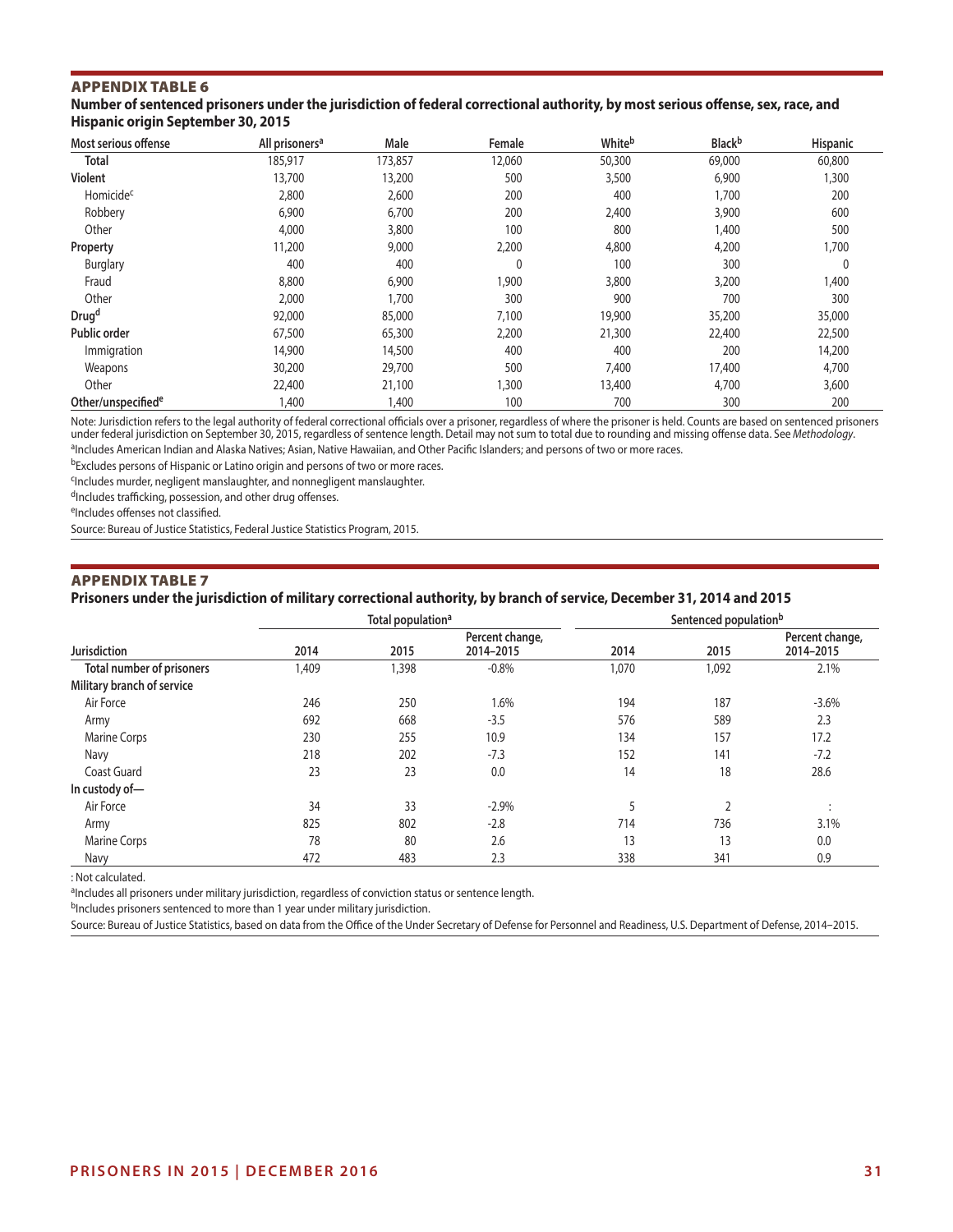## APPENDIX TABLE 6

**Number of sentenced prisoners under the jurisdiction of federal correctional authority, by most serious offense, sex, race, and Hispanic origin September 30, 2015**

| Most serious offense | All prisoners[a] | Male | Female | White[b] | Black[b] | Hispanic |
|---|---|---|---|---|---|---|
| **Total** | 185,917 | 173,857 | 12,060 | 50,300 | 69,000 | 60,800 |
| **Violent** | 13,700 | 13,200 | 500 | 3,500 | 6,900 | 1,300 |
| Homicide[c] | 2,800 | 2,600 | 200 | 400 | 1,700 | 200 |
| Robbery | 6,900 | 6,700 | 200 | 2,400 | 3,900 | 600 |
| Other | 4,000 | 3,800 | 100 | 800 | 1,400 | 500 |
| **Property** | 11,200 | 9,000 | 2,200 | 4,800 | 4,200 | 1,700 |
| Burglary | 400 | 400 | 0 | 100 | 300 | 0 |
| Fraud | 8,800 | 6,900 | 1,900 | 3,800 | 3,200 | 1,400 |
| Other | 2,000 | 1,700 | 300 | 900 | 700 | 300 |
| **Drug**[d] | 92,000 | 85,000 | 7,100 | 19,900 | 35,200 | 35,000 |
| **Public order** | 67,500 | 65,300 | 2,200 | 21,300 | 22,400 | 22,500 |
| Immigration | 14,900 | 14,500 | 400 | 400 | 200 | 14,200 |
| Weapons | 30,200 | 29,700 | 500 | 7,400 | 17,400 | 4,700 |
| Other | 22,400 | 21,100 | 1,300 | 13,400 | 4,700 | 3,600 |
| **Other/unspecified**[e] | 1,400 | 1,400 | 100 | 700 | 300 | 200 |

Note: Jurisdiction refers to the legal authority of federal correctional officials over a prisoner, regardless of where the prisoner is held. Counts are based on sentenced prisoners under federal jurisdiction on September 30, 2015, regardless of sentence length. Detail may not sum to total due to rounding and missing offense data. See *Methodology*.

[a]Includes American Indian and Alaska Natives; Asian, Native Hawaiian, and Other Pacific Islanders; and persons of two or more races.

[b]Excludes persons of Hispanic or Latino origin and persons of two or more races.

[c]Includes murder, negligent manslaughter, and nonnegligent manslaughter.

[d]Includes trafficking, possession, and other drug offenses.

[e]Includes offenses not classified.

Source: Bureau of Justice Statistics, Federal Justice Statistics Program, 2015.

## APPENDIX TABLE 7

**Prisoners under the jurisdiction of military correctional authority, by branch of service, December 31, 2014 and 2015**

| | Total population[a] | | | Sentenced population[b] | | |
|---|---|---|---|---|---|---|
| **Jurisdiction** | **2014** | **2015** | **Percent change, 2014–2015** | **2014** | **2015** | **Percent change, 2014–2015** |
| **Total number of prisoners** | 1,409 | 1,398 | -0.8% | 1,070 | 1,092 | 2.1% |
| **Military branch of service** | | | | | | |
| Air Force | 246 | 250 | 1.6% | 194 | 187 | -3.6% |
| Army | 692 | 668 | -3.5 | 576 | 589 | 2.3 |
| Marine Corps | 230 | 255 | 10.9 | 134 | 157 | 17.2 |
| Navy | 218 | 202 | -7.3 | 152 | 141 | -7.2 |
| Coast Guard | 23 | 23 | 0.0 | 14 | 18 | 28.6 |
| **In custody of—** | | | | | | |
| Air Force | 34 | 33 | -2.9% | 5 | 2 | : |
| Army | 825 | 802 | -2.8 | 714 | 736 | 3.1% |
| Marine Corps | 78 | 80 | 2.6 | 13 | 13 | 0.0 |
| Navy | 472 | 483 | 2.3 | 338 | 341 | 0.9 |

: Not calculated.

[a]Includes all prisoners under military jurisdiction, regardless of conviction status or sentence length.

[b]Includes prisoners sentenced to more than 1 year under military jurisdiction.

Source: Bureau of Justice Statistics, based on data from the Office of the Under Secretary of Defense for Personnel and Readiness, U.S. Department of Defense, 2014–2015.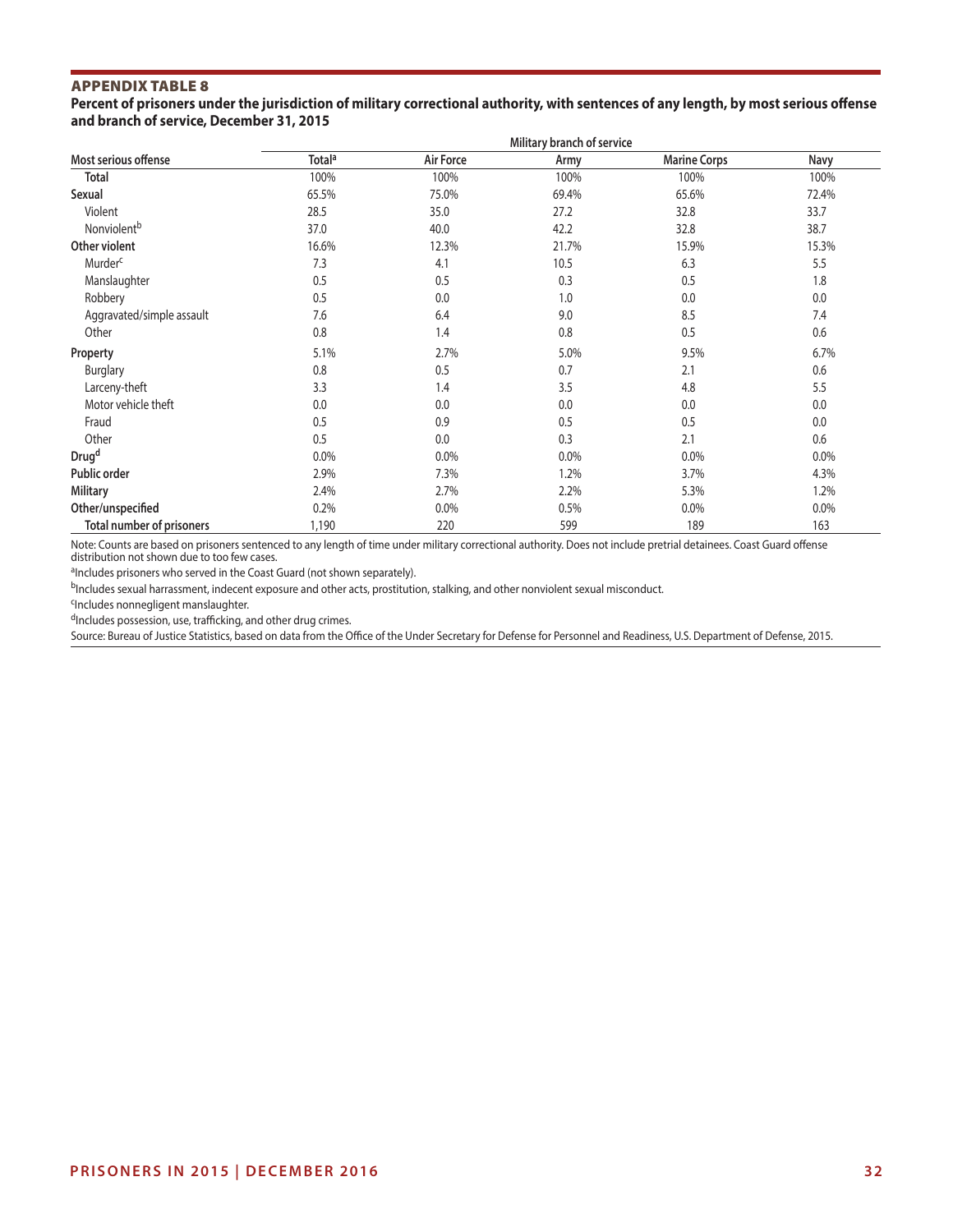## APPENDIX TABLE 8

**Percent of prisoners under the jurisdiction of military correctional authority, with sentences of any length, by most serious offense and branch of service, December 31, 2015**

| | Military branch of service | | | | |
|---|---|---|---|---|---|
| **Most serious offense** | **Total[a]** | **Air Force** | **Army** | **Marine Corps** | **Navy** |
| **Total** | 100% | 100% | 100% | 100% | 100% |
| **Sexual** | 65.5% | 75.0% | 69.4% | 65.6% | 72.4% |
| Violent | 28.5 | 35.0 | 27.2 | 32.8 | 33.7 |
| Nonviolent[b] | 37.0 | 40.0 | 42.2 | 32.8 | 38.7 |
| **Other violent** | 16.6% | 12.3% | 21.7% | 15.9% | 15.3% |
| Murder[c] | 7.3 | 4.1 | 10.5 | 6.3 | 5.5 |
| Manslaughter | 0.5 | 0.5 | 0.3 | 0.5 | 1.8 |
| Robbery | 0.5 | 0.0 | 1.0 | 0.0 | 0.0 |
| Aggravated/simple assault | 7.6 | 6.4 | 9.0 | 8.5 | 7.4 |
| Other | 0.8 | 1.4 | 0.8 | 0.5 | 0.6 |
| **Property** | 5.1% | 2.7% | 5.0% | 9.5% | 6.7% |
| Burglary | 0.8 | 0.5 | 0.7 | 2.1 | 0.6 |
| Larceny-theft | 3.3 | 1.4 | 3.5 | 4.8 | 5.5 |
| Motor vehicle theft | 0.0 | 0.0 | 0.0 | 0.0 | 0.0 |
| Fraud | 0.5 | 0.9 | 0.5 | 0.5 | 0.0 |
| Other | 0.5 | 0.0 | 0.3 | 2.1 | 0.6 |
| **Drug[d]** | 0.0% | 0.0% | 0.0% | 0.0% | 0.0% |
| **Public order** | 2.9% | 7.3% | 1.2% | 3.7% | 4.3% |
| **Military** | 2.4% | 2.7% | 2.2% | 5.3% | 1.2% |
| **Other/unspecified** | 0.2% | 0.0% | 0.5% | 0.0% | 0.0% |
| **Total number of prisoners** | 1,190 | 220 | 599 | 189 | 163 |

Note: Counts are based on prisoners sentenced to any length of time under military correctional authority. Does not include pretrial detainees. Coast Guard offense distribution not shown due to too few cases.

[a]Includes prisoners who served in the Coast Guard (not shown separately).

[b]Includes sexual harrassment, indecent exposure and other acts, prostitution, stalking, and other nonviolent sexual misconduct.

[c]Includes nonnegligent manslaughter.

[d]Includes possession, use, trafficking, and other drug crimes.

Source: Bureau of Justice Statistics, based on data from the Office of the Under Secretary for Defense for Personnel and Readiness, U.S. Department of Defense, 2015.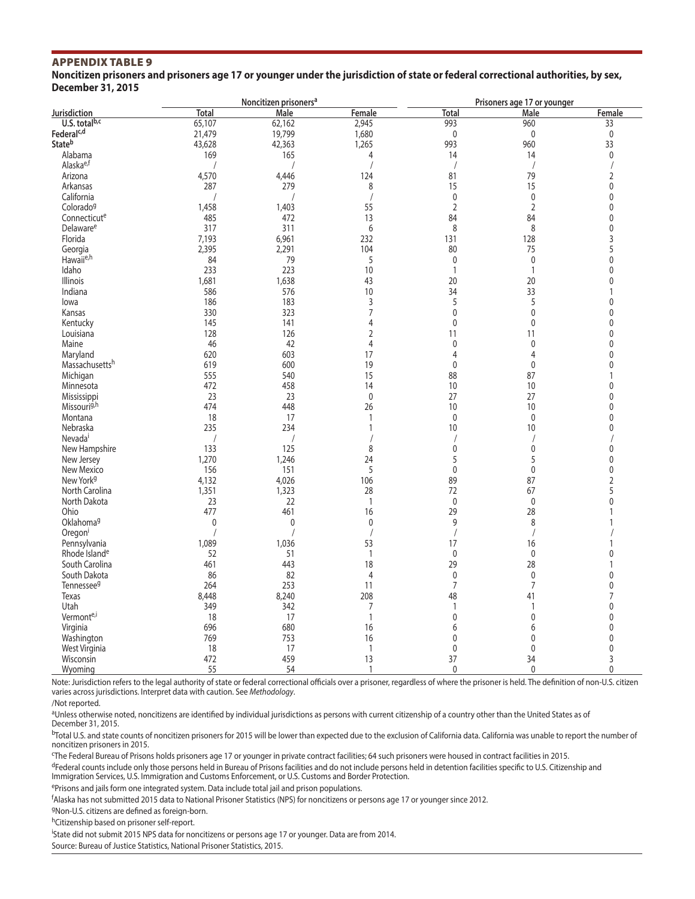## APPENDIX TABLE 9

**Noncitizen prisoners and prisoners age 17 or younger under the jurisdiction of state or federal correctional authorities, by sex, December 31, 2015**

| Jurisdiction | Noncitizen prisoners[a] | | | Prisoners age 17 or younger | | |
|---|---|---|---|---|---|---|
| | Total | Male | Female | Total | Male | Female |
| **U.S. total[b,c]** | 65,107 | 62,162 | 2,945 | 993 | 960 | 33 |
| **Federal[c,d]** | 21,479 | 19,799 | 1,680 | 0 | 0 | 0 |
| **State[b]** | 43,628 | 42,363 | 1,265 | 993 | 960 | 33 |
| Alabama | 169 | 165 | 4 | 14 | 14 | 0 |
| Alaska[e,f] | / | / | / | / | / | / |
| Arizona | 4,570 | 4,446 | 124 | 81 | 79 | 2 |
| Arkansas | 287 | 279 | 8 | 15 | 15 | 0 |
| California | / | / | / | 0 | 0 | 0 |
| Colorado[g] | 1,458 | 1,403 | 55 | 2 | 2 | 0 |
| Connecticut[e] | 485 | 472 | 13 | 84 | 84 | 0 |
| Delaware[e] | 317 | 311 | 6 | 8 | 8 | 0 |
| Florida | 7,193 | 6,961 | 232 | 131 | 128 | 3 |
| Georgia | 2,395 | 2,291 | 104 | 80 | 75 | 5 |
| Hawaii[e,h] | 84 | 79 | 5 | 0 | 0 | 0 |
| Idaho | 233 | 223 | 10 | 1 | 1 | 0 |
| Illinois | 1,681 | 1,638 | 43 | 20 | 20 | 0 |
| Indiana | 586 | 576 | 10 | 34 | 33 | 1 |
| Iowa | 186 | 183 | 3 | 5 | 5 | 0 |
| Kansas | 330 | 323 | 7 | 0 | 0 | 0 |
| Kentucky | 145 | 141 | 4 | 0 | 0 | 0 |
| Louisiana | 128 | 126 | 2 | 11 | 11 | 0 |
| Maine | 46 | 42 | 4 | 0 | 0 | 0 |
| Maryland | 620 | 603 | 17 | 4 | 4 | 0 |
| Massachusetts[h] | 619 | 600 | 19 | 0 | 0 | 0 |
| Michigan | 555 | 540 | 15 | 88 | 87 | 1 |
| Minnesota | 472 | 458 | 14 | 10 | 10 | 0 |
| Mississippi | 23 | 23 | 0 | 27 | 27 | 0 |
| Missouri[g,h] | 474 | 448 | 26 | 10 | 10 | 0 |
| Montana | 18 | 17 | 1 | 0 | 0 | 0 |
| Nebraska | 235 | 234 | 1 | 10 | 10 | 0 |
| Nevada[i] | / | / | / | / | / | / |
| New Hampshire | 133 | 125 | 8 | 0 | 0 | 0 |
| New Jersey | 1,270 | 1,246 | 24 | 5 | 5 | 0 |
| New Mexico | 156 | 151 | 5 | 0 | 0 | 0 |
| New York[g] | 4,132 | 4,026 | 106 | 89 | 87 | 2 |
| North Carolina | 1,351 | 1,323 | 28 | 72 | 67 | 5 |
| North Dakota | 23 | 22 | 1 | 0 | 0 | 0 |
| Ohio | 477 | 461 | 16 | 29 | 28 | 1 |
| Oklahoma[g] | 0 | 0 | 0 | 9 | 8 | 1 |
| Oregon[i] | / | / | / | / | / | / |
| Pennsylvania | 1,089 | 1,036 | 53 | 17 | 16 | 1 |
| Rhode Island[e] | 52 | 51 | 1 | 0 | 0 | 0 |
| South Carolina | 461 | 443 | 18 | 29 | 28 | 1 |
| South Dakota | 86 | 82 | 4 | 0 | 0 | 0 |
| Tennessee[g] | 264 | 253 | 11 | 7 | 7 | 0 |
| Texas | 8,448 | 8,240 | 208 | 48 | 41 | 7 |
| Utah | 349 | 342 | 7 | 1 | 1 | 0 |
| Vermont[e,i] | 18 | 17 | 1 | 0 | 0 | 0 |
| Virginia | 696 | 680 | 16 | 6 | 6 | 0 |
| Washington | 769 | 753 | 16 | 0 | 0 | 0 |
| West Virginia | 18 | 17 | 1 | 0 | 0 | 0 |
| Wisconsin | 472 | 459 | 13 | 37 | 34 | 3 |
| Wyoming | 55 | 54 | 1 | 0 | 0 | 0 |

Note: Jurisdiction refers to the legal authority of state or federal correctional officials over a prisoner, regardless of where the prisoner is held. The definition of non-U.S. citizen varies across jurisdictions. Interpret data with caution. See *Methodology*.

/Not reported.

[a]Unless otherwise noted, noncitizens are identified by individual jurisdictions as persons with current citizenship of a country other than the United States as of December 31, 2015.

[b]Total U.S. and state counts of noncitizen prisoners for 2015 will be lower than expected due to the exclusion of California data. California was unable to report the number of noncitizen prisoners in 2015.

[c]The Federal Bureau of Prisons holds prisoners age 17 or younger in private contract facilities; 64 such prisoners were housed in contract facilities in 2015.

[d]Federal counts include only those persons held in Bureau of Prisons facilities and do not include persons held in detention facilities specific to U.S. Citizenship and Immigration Services, U.S. Immigration and Customs Enforcement, or U.S. Customs and Border Protection.

[e]Prisons and jails form one integrated system. Data include total jail and prison populations.

[f]Alaska has not submitted 2015 data to National Prisoner Statistics (NPS) for noncitizens or persons age 17 or younger since 2012.

[g]Non-U.S. citizens are defined as foreign-born.

[h]Citizenship based on prisoner self-report.

[i]State did not submit 2015 NPS data for noncitizens or persons age 17 or younger. Data are from 2014.

Source: Bureau of Justice Statistics, National Prisoner Statistics, 2015.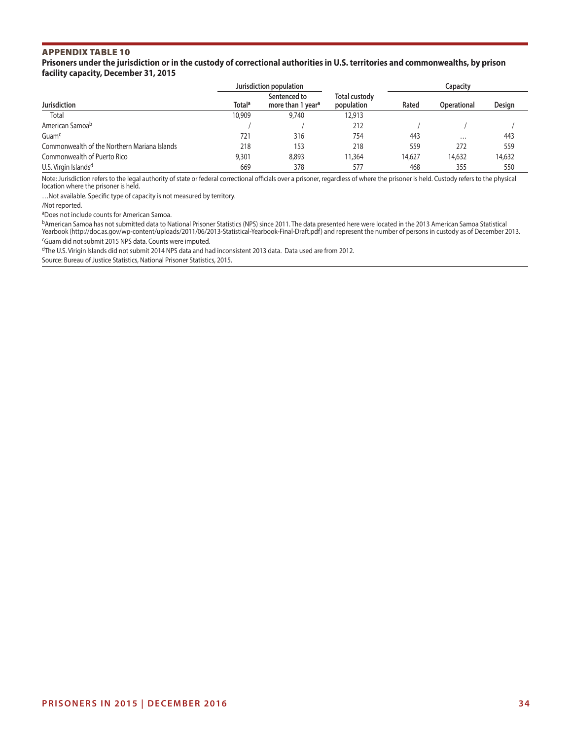## APPENDIX TABLE 10

**Prisoners under the jurisdiction or in the custody of correctional authorities in U.S. territories and commonwealths, by prison facility capacity, December 31, 2015**

| Jurisdiction | Jurisdiction population | | Total custody population | Capacity | | |
|---|---|---|---|---|---|---|
| | Total[a] | Sentenced to more than 1 year[a] | | Rated | Operational | Design |
| Total | 10,909 | 9,740 | 12,913 | | | |
| American Samoa[b] | / | / | 212 | / | / | / |
| Guam[c] | 721 | 316 | 754 | 443 | … | 443 |
| Commonwealth of the Northern Mariana Islands | 218 | 153 | 218 | 559 | 272 | 559 |
| Commonwealth of Puerto Rico | 9,301 | 8,893 | 11,364 | 14,627 | 14,632 | 14,632 |
| U.S. Virgin Islands[d] | 669 | 378 | 577 | 468 | 355 | 550 |

Note: Jurisdiction refers to the legal authority of state or federal correctional officials over a prisoner, regardless of where the prisoner is held. Custody refers to the physical location where the prisoner is held.

…Not available. Specific type of capacity is not measured by territory.

/Not reported.

[a]Does not include counts for American Samoa.

[b]American Samoa has not submitted data to National Prisoner Statistics (NPS) since 2011. The data presented here were located in the 2013 American Samoa Statistical Yearbook (http://doc.as.gov/wp-content/uploads/2011/06/2013-Statistical-Yearbook-Final-Draft.pdf) and represent the number of persons in custody as of December 2013.

[c]Guam did not submit 2015 NPS data. Counts were imputed.

[d]The U.S. Virigin Islands did not submit 2014 NPS data and had inconsistent 2013 data. Data used are from 2012.

Source: Bureau of Justice Statistics, National Prisoner Statistics, 2015.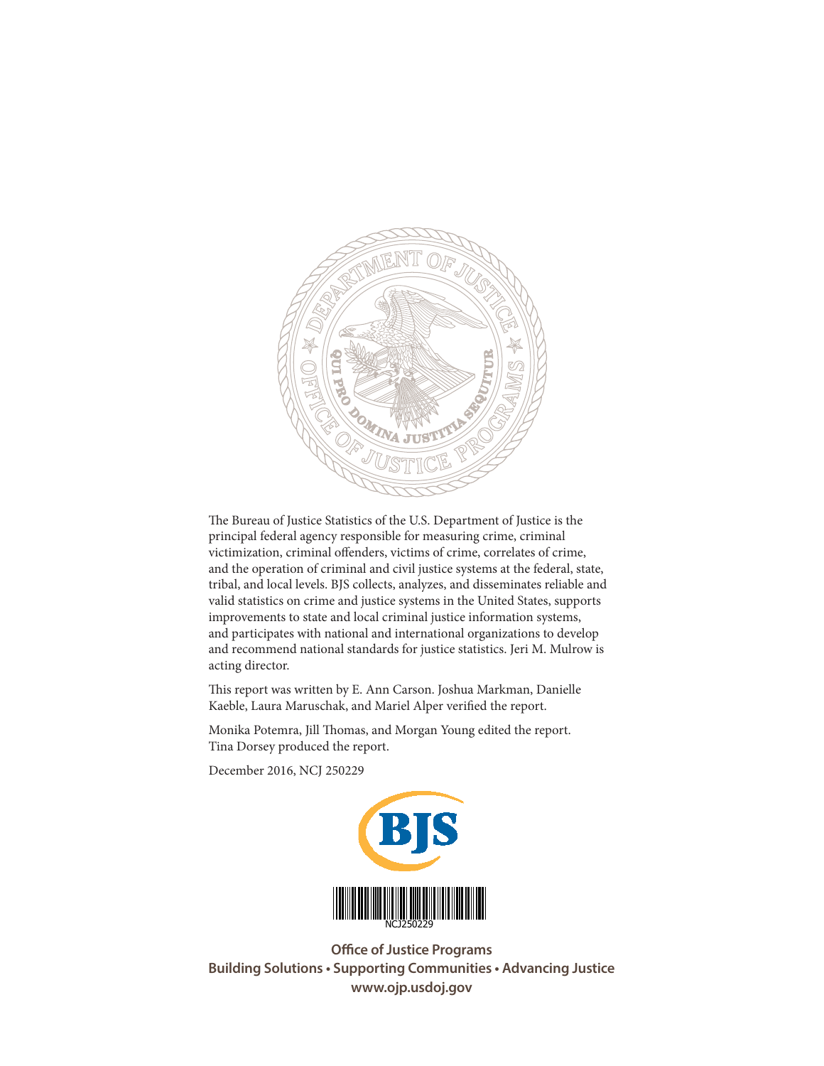The Bureau of Justice Statistics of the U.S. Department of Justice is the principal federal agency responsible for measuring crime, criminal victimization, criminal offenders, victims of crime, correlates of crime, and the operation of criminal and civil justice systems at the federal, state, tribal, and local levels. BJS collects, analyzes, and disseminates reliable and valid statistics on crime and justice systems in the United States, supports improvements to state and local criminal justice information systems, and participates with national and international organizations to develop and recommend national standards for justice statistics. Jeri M. Mulrow is acting director.

This report was written by E. Ann Carson. Joshua Markman, Danielle Kaeble, Laura Maruschak, and Mariel Alper verified the report.

Monika Potemra, Jill Thomas, and Morgan Young edited the report. Tina Dorsey produced the report.

December 2016, NCJ 250229

NCJ250229

**Office of Justice Programs**
**Building Solutions • Supporting Communities • Advancing Justice**
**www.ojp.usdoj.gov**